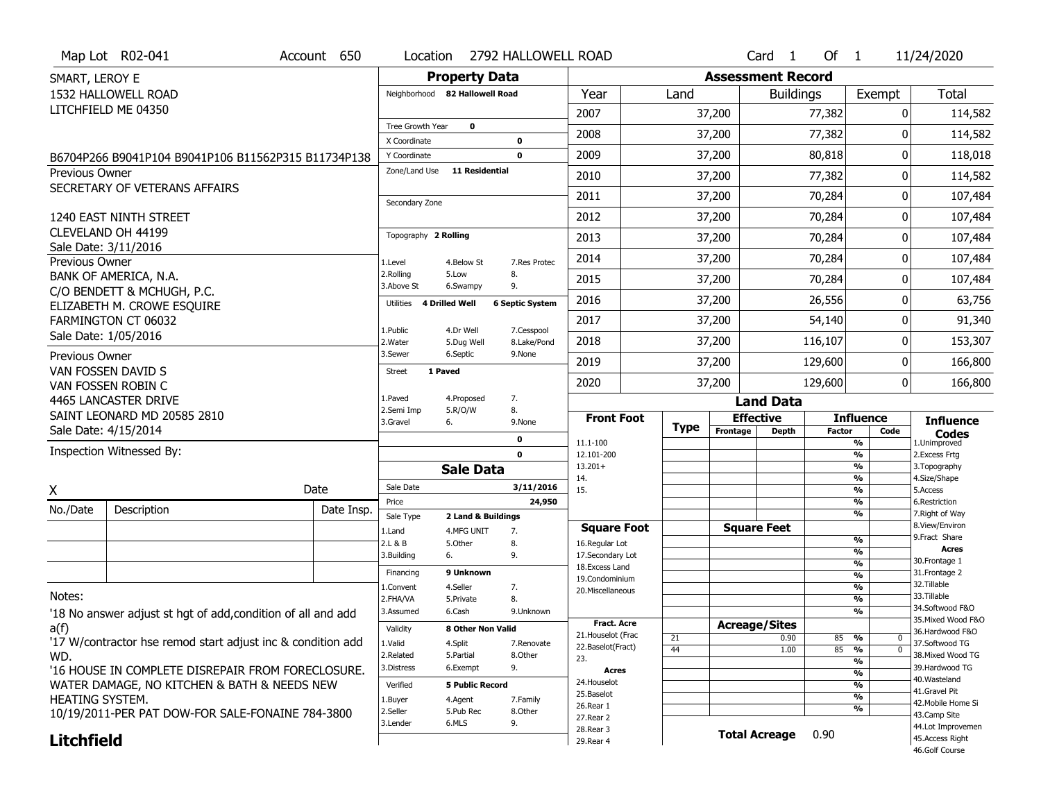Map Lot R02-041 | Account 650 | Location 2792 HALLOWELL ROAD | Card 1 Of 1 | 11/24/2020

SMART, LEROY E
1532 HALLOWELL ROAD
LITCHFIELD ME 04350

B6704P266 B9041P104 B9041P106 B11562P315 B11734P138

Previous Owner
SECRETARY OF VETERANS AFFAIRS

1240 EAST NINTH STREET
CLEVELAND OH 44199
Sale Date: 3/11/2016

Previous Owner
BANK OF AMERICA, N.A.
C/O BENDETT & MCHUGH, P.C.
ELIZABETH M. CROWE ESQUIRE
FARMINGTON CT 06032
Sale Date: 1/05/2016

Previous Owner
VAN FOSSEN DAVID S
VAN FOSSEN ROBIN C
4465 LANCASTER DRIVE
SAINT LEONARD MD 20585 2810
Sale Date: 4/15/2014

Inspection Witnessed By:

X | Date

| No./Date | Description | Date Insp. |
|---|---|---|
| | | |
| | | |
| | | |

Notes:
'18 No answer adjust st hgt of add,condition of all and add a(f)
'17 W/contractor hse remod start adjust inc & condition add WD.
'16 HOUSE IN COMPLETE DISREPAIR FROM FORECLOSURE. WATER DAMAGE, NO KITCHEN & BATH & NEEDS NEW HEATING SYSTEM.
10/19/2011-PER PAT DOW-FOR SALE-FONAINE 784-3800

**Litchfield**

## Property Data

Neighborhood **82 Hallowell Road**

Tree Growth Year **0**
X Coordinate **0**
Y Coordinate **0**
Zone/Land Use **11 Residential**

Secondary Zone

Topography **2 Rolling**

| | | |
|---|---|---|
| 1.Level | 4.Below St | 7.Res Protec |
| 2.Rolling | 5.Low | 8. |
| 3.Above St | 6.Swampy | 9. |

Utilities **4 Drilled Well** **6 Septic System**

| | | |
|---|---|---|
| 1.Public | 4.Dr Well | 7.Cesspool |
| 2.Water | 5.Dug Well | 8.Lake/Pond |
| 3.Sewer | 6.Septic | 9.None |

Street **1 Paved**

| | | |
|---|---|---|
| 1.Paved | 4.Proposed | 7. |
| 2.Semi Imp | 5.R/O/W | 8. |
| 3.Gravel | 6. | 9.None |

0
0

## Sale Data

Sale Date **3/11/2016**
Price **24,950**
Sale Type **2 Land & Buildings**

| | | |
|---|---|---|
| 1.Land | 4.MFG UNIT | 7. |
| 2.L & B | 5.Other | 8. |
| 3.Building | 6. | 9. |

Financing **9 Unknown**

| | | |
|---|---|---|
| 1.Convent | 4.Seller | 7. |
| 2.FHA/VA | 5.Private | 8. |
| 3.Assumed | 6.Cash | 9.Unknown |

Validity **8 Other Non Valid**

| | | |
|---|---|---|
| 1.Valid | 4.Split | 7.Renovate |
| 2.Related | 5.Partial | 8.Other |
| 3.Distress | 6.Exempt | 9. |

Verified **5 Public Record**

| | | |
|---|---|---|
| 1.Buyer | 4.Agent | 7.Family |
| 2.Seller | 5.Pub Rec | 8.Other |
| 3.Lender | 6.MLS | 9. |

## Assessment Record

| Year | Land | Buildings | Exempt | Total |
|---|---|---|---|---|
| 2007 | 37,200 | 77,382 | 0 | 114,582 |
| 2008 | 37,200 | 77,382 | 0 | 114,582 |
| 2009 | 37,200 | 80,818 | 0 | 118,018 |
| 2010 | 37,200 | 77,382 | 0 | 114,582 |
| 2011 | 37,200 | 70,284 | 0 | 107,484 |
| 2012 | 37,200 | 70,284 | 0 | 107,484 |
| 2013 | 37,200 | 70,284 | 0 | 107,484 |
| 2014 | 37,200 | 70,284 | 0 | 107,484 |
| 2015 | 37,200 | 70,284 | 0 | 107,484 |
| 2016 | 37,200 | 26,556 | 0 | 63,756 |
| 2017 | 37,200 | 54,140 | 0 | 91,340 |
| 2018 | 37,200 | 116,107 | 0 | 153,307 |
| 2019 | 37,200 | 129,600 | 0 | 166,800 |
| 2020 | 37,200 | 129,600 | 0 | 166,800 |

## Land Data

| Front Foot | Type | Effective Frontage | Effective Depth | Influence Factor | Influence Code |
|---|---|---|---|---|---|
| 11.1-100 | | | | % | |
| 12.101-200 | | | | % | |
| 13.201+ | | | | % | |
| 14. | | | | % | |
| 15. | | | | % | |
| | | | | % | |
| | | | | % | |
| **Square Foot** | | **Square Feet** | | | |
| 16.Regular Lot | | | | % | |
| 17.Secondary Lot | | | | % | |
| 18.Excess Land | | | | % | |
| 19.Condominium | | | | % | |
| 20.Miscellaneous | | | | % | |
| | | | | % | |
| | | | | % | |
| **Fract. Acre** | | **Acreage/Sites** | | | |
| 21.Houselot (Frac | 21 | | 0.90 | 85 % | 0 |
| 22.Baselot(Fract) | 44 | | 1.00 | 85 % | 0 |
| 23. | | | | % | |
| **Acres** | | | | % | |
| 24.Houselot | | | | % | |
| 25.Baselot | | | | % | |
| 26.Rear 1 | | | | % | |
| 27.Rear 2 | | | | | |
| 28.Rear 3 | | | | | |
| 29.Rear 4 | | | | | |

**Total Acreage** 0.90

**Influence Codes**
1.Unimproved
2.Excess Frtg
3.Topography
4.Size/Shape
5.Access
6.Restriction
7.Right of Way
8.View/Environ
9.Fract Share

**Acres**
30.Frontage 1
31.Frontage 2
32.Tillable
33.Tillable
34.Softwood F&O
35.Mixed Wood F&O
36.Hardwood F&O
37.Softwood TG
38.Mixed Wood TG
39.Hardwood TG
40.Wasteland
41.Gravel Pit
42.Mobile Home Si
43.Camp Site
44.Lot Improvemen
45.Access Right
46.Golf Course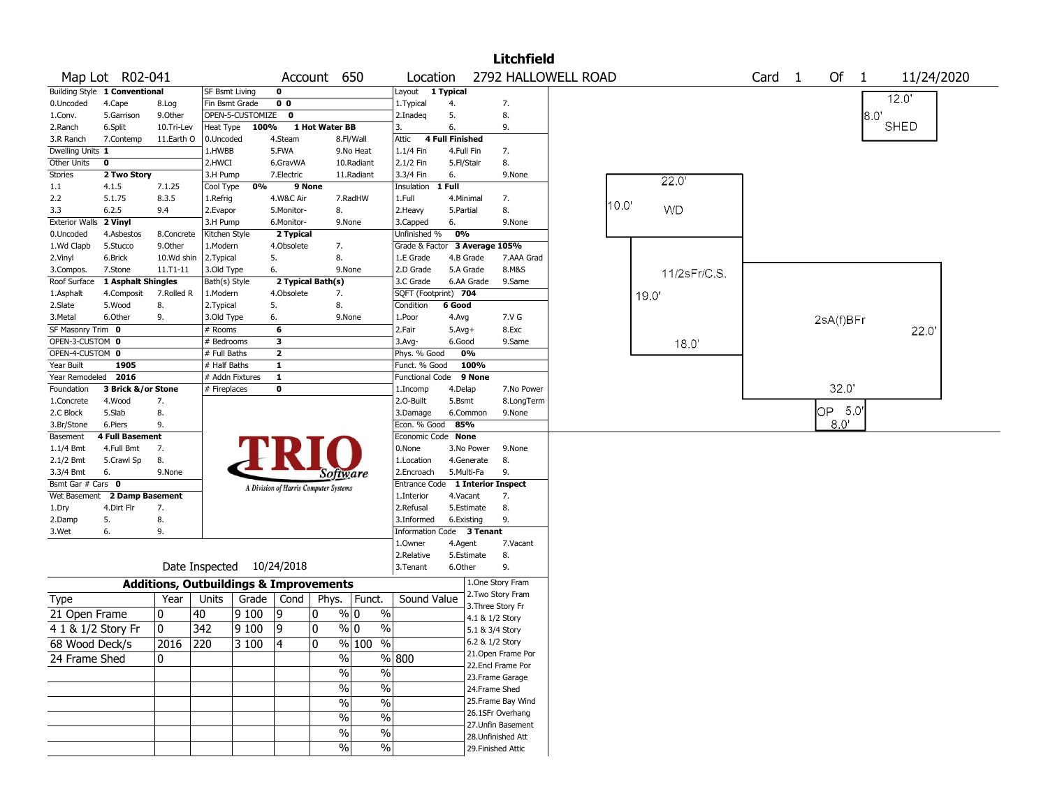# Litchfield

**Map Lot** R02-041 | **Account** 650 | **Location** 2792 HALLOWELL ROAD | **Card** 1 **Of** 1 | 11/24/2020

| Field | Value | Options |
|---|---|---|
| Building Style | 1 Conventional | 0.Uncoded, 1.Conv., 2.Ranch, 3.R Ranch, 4.Cape, 5.Garrison, 6.Split, 7.Contemp, 8.Log, 9.Other, 10.Tri-Lev, 11.Earth O |
| Dwelling Units | 1 | |
| Other Units | 0 | |
| Stories | 2 Two Story | 1.1, 2.2, 3.3, 4.1.5, 5.1.75, 6.2.5, 7.1.25, 8.3.5, 9.4 |
| Exterior Walls | 2 Vinyl | 0.Uncoded, 1.Wd Clapb, 2.Vinyl, 3.Compos., 4.Asbestos, 5.Stucco, 6.Brick, 7.Stone, 8.Concrete, 9.Other, 10.Wd shin, 11.T1-11 |
| Roof Surface | 1 Asphalt Shingles | 1.Asphalt, 2.Slate, 3.Metal, 4.Composit, 5.Wood, 6.Other, 7.Rolled R, 8., 9. |
| SF Masonry Trim | 0 | |
| OPEN-3-CUSTOM | 0 | |
| OPEN-4-CUSTOM | 0 | |
| Year Built | 1905 | |
| Year Remodeled | 2016 | |
| Foundation | 3 Brick &/or Stone | 1.Concrete, 2.C Block, 3.Br/Stone, 4.Wood, 5.Slab, 6.Piers, 7., 8., 9. |
| Basement | 4 Full Basement | 1.1/4 Bmt, 2.1/2 Bmt, 3.3/4 Bmt, 4.Full Bmt, 5.Crawl Sp, 6., 7., 8., 9.None |
| Bsmt Gar # Cars | 0 | |
| Wet Basement | 2 Damp Basement | 1.Dry, 2.Damp, 3.Wet, 4.Dirt Flr, 5., 6., 7., 8., 9. |

| Field | Value | Options |
|---|---|---|
| SF Bsmt Living | 0 | |
| Fin Bsmt Grade | 0 0 | |
| OPEN-5-CUSTOMIZE | 0 | |
| Heat Type | 100% 1 Hot Water BB | 0.Uncoded, 1.HWBB, 2.HWCI, 3.H Pump, 4.Steam, 5.FWA, 6.GravWA, 7.Electric, 8.Fl/Wall, 9.No Heat, 10.Radiant, 11.Radiant |
| Cool Type | 0% 9 None | 1.Refrig, 2.Evapor, 3.H Pump, 4.W&C Air, 5.Monitor-, 6.Monitor-, 7.RadHW, 8., 9.None |
| Kitchen Style | 2 Typical | 1.Modern, 2.Typical, 3.Old Type, 4.Obsolete, 5., 6., 7., 8., 9.None |
| Bath(s) Style | 2 Typical Bath(s) | 1.Modern, 2.Typical, 3.Old Type, 4.Obsolete, 5., 6., 7., 8., 9.None |
| # Rooms | 6 | |
| # Bedrooms | 3 | |
| # Full Baths | 2 | |
| # Half Baths | 1 | |
| # Addn Fixtures | 1 | |
| # Fireplaces | 0 | |

| Field | Value | Options |
|---|---|---|
| Layout | 1 Typical | 1.Typical, 2.Inadeq, 3., 4., 5., 6., 7., 8., 9. |
| Attic | 4 Full Finished | 1.1/4 Fin, 2.1/2 Fin, 3.3/4 Fin, 4.Full Fin, 5.Fl/Stair, 6., 7., 8., 9.None |
| Insulation | 1 Full | 1.Full, 2.Heavy, 3.Capped, 4.Minimal, 5.Partial, 6., 7., 8., 9.None |
| Unfinished % | 0% | |
| Grade & Factor | 3 Average 105% | 1.E Grade, 2.D Grade, 3.C Grade, 4.B Grade, 5.A Grade, 6.AA Grade, 7.AAA Grad, 8.M&S, 9.Same |
| SQFT (Footprint) | 704 | |
| Condition | 6 Good | 1.Poor, 2.Fair, 3.Avg-, 4.Avg, 5.Avg+, 6.Good, 7.V G, 8.Exc, 9.Same |
| Phys. % Good | 0% | |
| Funct. % Good | 100% | |
| Functional Code | 9 None | 1.Incomp, 2.O-Built, 3.Damage, 4.Delap, 5.Bsmt, 6.Common, 7.No Power, 8.LongTerm, 9.None |
| Econ. % Good | 85% | |
| Economic Code | None | 0.None, 1.Location, 2.Encroach, 3.No Power, 4.Generate, 5.Multi-Fa, 8., 9.None |
| Entrance Code | 1 Interior Inspect | 1.Interior, 2.Refusal, 3.Informed, 4.Vacant, 5.Estimate, 6.Existing, 7., 8., 9. |
| Information Code | 3 Tenant | 1.Owner, 2.Relative, 3.Tenant, 4.Agent, 5.Estimate, 6.Other, 7.Vacant, 8., 9. |

Date Inspected 10/24/2018

## Additions, Outbuildings & Improvements

| Type | Year | Units | Grade | Cond | Phys. | Funct. | Sound Value |
|---|---|---|---|---|---|---|---|
| 21 Open Frame | 0 | 40 | 9 100 | 9 | 0 % | 0 % | |
| 4 1 & 1/2 Story Fr | 0 | 342 | 9 100 | 9 | 0 % | 0 % | |
| 68 Wood Deck/s | 2016 | 220 | 3 100 | 4 | 0 % | 100 % | |
| 24 Frame Shed | 0 | | | | % | % | 800 |

1.One Story Fram, 2.Two Story Fram, 3.Three Story Fr, 4.1 & 1/2 Story, 5.1 & 3/4 Story, 6.2 & 1/2 Story, 21.Open Frame Por, 22.Encl Frame Por, 23.Frame Garage, 24.Frame Shed, 25.Frame Bay Wind, 26.1SFr Overhang, 27.Unfin Basement, 28.Unfinished Att, 29.Finished Attic

Sketch labels: SHED 12.0' x 8.0'; WD 22.0' x 10.0'; 11/2sFr/C.S. 19.0' x 18.0'; 2sA(f)BFr 32.0' x 22.0'; OP 8.0' x 5.0'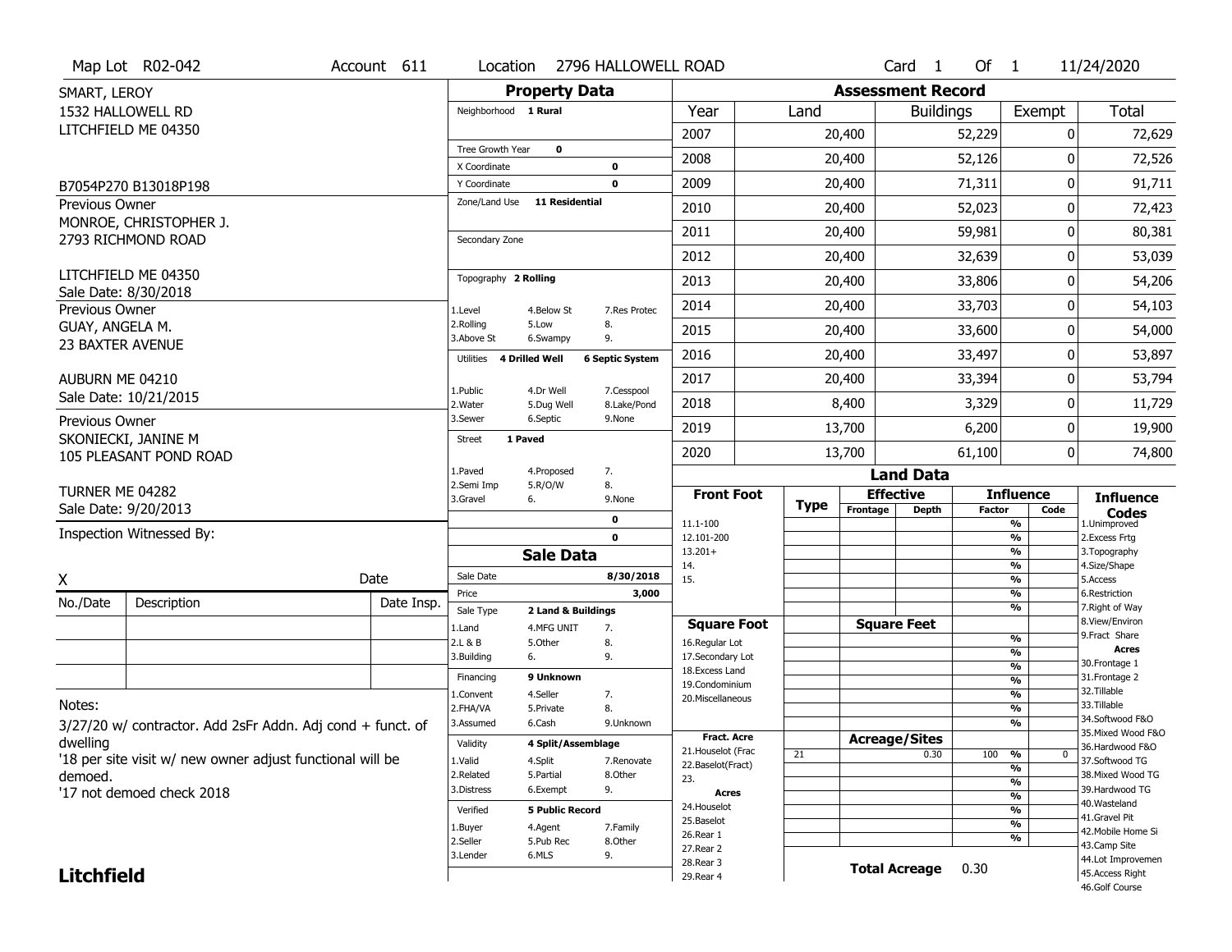Map Lot R02-042 | Account 611 | Location 2796 HALLOWELL ROAD | Card 1 Of 1 | 11/24/2020

SMART, LEROY
1532 HALLOWELL RD
LITCHFIELD ME 04350

B7054P270 B13018P198

Previous Owner
MONROE, CHRISTOPHER J.
2793 RICHMOND ROAD

LITCHFIELD ME 04350
Sale Date: 8/30/2018

Previous Owner
GUAY, ANGELA M.
23 BAXTER AVENUE

AUBURN ME 04210
Sale Date: 10/21/2015

Previous Owner
SKONIECKI, JANINE M
105 PLEASANT POND ROAD

TURNER ME 04282
Sale Date: 9/20/2013

Inspection Witnessed By:

X ______ Date

| No./Date | Description | Date Insp. |
|---|---|---|
| | | |
| | | |
| | | |

Notes:
3/27/20 w/ contractor. Add 2sFr Addn. Adj cond + funct. of dwelling
'18 per site visit w/ new owner adjust functional will be demoed.
'17 not demoed check 2018

**Litchfield**

## Property Data

- Neighborhood: 1 Rural
- Tree Growth Year: 0
- X Coordinate: 0
- Y Coordinate: 0
- Zone/Land Use: 11 Residential
- Secondary Zone:
- Topography: 2 Rolling
  - 1.Level 4.Below St 7.Res Protec
  - 2.Rolling 5.Low 8.
  - 3.Above St 6.Swampy 9.
- Utilities: 4 Drilled Well, 6 Septic System
  - 1.Public 4.Dr Well 7.Cesspool
  - 2.Water 5.Dug Well 8.Lake/Pond
  - 3.Sewer 6.Septic 9.None
- Street: 1 Paved
  - 1.Paved 4.Proposed 7.
  - 2.Semi Imp 5.R/O/W 8.
  - 3.Gravel 6. 9.None
- 0
- 0

## Sale Data

- Sale Date: 8/30/2018
- Price: 3,000
- Sale Type: 2 Land & Buildings
  - 1.Land 4.MFG UNIT 7.
  - 2.L & B 5.Other 8.
  - 3.Building 6. 9.
- Financing: 9 Unknown
  - 1.Convent 4.Seller 7.
  - 2.FHA/VA 5.Private 8.
  - 3.Assumed 6.Cash 9.Unknown
- Validity: 4 Split/Assemblage
  - 1.Valid 4.Split 7.Renovate
  - 2.Related 5.Partial 8.Other
  - 3.Distress 6.Exempt 9.
- Verified: 5 Public Record
  - 1.Buyer 4.Agent 7.Family
  - 2.Seller 5.Pub Rec 8.Other
  - 3.Lender 6.MLS 9.

## Assessment Record

| Year | Land | Buildings | Exempt | Total |
|---|---|---|---|---|
| 2007 | 20,400 | 52,229 | 0 | 72,629 |
| 2008 | 20,400 | 52,126 | 0 | 72,526 |
| 2009 | 20,400 | 71,311 | 0 | 91,711 |
| 2010 | 20,400 | 52,023 | 0 | 72,423 |
| 2011 | 20,400 | 59,981 | 0 | 80,381 |
| 2012 | 20,400 | 32,639 | 0 | 53,039 |
| 2013 | 20,400 | 33,806 | 0 | 54,206 |
| 2014 | 20,400 | 33,703 | 0 | 54,103 |
| 2015 | 20,400 | 33,600 | 0 | 54,000 |
| 2016 | 20,400 | 33,497 | 0 | 53,897 |
| 2017 | 20,400 | 33,394 | 0 | 53,794 |
| 2018 | 8,400 | 3,329 | 0 | 11,729 |
| 2019 | 13,700 | 6,200 | 0 | 19,900 |
| 2020 | 13,700 | 61,100 | 0 | 74,800 |

## Land Data

| Front Foot | Type | Effective Frontage | Effective Depth | Influence Factor | Influence Code |
|---|---|---|---|---|---|
| 11.1-100 | | | | % | |
| 12.101-200 | | | | % | |
| 13.201+ | | | | % | |
| 14. | | | | % | |
| 15. | | | | % | |
| | | | | % | |
| | | | | % | |
| **Square Foot** | | **Square Feet** | | | |
| 16.Regular Lot | | | | % | |
| 17.Secondary Lot | | | | % | |
| 18.Excess Land | | | | % | |
| 19.Condominium | | | | % | |
| 20.Miscellaneous | | | | % | |
| | | | | % | |
| | | | | % | |
| **Fract. Acre** | | **Acreage/Sites** | | | |
| 21.Houselot (Frac | 21 | | 0.30 | 100 % | 0 |
| 22.Baselot(Fract) | | | | % | |
| 23. | | | | % | |
| **Acres** | | | | % | |
| 24.Houselot | | | | % | |
| 25.Baselot | | | | % | |
| 26.Rear 1 | | | | % | |
| 27.Rear 2 | | | | | |
| 28.Rear 3 | | | | | |
| 29.Rear 4 | | | | | |

**Total Acreage** 0.30

**Influence Codes**
1.Unimproved
2.Excess Frtg
3.Topography
4.Size/Shape
5.Access
6.Restriction
7.Right of Way
8.View/Environ
9.Fract Share
**Acres**
30.Frontage 1
31.Frontage 2
32.Tillable
33.Tillable
34.Softwood F&O
35.Mixed Wood F&O
36.Hardwood F&O
37.Softwood TG
38.Mixed Wood TG
39.Hardwood TG
40.Wasteland
41.Gravel Pit
42.Mobile Home Si
43.Camp Site
44.Lot Improvemen
45.Access Right
46.Golf Course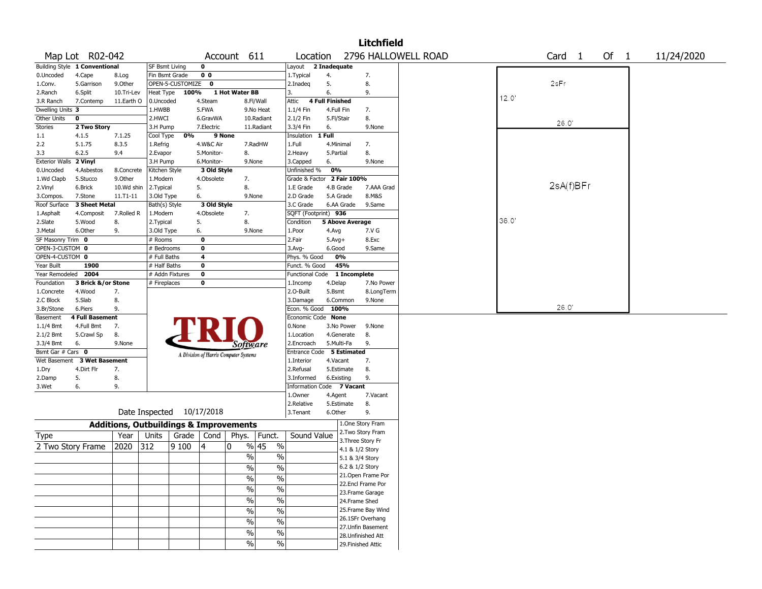# Litchfield

**Map Lot** R02-042 **Account** 611 **Location** 2796 HALLOWELL ROAD **Card** 1 **Of** 1 11/24/2020

| Building Style | 1 Conventional | | SF Bsmt Living | 0 | | Layout | 2 Inadequate | |
|---|---|---|---|---|---|---|---|---|
| 0.Uncoded | 4.Cape | 8.Log | Fin Bsmt Grade | 0 0 | | 1.Typical | 4. | 7. |
| 1.Conv. | 5.Garrison | 9.Other | OPEN-5-CUSTOMIZE | 0 | | 2.Inadeq | 5. | 8. |
| 2.Ranch | 6.Split | 10.Tri-Lev | Heat Type 100% | 1 Hot Water BB | | 3. | 6. | 9. |
| 3.R Ranch | 7.Contemp | 11.Earth O | 0.Uncoded | 4.Steam | 8.Fl/Wall | Attic | 4 Full Finished | |
| Dwelling Units | 3 | | 1.HWBB | 5.FWA | 9.No Heat | 1.1/4 Fin | 4.Full Fin | 7. |
| Other Units | 0 | | 2.HWCI | 6.GravWA | 10.Radiant | 2.1/2 Fin | 5.Fl/Stair | 8. |
| Stories | 2 Two Story | | 3.H Pump | 7.Electric | 11.Radiant | 3.3/4 Fin | 6. | 9.None |
| 1.1 | 4.1.5 | 7.1.25 | Cool Type 0% | 9 None | | Insulation | 1 Full | |
| 2.2 | 5.1.75 | 8.3.5 | 1.Refrig | 4.W&C Air | 7.RadHW | 1.Full | 4.Minimal | 7. |
| 3.3 | 6.2.5 | 9.4 | 2.Evapor | 5.Monitor- | 8. | 2.Heavy | 5.Partial | 8. |
| Exterior Walls | 2 Vinyl | | 3.H Pump | 6.Monitor- | 9.None | 3.Capped | 6. | 9.None |
| 0.Uncoded | 4.Asbestos | 8.Concrete | Kitchen Style | 3 Old Style | | Unfinished % | 0% | |
| 1.Wd Clapb | 5.Stucco | 9.Other | 1.Modern | 4.Obsolete | 7. | Grade & Factor | 2 Fair 100% | |
| 2.Vinyl | 6.Brick | 10.Wd shin | 2.Typical | 5. | 8. | 1.E Grade | 4.B Grade | 7.AAA Grad |
| 3.Compos. | 7.Stone | 11.T1-11 | 3.Old Type | 6. | 9.None | 2.D Grade | 5.A Grade | 8.M&S |
| Roof Surface | 3 Sheet Metal | | Bath(s) Style | 3 Old Style | | 3.C Grade | 6.AA Grade | 9.Same |
| 1.Asphalt | 4.Composit | 7.Rolled R | 1.Modern | 4.Obsolete | 7. | SQFT (Footprint) | 936 | |
| 2.Slate | 5.Wood | 8. | 2.Typical | 5. | 8. | Condition | 5 Above Average | |
| 3.Metal | 6.Other | 9. | 3.Old Type | 6. | 9.None | 1.Poor | 4.Avg | 7.V G |
| SF Masonry Trim | 0 | | # Rooms | 0 | | 2.Fair | 5.Avg+ | 8.Exc |
| OPEN-3-CUSTOM | 0 | | # Bedrooms | 0 | | 3.Avg- | 6.Good | 9.Same |
| OPEN-4-CUSTOM | 0 | | # Full Baths | 4 | | Phys. % Good | 0% | |
| Year Built | 1900 | | # Half Baths | 0 | | Funct. % Good | 45% | |
| Year Remodeled | 2004 | | # Addn Fixtures | 0 | | Functional Code | 1 Incomplete | |
| Foundation | 3 Brick &/or Stone | | # Fireplaces | 0 | | 1.Incomp | 4.Delap | 7.No Power |
| 1.Concrete | 4.Wood | 7. | | | | 2.O-Built | 5.Bsmt | 8.LongTerm |
| 2.C Block | 5.Slab | 8. | | | | 3.Damage | 6.Common | 9.None |
| 3.Br/Stone | 6.Piers | 9. | | | | Econ. % Good | 100% | |
| Basement | 4 Full Basement | | | | | Economic Code | None | |
| 1.1/4 Bmt | 4.Full Bmt | 7. | | | | 0.None | 3.No Power | 9.None |
| 2.1/2 Bmt | 5.Crawl Sp | 8. | | | | 1.Location | 4.Generate | 8. |
| 3.3/4 Bmt | 6. | 9.None | | | | 2.Encroach | 5.Multi-Fa | 9. |
| Bsmt Gar # Cars | 0 | | | | | Entrance Code | 5 Estimated | |
| Wet Basement | 3 Wet Basement | | | | | 1.Interior | 4.Vacant | 7. |
| 1.Dry | 4.Dirt Flr | 7. | | | | 2.Refusal | 5.Estimate | 8. |
| 2.Damp | 5. | 8. | | | | 3.Informed | 6.Existing | 9. |
| 3.Wet | 6. | 9. | | | | Information Code | 7 Vacant | |
| | | | | | | 1.Owner | 4.Agent | 7.Vacant |
| | | | | | | 2.Relative | 5.Estimate | 8. |
| | Date Inspected | 10/17/2018 | | | | 3.Tenant | 6.Other | 9. |

TRIO Software — A Division of Harris Computer Systems

## Additions, Outbuildings & Improvements

| Type | Year | Units | Grade | Cond | Phys. | Funct. | Sound Value |
|---|---|---|---|---|---|---|---|
| 2 Two Story Frame | 2020 | 312 | 9 100 | 4 | 0 % | 45 % | |
| | | | | | % | % | |
| | | | | | % | % | |
| | | | | | % | % | |
| | | | | | % | % | |
| | | | | | % | % | |
| | | | | | % | % | |
| | | | | | % | % | |
| | | | | | % | % | |
| | | | | | % | % | |

1.One Story Fram
2.Two Story Fram
3.Three Story Fr
4.1 & 1/2 Story
5.1 & 3/4 Story
6.2 & 1/2 Story
21.Open Frame Por
22.Encl Frame Por
23.Frame Garage
24.Frame Shed
25.Frame Bay Wind
26.1SFr Overhang
27.Unfin Basement
28.Unfinished Att
29.Finished Attic

Sketch: 2sFr (12.0' x 26.0'); 2sA(f)BFr (36.0' x 26.0')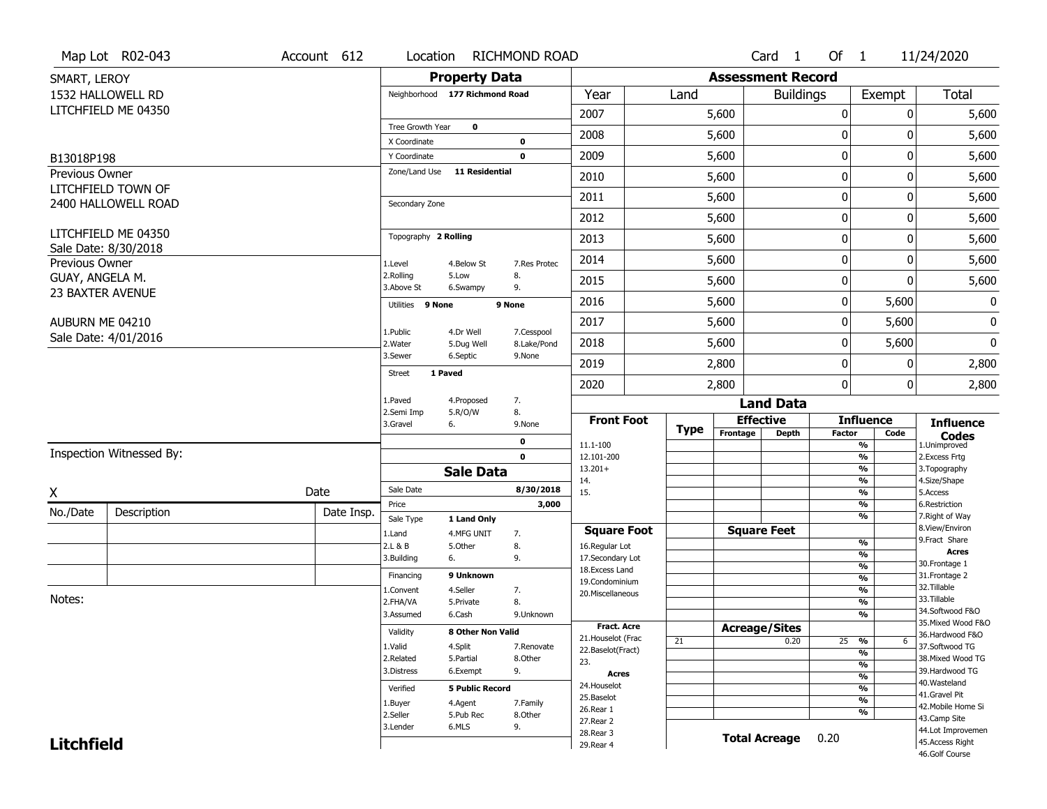Map Lot R02-043 | Account 612 | Location RICHMOND ROAD | Card 1 Of 1 | 11/24/2020

SMART, LEROY
1532 HALLOWELL RD
LITCHFIELD ME 04350

B13018P198

Previous Owner
LITCHFIELD TOWN OF
2400 HALLOWELL ROAD

LITCHFIELD ME 04350
Sale Date: 8/30/2018

Previous Owner
GUAY, ANGELA M.
23 BAXTER AVENUE

AUBURN ME 04210
Sale Date: 4/01/2016

## Property Data

Neighborhood **177 Richmond Road**

Tree Growth Year **0**
X Coordinate **0**
Y Coordinate **0**
Zone/Land Use **11 Residential**

Secondary Zone

Topography **2 Rolling**

1.Level 4.Below St 7.Res Protec
2.Rolling 5.Low 8.
3.Above St 6.Swampy 9.

Utilities **9 None** **9 None**

1.Public 4.Dr Well 7.Cesspool
2.Water 5.Dug Well 8.Lake/Pond
3.Sewer 6.Septic 9.None

Street **1 Paved**

1.Paved 4.Proposed 7.
2.Semi Imp 5.R/O/W 8.
3.Gravel 6. 9.None

**0**
**0**

## Assessment Record

| Year | Land | Buildings | Exempt | Total |
|---|---|---|---|---|
| 2007 | 5,600 | 0 | 0 | 5,600 |
| 2008 | 5,600 | 0 | 0 | 5,600 |
| 2009 | 5,600 | 0 | 0 | 5,600 |
| 2010 | 5,600 | 0 | 0 | 5,600 |
| 2011 | 5,600 | 0 | 0 | 5,600 |
| 2012 | 5,600 | 0 | 0 | 5,600 |
| 2013 | 5,600 | 0 | 0 | 5,600 |
| 2014 | 5,600 | 0 | 0 | 5,600 |
| 2015 | 5,600 | 0 | 0 | 5,600 |
| 2016 | 5,600 | 0 | 5,600 | 0 |
| 2017 | 5,600 | 0 | 5,600 | 0 |
| 2018 | 5,600 | 0 | 5,600 | 0 |
| 2019 | 2,800 | 0 | 0 | 2,800 |
| 2020 | 2,800 | 0 | 0 | 2,800 |

Inspection Witnessed By:

X _______________ Date

| No./Date | Description | Date Insp. |
|---|---|---|
| | | |
| | | |
| | | |

Notes:

## Sale Data

Sale Date **8/30/2018**
Price **3,000**
Sale Type **1 Land Only**

1.Land 4.MFG UNIT 7.
2.L & B 5.Other 8.
3.Building 6. 9.

Financing **9 Unknown**

1.Convent 4.Seller 7.
2.FHA/VA 5.Private 8.
3.Assumed 6.Cash 9.Unknown

Validity **8 Other Non Valid**

1.Valid 4.Split 7.Renovate
2.Related 5.Partial 8.Other
3.Distress 6.Exempt 9.

Verified **5 Public Record**

1.Buyer 4.Agent 7.Family
2.Seller 5.Pub Rec 8.Other
3.Lender 6.MLS 9.

## Land Data

| Front Foot | Type | Effective Frontage | Effective Depth | Influence Factor | Influence Code |
|---|---|---|---|---|---|
| 11.1-100 | | | | % | |
| 12.101-200 | | | | % | |
| 13.201+ | | | | % | |
| 14. | | | | % | |
| 15. | | | | % | |
| | | | | % | |
| **Square Foot** | | **Square Feet** | | | |
| 16.Regular Lot | | | | % | |
| 17.Secondary Lot | | | | % | |
| 18.Excess Land | | | | % | |
| 19.Condominium | | | | % | |
| 20.Miscellaneous | | | | % | |
| | | | | % | |
| **Fract. Acre** | | **Acreage/Sites** | | | |
| 21.Houselot (Frac | 21 | | 0.20 | 25 % | 6 |
| 22.Baselot(Fract) | | | | % | |
| 23. | | | | % | |
| **Acres** | | | | % | |
| 24.Houselot | | | | % | |
| 25.Baselot | | | | % | |
| 26.Rear 1 | | | | % | |
| 27.Rear 2 | | | | | |
| 28.Rear 3 | | | | | |
| 29.Rear 4 | | | | | |

**Total Acreage** 0.20

**Influence Codes**
1.Unimproved
2.Excess Frtg
3.Topography
4.Size/Shape
5.Access
6.Restriction
7.Right of Way
8.View/Environ
9.Fract Share
**Acres**
30.Frontage 1
31.Frontage 2
32.Tillable
33.Tillable
34.Softwood F&O
35.Mixed Wood F&O
36.Hardwood F&O
37.Softwood TG
38.Mixed Wood TG
39.Hardwood TG
40.Wasteland
41.Gravel Pit
42.Mobile Home Si
43.Camp Site
44.Lot Improvemen
45.Access Right
46.Golf Course

**Litchfield**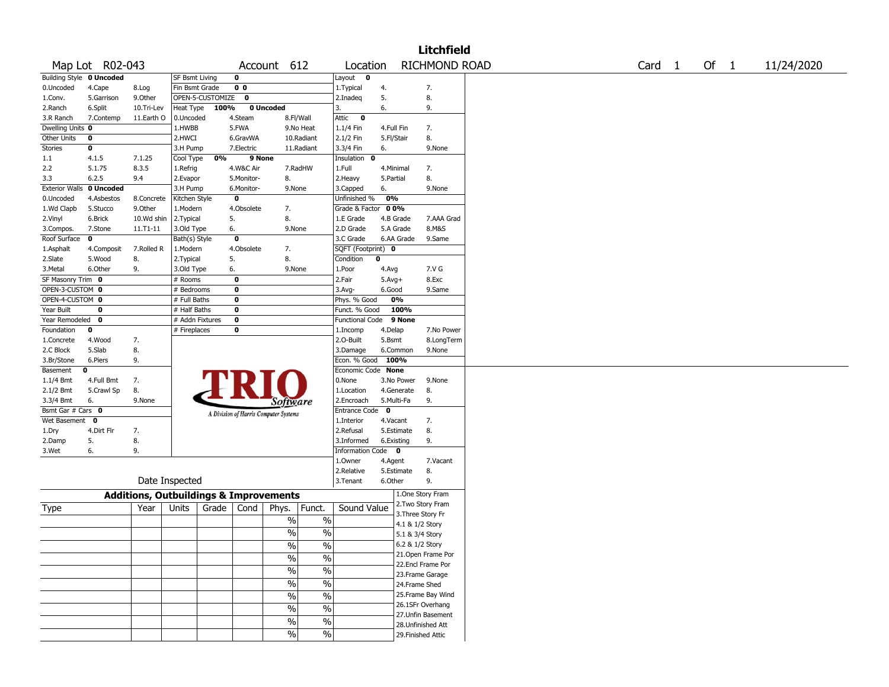# Litchfield

| Map Lot | R02-043 | Account | 612 | Location | RICHMOND ROAD | Card | 1 | Of | 1 | 11/24/2020 |
|---|---|---|---|---|---|---|---|---|---|---|

| Building Style | 0 Uncoded | | SF Bsmt Living | 0 | | | Layout | 0 | |
|---|---|---|---|---|---|---|---|---|---|
| 0.Uncoded | 4.Cape | 8.Log | Fin Bsmt Grade | 0 0 | | | 1.Typical | 4. | 7. |
| 1.Conv. | 5.Garrison | 9.Other | OPEN-5-CUSTOMIZE | 0 | | | 2.Inadeq | 5. | 8. |
| 2.Ranch | 6.Split | 10.Tri-Lev | Heat Type | 100% | 0 Uncoded | | 3. | 6. | 9. |
| 3.R Ranch | 7.Contemp | 11.Earth O | 0.Uncoded | 4.Steam | 8.Fl/Wall | | Attic | 0 | |
| Dwelling Units | 0 | | 1.HWBB | 5.FWA | 9.No Heat | | 1.1/4 Fin | 4.Full Fin | 7. |
| Other Units | 0 | | 2.HWCI | 6.GravWA | 10.Radiant | | 2.1/2 Fin | 5.Fl/Stair | 8. |
| Stories | 0 | | 3.H Pump | 7.Electric | 11.Radiant | | 3.3/4 Fin | 6. | 9.None |
| 1.1 | 4.1.5 | 7.1.25 | Cool Type | 0% | 9 None | | Insulation | 0 | |
| 2.2 | 5.1.75 | 8.3.5 | 1.Refrig | 4.W&C Air | 7.RadHW | | 1.Full | 4.Minimal | 7. |
| 3.3 | 6.2.5 | 9.4 | 2.Evapor | 5.Monitor- | 8. | | 2.Heavy | 5.Partial | 8. |
| Exterior Walls | 0 Uncoded | | 3.H Pump | 6.Monitor- | 9.None | | 3.Capped | 6. | 9.None |
| 0.Uncoded | 4.Asbestos | 8.Concrete | Kitchen Style | 0 | | | Unfinished % | 0% | |
| 1.Wd Clapb | 5.Stucco | 9.Other | 1.Modern | 4.Obsolete | 7. | | Grade & Factor | 0 0% | |
| 2.Vinyl | 6.Brick | 10.Wd shin | 2.Typical | 5. | 8. | | 1.E Grade | 4.B Grade | 7.AAA Grad |
| 3.Compos. | 7.Stone | 11.T1-11 | 3.Old Type | 6. | 9.None | | 2.D Grade | 5.A Grade | 8.M&S |
| Roof Surface | 0 | | Bath(s) Style | 0 | | | 3.C Grade | 6.AA Grade | 9.Same |
| 1.Asphalt | 4.Composit | 7.Rolled R | 1.Modern | 4.Obsolete | 7. | | SQFT (Footprint) | 0 | |
| 2.Slate | 5.Wood | 8. | 2.Typical | 5. | 8. | | Condition | 0 | |
| 3.Metal | 6.Other | 9. | 3.Old Type | 6. | 9.None | | 1.Poor | 4.Avg | 7.V G |
| SF Masonry Trim | 0 | | # Rooms | 0 | | | 2.Fair | 5.Avg+ | 8.Exc |
| OPEN-3-CUSTOM | 0 | | # Bedrooms | 0 | | | 3.Avg- | 6.Good | 9.Same |
| OPEN-4-CUSTOM | 0 | | # Full Baths | 0 | | | Phys. % Good | 0% | |
| Year Built | 0 | | # Half Baths | 0 | | | Funct. % Good | 100% | |
| Year Remodeled | 0 | | # Addn Fixtures | 0 | | | Functional Code | 9 None | |
| Foundation | 0 | | # Fireplaces | 0 | | | 1.Incomp | 4.Delap | 7.No Power |
| 1.Concrete | 4.Wood | 7. | | | | | 2.O-Built | 5.Bsmt | 8.LongTerm |
| 2.C Block | 5.Slab | 8. | | | | | 3.Damage | 6.Common | 9.None |
| 3.Br/Stone | 6.Piers | 9. | | | | | Econ. % Good | 100% | |
| Basement | 0 | | | | | | Economic Code | None | |
| 1.1/4 Bmt | 4.Full Bmt | 7. | | | | | 0.None | 3.No Power | 9.None |
| 2.1/2 Bmt | 5.Crawl Sp | 8. | | | | | 1.Location | 4.Generate | 8. |
| 3.3/4 Bmt | 6. | 9.None | | | | | 2.Encroach | 5.Multi-Fa | 9. |
| Bsmt Gar # Cars | 0 | | | | | | Entrance Code | 0 | |
| Wet Basement | 0 | | | | | | 1.Interior | 4.Vacant | 7. |
| 1.Dry | 4.Dirt Flr | 7. | | | | | 2.Refusal | 5.Estimate | 8. |
| 2.Damp | 5. | 8. | | | | | 3.Informed | 6.Existing | 9. |
| 3.Wet | 6. | 9. | | | | | Information Code | 0 | |
| | | | | | | | 1.Owner | 4.Agent | 7.Vacant |
| | | | | | | | 2.Relative | 5.Estimate | 8. |
| Date Inspected | | | | | | | 3.Tenant | 6.Other | 9. |

TRIO Software — A Division of Harris Computer Systems

## Additions, Outbuildings & Improvements

| Type | Year | Units | Grade | Cond | Phys. | Funct. | Sound Value | |
|---|---|---|---|---|---|---|---|---|
| | | | | | % | % | | 1.One Story Fram |
| | | | | | % | % | | 2.Two Story Fram |
| | | | | | % | % | | 3.Three Story Fr |
| | | | | | % | % | | 4.1 & 1/2 Story |
| | | | | | % | % | | 5.1 & 3/4 Story |
| | | | | | % | % | | 6.2 & 1/2 Story |
| | | | | | % | % | | 21.Open Frame Por |
| | | | | | % | % | | 22.Encl Frame Por |
| | | | | | % | % | | 23.Frame Garage |
| | | | | | % | % | | 24.Frame Shed |
| | | | | | | | | 25.Frame Bay Wind |
| | | | | | | | | 26.1SFr Overhang |
| | | | | | | | | 27.Unfin Basement |
| | | | | | | | | 28.Unfinished Att |
| | | | | | | | | 29.Finished Attic |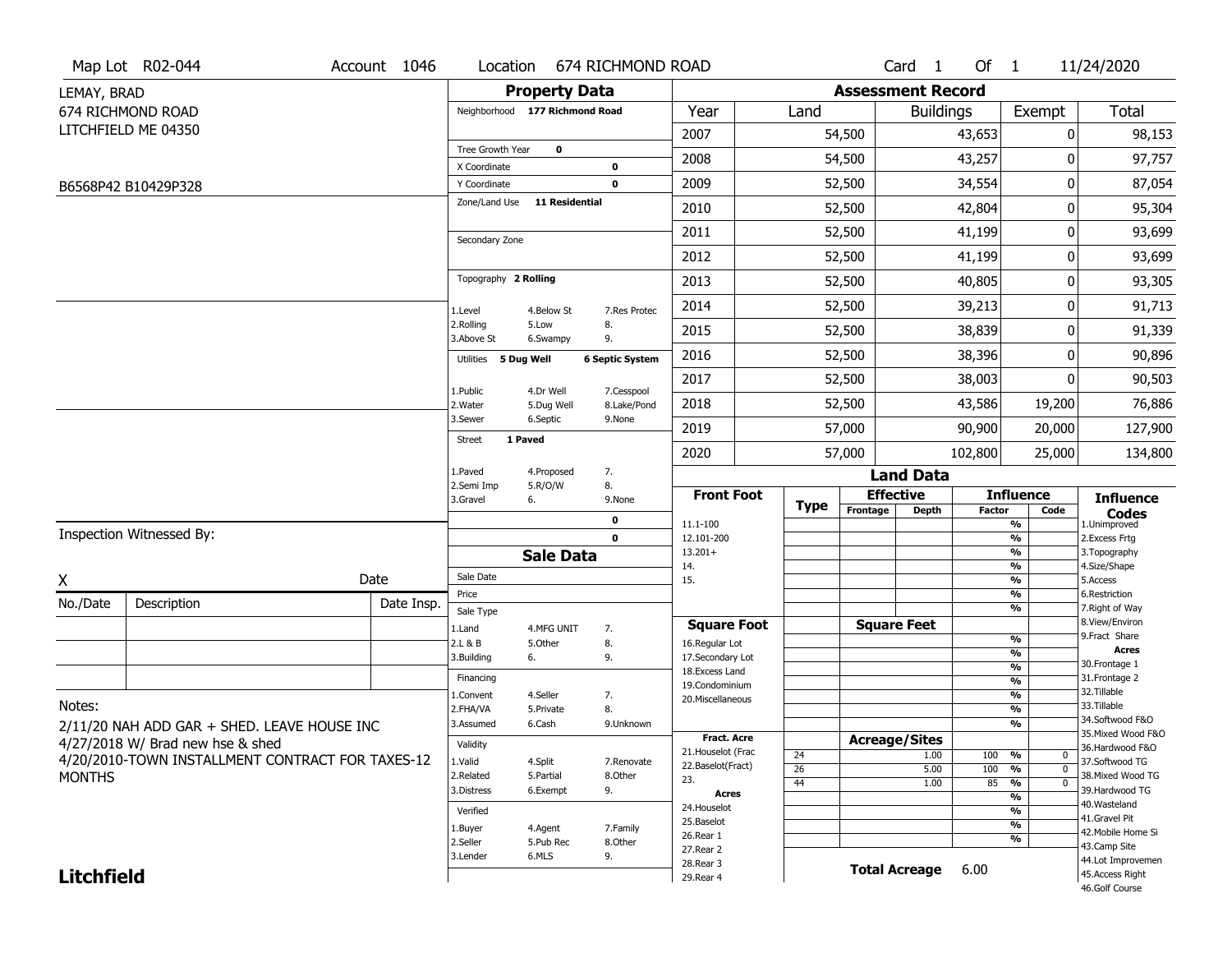Map Lot R02-044 | Account 1046 | Location 674 RICHMOND ROAD | Card 1 Of 1 | 11/24/2020

LEMAY, BRAD
674 RICHMOND ROAD
LITCHFIELD ME 04350

B6568P42 B10429P328

## Property Data

Neighborhood **177 Richmond Road**

Tree Growth Year **0**
X Coordinate **0**
Y Coordinate **0**
Zone/Land Use **11 Residential**

Secondary Zone

Topography **2 Rolling**

| 1.Level | 4.Below St | 7.Res Protec |
|---|---|---|
| 2.Rolling | 5.Low | 8. |
| 3.Above St | 6.Swampy | 9. |

Utilities **5 Dug Well** **6 Septic System**

| 1.Public | 4.Dr Well | 7.Cesspool |
|---|---|---|
| 2.Water | 5.Dug Well | 8.Lake/Pond |
| 3.Sewer | 6.Septic | 9.None |

Street **1 Paved**

| 1.Paved | 4.Proposed | 7. |
|---|---|---|
| 2.Semi Imp | 5.R/O/W | 8. |
| 3.Gravel | 6. | 9.None |

0
0

## Sale Data

Sale Date
Price
Sale Type

| 1.Land | 4.MFG UNIT | 7. |
|---|---|---|
| 2.L & B | 5.Other | 8. |
| 3.Building | 6. | 9. |

Financing

| 1.Convent | 4.Seller | 7. |
|---|---|---|
| 2.FHA/VA | 5.Private | 8. |
| 3.Assumed | 6.Cash | 9.Unknown |

Validity

| 1.Valid | 4.Split | 7.Renovate |
|---|---|---|
| 2.Related | 5.Partial | 8.Other |
| 3.Distress | 6.Exempt | 9. |

Verified

| 1.Buyer | 4.Agent | 7.Family |
|---|---|---|
| 2.Seller | 5.Pub Rec | 8.Other |
| 3.Lender | 6.MLS | 9. |

## Assessment Record

| Year | Land | Buildings | Exempt | Total |
|---|---|---|---|---|
| 2007 | 54,500 | 43,653 | 0 | 98,153 |
| 2008 | 54,500 | 43,257 | 0 | 97,757 |
| 2009 | 52,500 | 34,554 | 0 | 87,054 |
| 2010 | 52,500 | 42,804 | 0 | 95,304 |
| 2011 | 52,500 | 41,199 | 0 | 93,699 |
| 2012 | 52,500 | 41,199 | 0 | 93,699 |
| 2013 | 52,500 | 40,805 | 0 | 93,305 |
| 2014 | 52,500 | 39,213 | 0 | 91,713 |
| 2015 | 52,500 | 38,839 | 0 | 91,339 |
| 2016 | 52,500 | 38,396 | 0 | 90,896 |
| 2017 | 52,500 | 38,003 | 0 | 90,503 |
| 2018 | 52,500 | 43,586 | 19,200 | 76,886 |
| 2019 | 57,000 | 90,900 | 20,000 | 127,900 |
| 2020 | 57,000 | 102,800 | 25,000 | 134,800 |

## Land Data

| Front Foot | Type | Effective Frontage | Effective Depth | Influence Factor | Influence Code |
|---|---|---|---|---|---|
| 11.1-100 | | | | % | |
| 12.101-200 | | | | % | |
| 13.201+ | | | | % | |
| 14. | | | | % | |
| 15. | | | | % | |
| | | | | % | |
| | | | | % | |

| Square Foot | | Square Feet | | |
|---|---|---|---|---|
| 16.Regular Lot | | | % | |
| 17.Secondary Lot | | | % | |
| 18.Excess Land | | | % | |
| 19.Condominium | | | % | |
| 20.Miscellaneous | | | % | |
| | | | % | |
| | | | % | |

| Fract. Acre | Type | Acreage/Sites | Factor | Code |
|---|---|---|---|---|
| 21.Houselot (Frac | 24 | 1.00 | 100 % | 0 |
| 22.Baselot(Fract) | 26 | 5.00 | 100 % | 0 |
| 23. | 44 | 1.00 | 85 % | 0 |
| **Acres** | | | % | |
| 24.Houselot | | | % | |
| 25.Baselot | | | % | |
| 26.Rear 1 | | | % | |
| 27.Rear 2 | | | | |
| 28.Rear 3 | | | | |
| 29.Rear 4 | | | | |

**Total Acreage** 6.00

**Influence Codes**
1.Unimproved
2.Excess Frtg
3.Topography
4.Size/Shape
5.Access
6.Restriction
7.Right of Way
8.View/Environ
9.Fract Share
**Acres**
30.Frontage 1
31.Frontage 2
32.Tillable
33.Tillable
34.Softwood F&O
35.Mixed Wood F&O
36.Hardwood F&O
37.Softwood TG
38.Mixed Wood TG
39.Hardwood TG
40.Wasteland
41.Gravel Pit
42.Mobile Home Si
43.Camp Site
44.Lot Improvemen
45.Access Right
46.Golf Course

Inspection Witnessed By:

X | Date

| No./Date | Description | Date Insp. |
|---|---|---|
| | | |
| | | |
| | | |

Notes:
2/11/20 NAH ADD GAR + SHED. LEAVE HOUSE INC
4/27/2018 W/ Brad new hse & shed
4/20/2010-TOWN INSTALLMENT CONTRACT FOR TAXES-12 MONTHS

**Litchfield**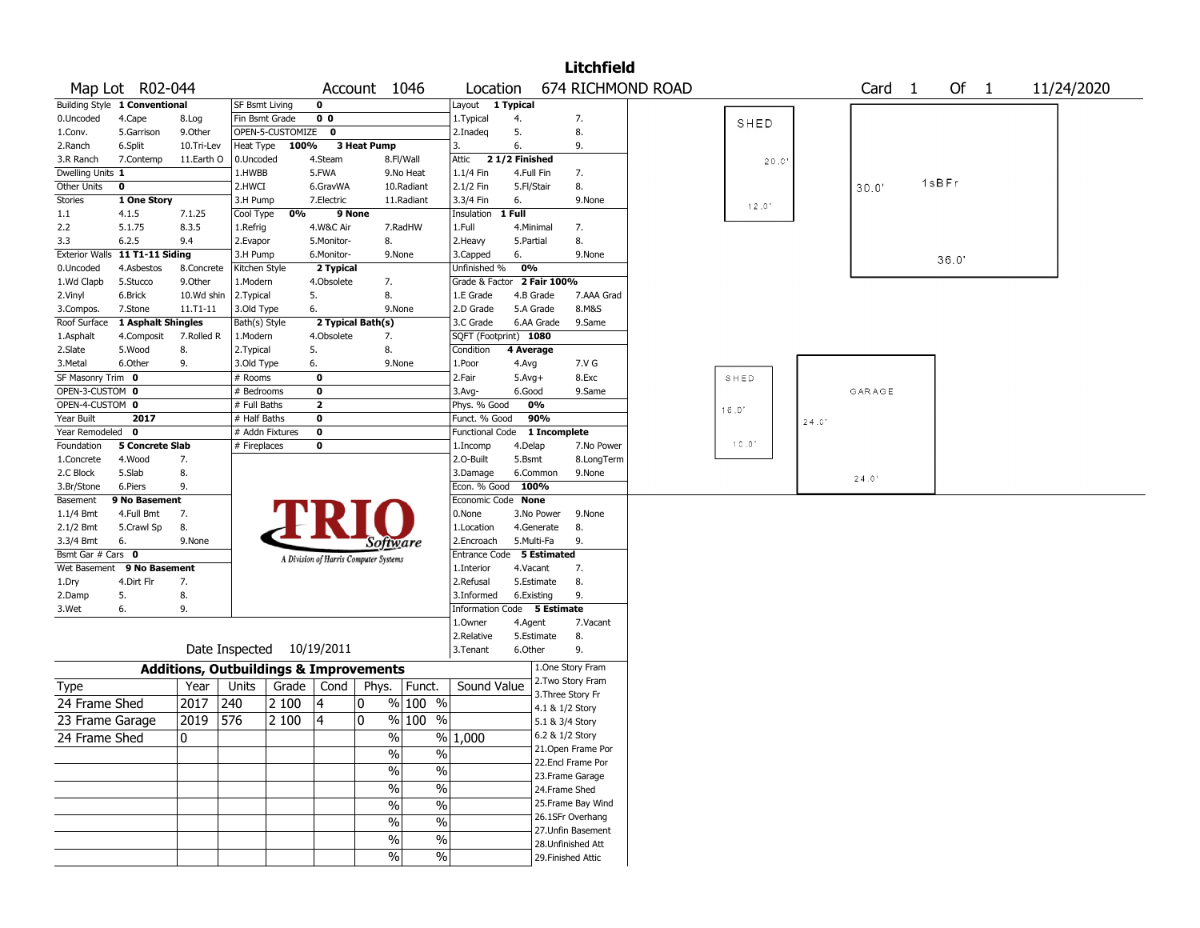# Litchfield

**Map Lot** R02-044 **Account** 1046 **Location** 674 RICHMOND ROAD **Card** 1 **Of** 1 11/24/2020

| Building Style | 1 Conventional | | SF Bsmt Living | 0 | | Layout | 1 Typical | |
|---|---|---|---|---|---|---|---|---|
| 0.Uncoded | 4.Cape | 8.Log | Fin Bsmt Grade | 0 0 | | 1.Typical | 4. | 7. |
| 1.Conv. | 5.Garrison | 9.Other | OPEN-5-CUSTOMIZE | 0 | | 2.Inadeq | 5. | 8. |
| 2.Ranch | 6.Split | 10.Tri-Lev | Heat Type 100% | 3 Heat Pump | | 3. | 6. | 9. |
| 3.R Ranch | 7.Contemp | 11.Earth O | 0.Uncoded | 4.Steam | 8.Fl/Wall | Attic | 2 1/2 Finished | |
| Dwelling Units | 1 | | 1.HWBB | 5.FWA | 9.No Heat | 1.1/4 Fin | 4.Full Fin | 7. |
| Other Units | 0 | | 2.HWCI | 6.GravWA | 10.Radiant | 2.1/2 Fin | 5.Fl/Stair | 8. |
| Stories | 1 One Story | | 3.H Pump | 7.Electric | 11.Radiant | 3.3/4 Fin | 6. | 9.None |
| 1.1 | 4.1.5 | 7.1.25 | Cool Type 0% | 9 None | | Insulation | 1 Full | |
| 2.2 | 5.1.75 | 8.3.5 | 1.Refrig | 4.W&C Air | 7.RadHW | 1.Full | 4.Minimal | 7. |
| 3.3 | 6.2.5 | 9.4 | 2.Evapor | 5.Monitor- | 8. | 2.Heavy | 5.Partial | 8. |
| Exterior Walls | 11 T1-11 Siding | | 3.H Pump | 6.Monitor- | 9.None | 3.Capped | 6. | 9.None |
| 0.Uncoded | 4.Asbestos | 8.Concrete | Kitchen Style | 2 Typical | | Unfinished % | 0% | |
| 1.Wd Clapb | 5.Stucco | 9.Other | 1.Modern | 4.Obsolete | 7. | Grade & Factor | 2 Fair 100% | |
| 2.Vinyl | 6.Brick | 10.Wd shin | 2.Typical | 5. | 8. | 1.E Grade | 4.B Grade | 7.AAA Grad |
| 3.Compos. | 7.Stone | 11.T1-11 | 3.Old Type | 6. | 9.None | 2.D Grade | 5.A Grade | 8.M&S |
| Roof Surface | 1 Asphalt Shingles | | Bath(s) Style | 2 Typical Bath(s) | | 3.C Grade | 6.AA Grade | 9.Same |
| 1.Asphalt | 4.Composit | 7.Rolled R | 1.Modern | 4.Obsolete | 7. | SQFT (Footprint) | 1080 | |
| 2.Slate | 5.Wood | 8. | 2.Typical | 5. | 8. | Condition | 4 Average | |
| 3.Metal | 6.Other | 9. | 3.Old Type | 6. | 9.None | 1.Poor | 4.Avg | 7.V G |
| SF Masonry Trim | 0 | | # Rooms | 0 | | 2.Fair | 5.Avg+ | 8.Exc |
| OPEN-3-CUSTOM | 0 | | # Bedrooms | 0 | | 3.Avg- | 6.Good | 9.Same |
| OPEN-4-CUSTOM | 0 | | # Full Baths | 2 | | Phys. % Good | 0% | |
| Year Built | 2017 | | # Half Baths | 0 | | Funct. % Good | 90% | |
| Year Remodeled | 0 | | # Addn Fixtures | 0 | | Functional Code | 1 Incomplete | |
| Foundation | 5 Concrete Slab | | # Fireplaces | 0 | | 1.Incomp | 4.Delap | 7.No Power |
| 1.Concrete | 4.Wood | 7. | | | | 2.O-Built | 5.Bsmt | 8.LongTerm |
| 2.C Block | 5.Slab | 8. | | | | 3.Damage | 6.Common | 9.None |
| 3.Br/Stone | 6.Piers | 9. | | | | Econ. % Good | 100% | |
| Basement | 9 No Basement | | | | | Economic Code | None | |
| 1.1/4 Bmt | 4.Full Bmt | 7. | | | | 0.None | 3.No Power | 9.None |
| 2.1/2 Bmt | 5.Crawl Sp | 8. | | | | 1.Location | 4.Generate | 8. |
| 3.3/4 Bmt | 6. | 9.None | | | | 2.Encroach | 5.Multi-Fa | 9. |
| Bsmt Gar # Cars | 0 | | | | | Entrance Code | 5 Estimated | |
| Wet Basement | 9 No Basement | | | | | 1.Interior | 4.Vacant | 7. |
| 1.Dry | 4.Dirt Flr | 7. | | | | 2.Refusal | 5.Estimate | 8. |
| 2.Damp | 5. | 8. | | | | 3.Informed | 6.Existing | 9. |
| 3.Wet | 6. | 9. | | | | Information Code | 5 Estimate | |
| | | | | | | 1.Owner | 4.Agent | 7.Vacant |
| | | | | | | 2.Relative | 5.Estimate | 8. |
| | | | Date Inspected | 10/19/2011 | | 3.Tenant | 6.Other | 9. |

TRIO Software — A Division of Harris Computer Systems

## Additions, Outbuildings & Improvements

| Type | Year | Units | Grade | Cond | Phys. | Funct. | Sound Value |
|---|---|---|---|---|---|---|---|
| 24 Frame Shed | 2017 | 240 | 2 100 | 4 | 0 % | 100 % | |
| 23 Frame Garage | 2019 | 576 | 2 100 | 4 | 0 % | 100 % | |
| 24 Frame Shed | 0 | | | | % | % | 1,000 |
| | | | | | % | % | |
| | | | | | % | % | |
| | | | | | % | % | |
| | | | | | % | % | |
| | | | | | % | % | |
| | | | | | % | % | |
| | | | | | % | % | |

1.One Story Fram
2.Two Story Fram
3.Three Story Fr
4.1 & 1/2 Story
5.1 & 3/4 Story
6.2 & 1/2 Story
21.Open Frame Por
22.Encl Frame Por
23.Frame Garage
24.Frame Shed
25.Frame Bay Wind
26.1SFr Overhang
27.Unfin Basement
28.Unfinished Att
29.Finished Attic

Sketch: SHED 20.0' x 12.0'; 1sBFr 30.0' x 36.0'; SHED 16.0' x 10.0'; GARAGE 24.0' x 24.0'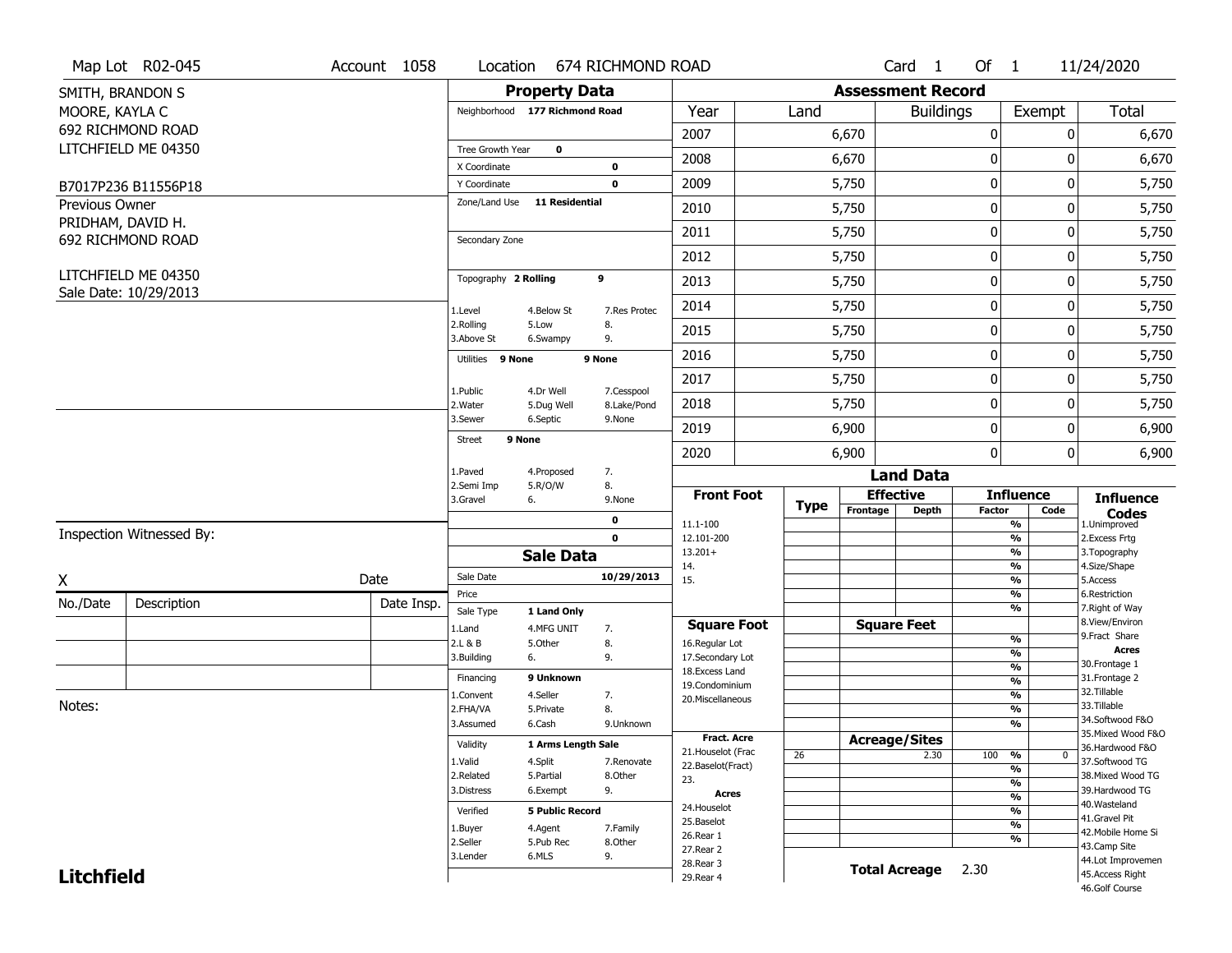Map Lot R02-045 | Account 1058 | Location 674 RICHMOND ROAD | Card 1 Of 1 | 11/24/2020

SMITH, BRANDON S
MOORE, KAYLA C
692 RICHMOND ROAD
LITCHFIELD ME 04350

B7017P236 B11556P18

Previous Owner
PRIDHAM, DAVID H.
692 RICHMOND ROAD

LITCHFIELD ME 04350
Sale Date: 10/29/2013

## Property Data

Neighborhood 177 Richmond Road

Tree Growth Year 0
X Coordinate 0
Y Coordinate 0
Zone/Land Use 11 Residential

Secondary Zone

Topography 2 Rolling 9

1.Level 4.Below St 7.Res Protec
2.Rolling 5.Low 8.
3.Above St 6.Swampy 9.

Utilities 9 None 9 None

1.Public 4.Dr Well 7.Cesspool
2.Water 5.Dug Well 8.Lake/Pond
3.Sewer 6.Septic 9.None

Street 9 None

1.Paved 4.Proposed 7.
2.Semi Imp 5.R/O/W 8.
3.Gravel 6. 9.None

0
0

## Sale Data

Sale Date 10/29/2013
Price
Sale Type 1 Land Only

1.Land 4.MFG UNIT 7.
2.L & B 5.Other 8.
3.Building 6. 9.

Financing 9 Unknown

1.Convent 4.Seller 7.
2.FHA/VA 5.Private 8.
3.Assumed 6.Cash 9.Unknown

Validity 1 Arms Length Sale

1.Valid 4.Split 7.Renovate
2.Related 5.Partial 8.Other
3.Distress 6.Exempt 9.

Verified 5 Public Record

1.Buyer 4.Agent 7.Family
2.Seller 5.Pub Rec 8.Other
3.Lender 6.MLS 9.

## Assessment Record

| Year | Land | Buildings | Exempt | Total |
|---|---|---|---|---|
| 2007 | 6,670 | 0 | 0 | 6,670 |
| 2008 | 6,670 | 0 | 0 | 6,670 |
| 2009 | 5,750 | 0 | 0 | 5,750 |
| 2010 | 5,750 | 0 | 0 | 5,750 |
| 2011 | 5,750 | 0 | 0 | 5,750 |
| 2012 | 5,750 | 0 | 0 | 5,750 |
| 2013 | 5,750 | 0 | 0 | 5,750 |
| 2014 | 5,750 | 0 | 0 | 5,750 |
| 2015 | 5,750 | 0 | 0 | 5,750 |
| 2016 | 5,750 | 0 | 0 | 5,750 |
| 2017 | 5,750 | 0 | 0 | 5,750 |
| 2018 | 5,750 | 0 | 0 | 5,750 |
| 2019 | 6,900 | 0 | 0 | 6,900 |
| 2020 | 6,900 | 0 | 0 | 6,900 |

## Land Data

| Front Foot | Type | Effective Frontage | Effective Depth | Influence Factor | Influence Code |
|---|---|---|---|---|---|
| 11.1-100 | | | | % | |
| 12.101-200 | | | | % | |
| 13.201+ | | | | % | |
| 14. | | | | % | |
| 15. | | | | % | |
| | | | | % | |
| **Square Foot** | | **Square Feet** | | | |
| 16.Regular Lot | | | | % | |
| 17.Secondary Lot | | | | % | |
| 18.Excess Land | | | | % | |
| 19.Condominium | | | | % | |
| 20.Miscellaneous | | | | % | |
| | | | | % | |
| **Fract. Acre** | | **Acreage/Sites** | | | |
| 21.Houselot (Frac | 26 | | 2.30 | 100 % | 0 |
| 22.Baselot(Fract) | | | | % | |
| 23. | | | | % | |
| **Acres** | | | | % | |
| 24.Houselot | | | | % | |
| 25.Baselot | | | | % | |
| 26.Rear 1 | | | | % | |
| 27.Rear 2 | | | | | |
| 28.Rear 3 | | | | | |
| 29.Rear 4 | | | | | |

**Total Acreage** 2.30

**Influence Codes**
1.Unimproved
2.Excess Frtg
3.Topography
4.Size/Shape
5.Access
6.Restriction
7.Right of Way
8.View/Environ
9.Fract Share
**Acres**
30.Frontage 1
31.Frontage 2
32.Tillable
33.Tillable
34.Softwood F&O
35.Mixed Wood F&O
36.Hardwood F&O
37.Softwood TG
38.Mixed Wood TG
39.Hardwood TG
40.Wasteland
41.Gravel Pit
42.Mobile Home Si
43.Camp Site
44.Lot Improvemen
45.Access Right
46.Golf Course

Inspection Witnessed By:

X Date

| No./Date | Description | Date Insp. |
|---|---|---|
| | | |
| | | |
| | | |

Notes:

**Litchfield**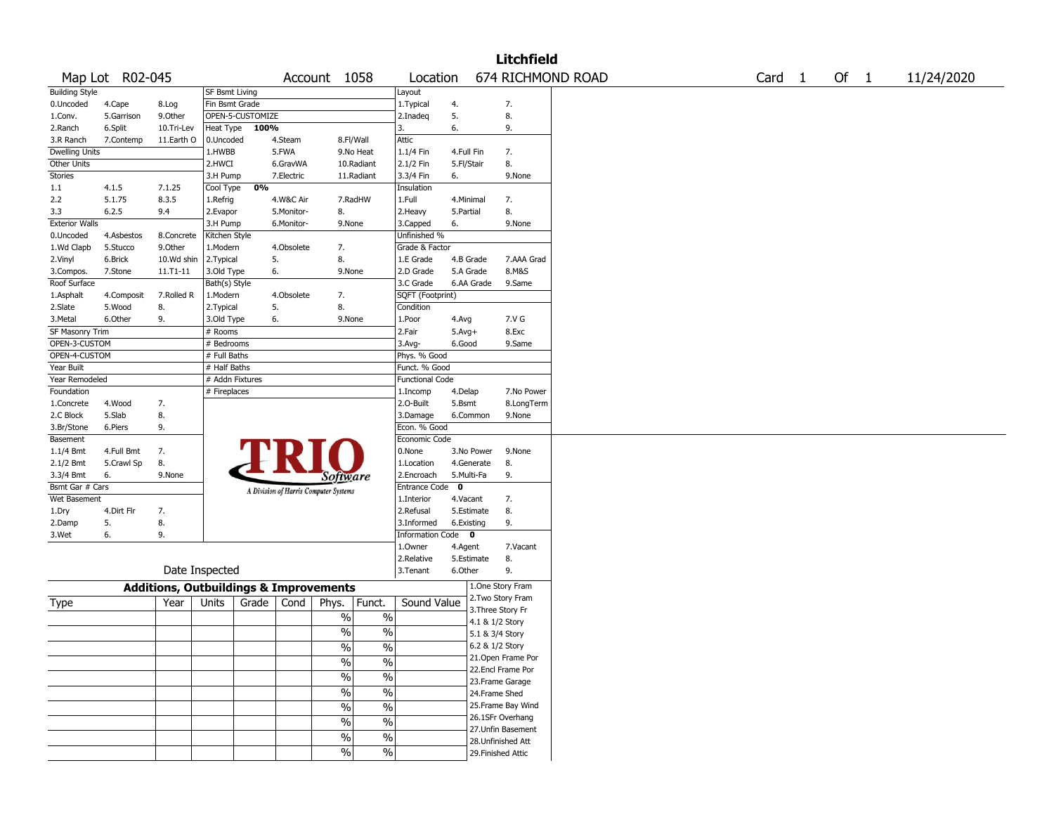# Litchfield

Map Lot R02-045 | Account 1058 | Location 674 RICHMOND ROAD | Card 1 Of 1 | 11/24/2020

| Building Style | | | SF Bsmt Living | | | Layout | | |
|---|---|---|---|---|---|---|---|---|
| 0.Uncoded | 4.Cape | 8.Log | Fin Bsmt Grade | | | 1.Typical | 4. | 7. |
| 1.Conv. | 5.Garrison | 9.Other | OPEN-5-CUSTOMIZE | | | 2.Inadeq | 5. | 8. |
| 2.Ranch | 6.Split | 10.Tri-Lev | Heat Type 100% | | | 3. | 6. | 9. |
| 3.R Ranch | 7.Contemp | 11.Earth O | 0.Uncoded | 4.Steam | 8.Fl/Wall | Attic | | |
| Dwelling Units | | | 1.HWBB | 5.FWA | 9.No Heat | 1.1/4 Fin | 4.Full Fin | 7. |
| Other Units | | | 2.HWCI | 6.GravWA | 10.Radiant | 2.1/2 Fin | 5.Fl/Stair | 8. |
| Stories | | | 3.H Pump | 7.Electric | 11.Radiant | 3.3/4 Fin | 6. | 9.None |
| 1.1 | 4.1.5 | 7.1.25 | Cool Type 0% | | | Insulation | | |
| 2.2 | 5.1.75 | 8.3.5 | 1.Refrig | 4.W&C Air | 7.RadHW | 1.Full | 4.Minimal | 7. |
| 3.3 | 6.2.5 | 9.4 | 2.Evapor | 5.Monitor- | 8. | 2.Heavy | 5.Partial | 8. |
| Exterior Walls | | | 3.H Pump | 6.Monitor- | 9.None | 3.Capped | 6. | 9.None |
| 0.Uncoded | 4.Asbestos | 8.Concrete | Kitchen Style | | | Unfinished % | | |
| 1.Wd Clapb | 5.Stucco | 9.Other | 1.Modern | 4.Obsolete | 7. | Grade & Factor | | |
| 2.Vinyl | 6.Brick | 10.Wd shin | 2.Typical | 5. | 8. | 1.E Grade | 4.B Grade | 7.AAA Grad |
| 3.Compos. | 7.Stone | 11.T1-11 | 3.Old Type | 6. | 9.None | 2.D Grade | 5.A Grade | 8.M&S |
| Roof Surface | | | Bath(s) Style | | | 3.C Grade | 6.AA Grade | 9.Same |
| 1.Asphalt | 4.Composit | 7.Rolled R | 1.Modern | 4.Obsolete | 7. | SQFT (Footprint) | | |
| 2.Slate | 5.Wood | 8. | 2.Typical | 5. | 8. | Condition | | |
| 3.Metal | 6.Other | 9. | 3.Old Type | 6. | 9.None | 1.Poor | 4.Avg | 7.V G |
| SF Masonry Trim | | | # Rooms | | | 2.Fair | 5.Avg+ | 8.Exc |
| OPEN-3-CUSTOM | | | # Bedrooms | | | 3.Avg- | 6.Good | 9.Same |
| OPEN-4-CUSTOM | | | # Full Baths | | | Phys. % Good | | |
| Year Built | | | # Half Baths | | | Funct. % Good | | |
| Year Remodeled | | | # Addn Fixtures | | | Functional Code | | |
| Foundation | | | # Fireplaces | | | 1.Incomp | 4.Delap | 7.No Power |
| 1.Concrete | 4.Wood | 7. | | | | 2.O-Built | 5.Bsmt | 8.LongTerm |
| 2.C Block | 5.Slab | 8. | | | | 3.Damage | 6.Common | 9.None |
| 3.Br/Stone | 6.Piers | 9. | | | | Econ. % Good | | |
| Basement | | | | | | Economic Code | | |
| 1.1/4 Bmt | 4.Full Bmt | 7. | | | | 0.None | 3.No Power | 9.None |
| 2.1/2 Bmt | 5.Crawl Sp | 8. | | | | 1.Location | 4.Generate | 8. |
| 3.3/4 Bmt | 6. | 9.None | | | | 2.Encroach | 5.Multi-Fa | 9. |
| Bsmt Gar # Cars | | | | | | Entrance Code 0 | | |
| Wet Basement | | | | | | 1.Interior | 4.Vacant | 7. |
| 1.Dry | 4.Dirt Flr | 7. | | | | 2.Refusal | 5.Estimate | 8. |
| 2.Damp | 5. | 8. | | | | 3.Informed | 6.Existing | 9. |
| 3.Wet | 6. | 9. | | | | Information Code 0 | | |
| | | | | | | 1.Owner | 4.Agent | 7.Vacant |
| | | | | | | 2.Relative | 5.Estimate | 8. |
| | | | Date Inspected | | | 3.Tenant | 6.Other | 9. |

TRIO Software — A Division of Harris Computer Systems

## Additions, Outbuildings & Improvements

| Type | Year | Units | Grade | Cond | Phys. | Funct. | Sound Value |
|---|---|---|---|---|---|---|---|
| | | | | | % | % | |
| | | | | | % | % | |
| | | | | | % | % | |
| | | | | | % | % | |
| | | | | | % | % | |
| | | | | | % | % | |
| | | | | | % | % | |
| | | | | | % | % | |
| | | | | | % | % | |
| | | | | | % | % | |

1.One Story Fram
2.Two Story Fram
3.Three Story Fr
4.1 & 1/2 Story
5.1 & 3/4 Story
6.2 & 1/2 Story
21.Open Frame Por
22.Encl Frame Por
23.Frame Garage
24.Frame Shed
25.Frame Bay Wind
26.1SFr Overhang
27.Unfin Basement
28.Unfinished Att
29.Finished Attic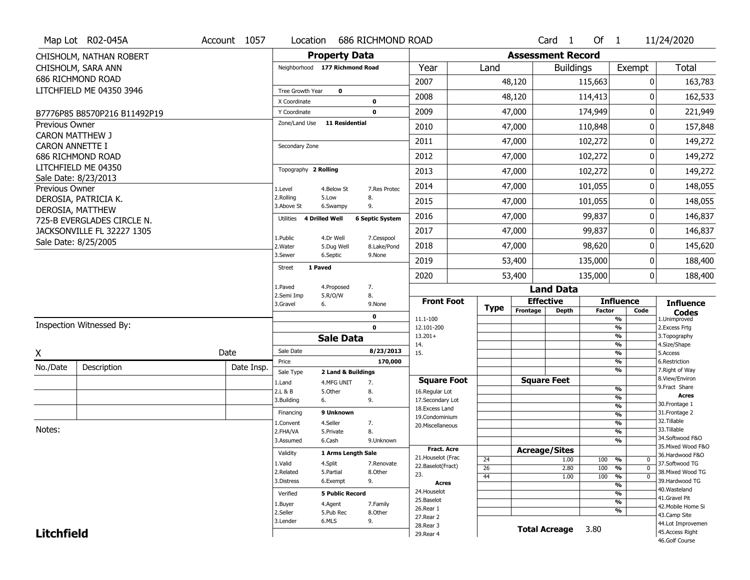Map Lot R02-045A | Account 1057 | Location 686 RICHMOND ROAD | Card 1 Of 1 | 11/24/2020

CHISHOLM, NATHAN ROBERT
CHISHOLM, SARA ANN
686 RICHMOND ROAD
LITCHFIELD ME 04350 3946

B7776P85 B8570P216 B11492P19

Previous Owner
CARON MATTHEW J
CARON ANNETTE I
686 RICHMOND ROAD
LITCHFIELD ME 04350
Sale Date: 8/23/2013

Previous Owner
DEROSIA, PATRICIA K.
DEROSIA, MATTHEW
725-B EVERGLADES CIRCLE N.
JACKSONVILLE FL 32227 1305
Sale Date: 8/25/2005

Inspection Witnessed By:

X _______________ Date

| No./Date | Description | Date Insp. |
|---|---|---|
| | | |
| | | |
| | | |

Notes:

**Litchfield**

## Property Data

- Neighborhood: 177 Richmond Road
- Tree Growth Year: 0
- X Coordinate: 0
- Y Coordinate: 0
- Zone/Land Use: 11 Residential
- Secondary Zone:
- Topography: 2 Rolling
  - 1.Level, 2.Rolling, 3.Above St, 4.Below St, 5.Low, 6.Swampy, 7.Res Protec, 8., 9.
- Utilities: 4 Drilled Well, 6 Septic System
  - 1.Public, 2.Water, 3.Sewer, 4.Dr Well, 5.Dug Well, 6.Septic, 7.Cesspool, 8.Lake/Pond, 9.None
- Street: 1 Paved
  - 1.Paved, 2.Semi Imp, 3.Gravel, 4.Proposed, 5.R/O/W, 6., 7., 8., 9.None
- 0
- 0

## Sale Data

- Sale Date: 8/23/2013
- Price: 170,000
- Sale Type: 2 Land & Buildings
  - 1.Land, 2.L & B, 3.Building, 4.MFG UNIT, 5.Other, 6., 7., 8., 9.
- Financing: 9 Unknown
  - 1.Convent, 2.FHA/VA, 3.Assumed, 4.Seller, 5.Private, 6.Cash, 7., 8., 9.Unknown
- Validity: 1 Arms Length Sale
  - 1.Valid, 2.Related, 3.Distress, 4.Split, 5.Partial, 6.Exempt, 7.Renovate, 8.Other, 9.
- Verified: 5 Public Record
  - 1.Buyer, 2.Seller, 3.Lender, 4.Agent, 5.Pub Rec, 6.MLS, 7.Family, 8.Other, 9.

## Assessment Record

| Year | Land | Buildings | Exempt | Total |
|---|---|---|---|---|
| 2007 | 48,120 | 115,663 | 0 | 163,783 |
| 2008 | 48,120 | 114,413 | 0 | 162,533 |
| 2009 | 47,000 | 174,949 | 0 | 221,949 |
| 2010 | 47,000 | 110,848 | 0 | 157,848 |
| 2011 | 47,000 | 102,272 | 0 | 149,272 |
| 2012 | 47,000 | 102,272 | 0 | 149,272 |
| 2013 | 47,000 | 102,272 | 0 | 149,272 |
| 2014 | 47,000 | 101,055 | 0 | 148,055 |
| 2015 | 47,000 | 101,055 | 0 | 148,055 |
| 2016 | 47,000 | 99,837 | 0 | 146,837 |
| 2017 | 47,000 | 99,837 | 0 | 146,837 |
| 2018 | 47,000 | 98,620 | 0 | 145,620 |
| 2019 | 53,400 | 135,000 | 0 | 188,400 |
| 2020 | 53,400 | 135,000 | 0 | 188,400 |

## Land Data

| Type | Effective Frontage | Effective Depth | Influence Factor | Influence Code |
|---|---|---|---|---|
| 24 | | 1.00 | 100 % | 0 |
| 26 | | 2.80 | 100 % | 0 |
| 44 | | 1.00 | 100 % | 0 |

Front Foot: 11.1-100, 12.101-200, 13.201+, 14., 15.

Square Foot: 16.Regular Lot, 17.Secondary Lot, 18.Excess Land, 19.Condominium, 20.Miscellaneous

Fract. Acre: 21.Houselot (Frac, 22.Baselot(Fract), 23.

Acres: 24.Houselot, 25.Baselot, 26.Rear 1, 27.Rear 2, 28.Rear 3, 29.Rear 4

**Total Acreage** 3.80

Influence Codes: 1.Unimproved, 2.Excess Frtg, 3.Topography, 4.Size/Shape, 5.Access, 6.Restriction, 7.Right of Way, 8.View/Environ, 9.Fract Share

Acres: 30.Frontage 1, 31.Frontage 2, 32.Tillable, 33.Tillable, 34.Softwood F&O, 35.Mixed Wood F&O, 36.Hardwood F&O, 37.Softwood TG, 38.Mixed Wood TG, 39.Hardwood TG, 40.Wasteland, 41.Gravel Pit, 42.Mobile Home Si, 43.Camp Site, 44.Lot Improvemen, 45.Access Right, 46.Golf Course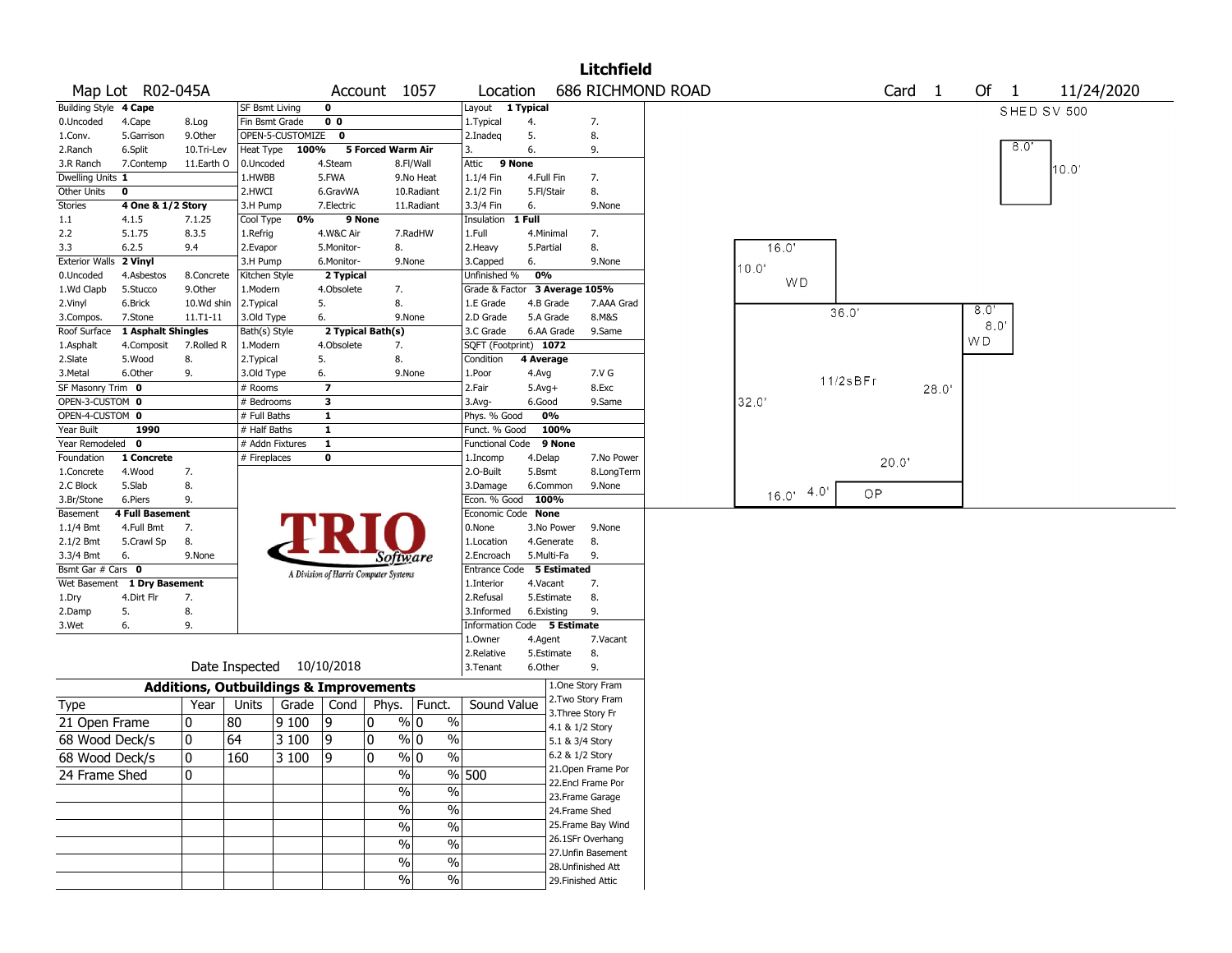# Litchfield

Map Lot R02-045A | Account 1057 | Location 686 RICHMOND ROAD | Card 1 Of 1 | 11/24/2020

| Building Style | 4 Cape | SF Bsmt Living | 0 | Layout | 1 Typical |
|---|---|---|---|---|---|
| 0.Uncoded 4.Cape 8.Log | | Fin Bsmt Grade | 0 0 | 1.Typical 4. 7. | |
| 1.Conv. 5.Garrison 9.Other | | OPEN-5-CUSTOMIZE | 0 | 2.Inadeq 5. 8. | |
| 2.Ranch 6.Split 10.Tri-Lev | | Heat Type 100% | 5 Forced Warm Air | 3. 6. 9. | |
| 3.R Ranch 7.Contemp 11.Earth O | | 0.Uncoded 4.Steam 8.Fl/Wall | | Attic | 9 None |
| Dwelling Units | 1 | 1.HWBB 5.FWA 9.No Heat | | 1.1/4 Fin 4.Full Fin 7. | |
| Other Units | 0 | 2.HWCI 6.GravWA 10.Radiant | | 2.1/2 Fin 5.Fl/Stair 8. | |
| Stories | 4 One & 1/2 Story | 3.H Pump 7.Electric 11.Radiant | | 3.3/4 Fin 6. 9.None | |
| 1.1 4.1.5 7.1.25 | | Cool Type 0% | 9 None | Insulation | 1 Full |
| 2.2 5.1.75 8.3.5 | | 1.Refrig 4.W&C Air 7.RadHW | | 1.Full 4.Minimal 7. | |
| 3.3 6.2.5 9.4 | | 2.Evapor 5.Monitor- 8. | | 2.Heavy 5.Partial 8. | |
| Exterior Walls | 2 Vinyl | 3.H Pump 6.Monitor- 9.None | | 3.Capped 6. 9.None | |
| 0.Uncoded 4.Asbestos 8.Concrete | | Kitchen Style | 2 Typical | Unfinished % | 0% |
| 1.Wd Clapb 5.Stucco 9.Other | | 1.Modern 4.Obsolete 7. | | Grade & Factor | 3 Average 105% |
| 2.Vinyl 6.Brick 10.Wd shin | | 2.Typical 5. 8. | | 1.E Grade 4.B Grade 7.AAA Grad | |
| 3.Compos. 7.Stone 11.T1-11 | | 3.Old Type 6. 9.None | | 2.D Grade 5.A Grade 8.M&S | |
| Roof Surface | 1 Asphalt Shingles | Bath(s) Style | 2 Typical Bath(s) | 3.C Grade 6.AA Grade 9.Same | |
| 1.Asphalt 4.Composit 7.Rolled R | | 1.Modern 4.Obsolete 7. | | SQFT (Footprint) | 1072 |
| 2.Slate 5.Wood 8. | | 2.Typical 5. 8. | | Condition | 4 Average |
| 3.Metal 6.Other 9. | | 3.Old Type 6. 9.None | | 1.Poor 4.Avg 7.V G | |
| SF Masonry Trim | 0 | # Rooms | 7 | 2.Fair 5.Avg+ 8.Exc | |
| OPEN-3-CUSTOM | 0 | # Bedrooms | 3 | 3.Avg- 6.Good 9.Same | |
| OPEN-4-CUSTOM | 0 | # Full Baths | 1 | Phys. % Good | 0% |
| Year Built | 1990 | # Half Baths | 1 | Funct. % Good | 100% |
| Year Remodeled | 0 | # Addn Fixtures | 1 | Functional Code | 9 None |
| Foundation | 1 Concrete | # Fireplaces | 0 | 1.Incomp 4.Delap 7.No Power | |
| 1.Concrete 4.Wood 7. | | | | 2.O-Built 5.Bsmt 8.LongTerm | |
| 2.C Block 5.Slab 8. | | | | 3.Damage 6.Common 9.None | |
| 3.Br/Stone 6.Piers 9. | | | | Econ. % Good | 100% |
| Basement | 4 Full Basement | | | Economic Code | None |
| 1.1/4 Bmt 4.Full Bmt 7. | | | | 0.None 3.No Power 9.None | |
| 2.1/2 Bmt 5.Crawl Sp 8. | | | | 1.Location 4.Generate 8. | |
| 3.3/4 Bmt 6. 9.None | | | | 2.Encroach 5.Multi-Fa 9. | |
| Bsmt Gar # Cars | 0 | | | Entrance Code | 5 Estimated |
| Wet Basement | 1 Dry Basement | | | 1.Interior 4.Vacant 7. | |
| 1.Dry 4.Dirt Flr 7. | | | | 2.Refusal 5.Estimate 8. | |
| 2.Damp 5. 8. | | | | 3.Informed 6.Existing 9. | |
| 3.Wet 6. 9. | | | | Information Code | 5 Estimate |
| | | | | 1.Owner 4.Agent 7.Vacant | |
| | | | | 2.Relative 5.Estimate 8. | |
| | | Date Inspected | 10/10/2018 | 3.Tenant 6.Other 9. | |

TRIO Software — A Division of Harris Computer Systems

## Additions, Outbuildings & Improvements

| Type | Year | Units | Grade | Cond | Phys. | Funct. | Sound Value |
|---|---|---|---|---|---|---|---|
| 21 Open Frame | 0 | 80 | 9 100 | 9 | 0 % | 0 % | |
| 68 Wood Deck/s | 0 | 64 | 3 100 | 9 | 0 % | 0 % | |
| 68 Wood Deck/s | 0 | 160 | 3 100 | 9 | 0 % | 0 % | |
| 24 Frame Shed | 0 | | | | % | % | 500 |
| | | | | | % | % | |
| | | | | | % | % | |
| | | | | | % | % | |
| | | | | | % | % | |
| | | | | | % | % | |
| | | | | | % | % | |

1.One Story Fram
2.Two Story Fram
3.Three Story Fr
4.1 & 1/2 Story
5.1 & 3/4 Story
6.2 & 1/2 Story
21.Open Frame Por
22.Encl Frame Por
23.Frame Garage
24.Frame Shed
25.Frame Bay Wind
26.1SFr Overhang
27.Unfin Basement
28.Unfinished Att
29.Finished Attic

SHED SV 500

8.0' 10.0'

16.0' 10.0' WD

36.0' 11/2sBFr 28.0' 32.0' 20.0'

8.0' 8.0' WD

16.0' 4.0' OP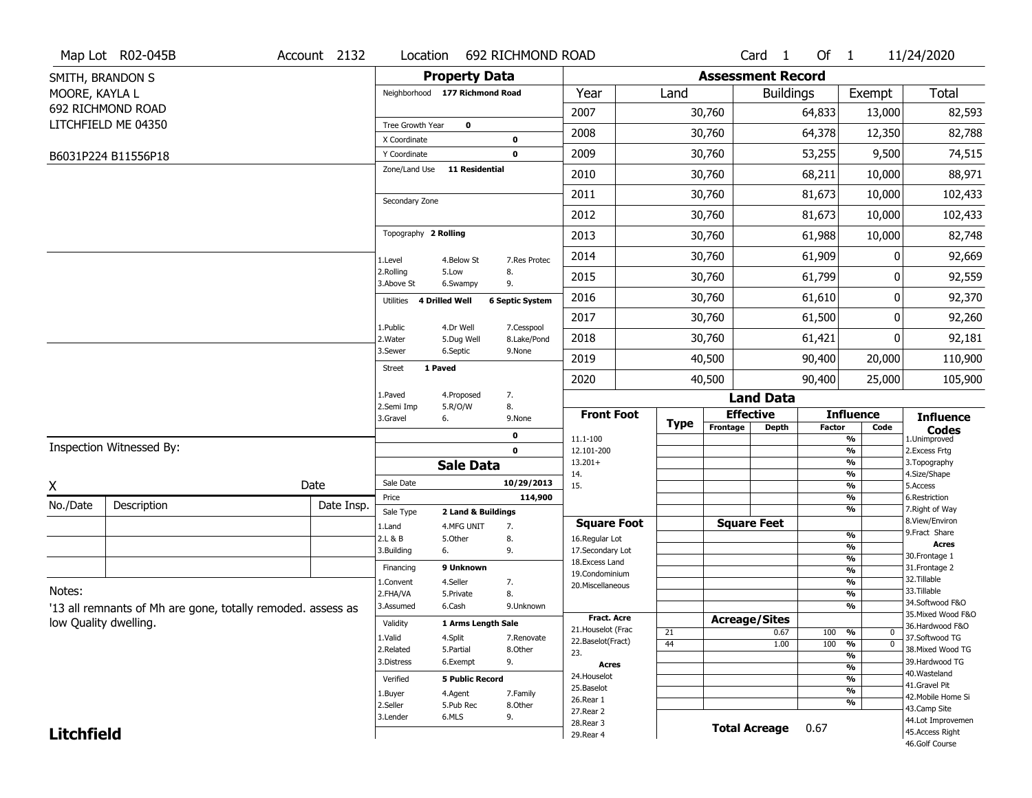Map Lot R02-045B | Account 2132 | Location 692 RICHMOND ROAD | Card 1 Of 1 | 11/24/2020

SMITH, BRANDON S
MOORE, KAYLA L
692 RICHMOND ROAD
LITCHFIELD ME 04350

B6031P224 B11556P18

## Property Data

Neighborhood 177 Richmond Road

Tree Growth Year 0
X Coordinate 0
Y Coordinate 0
Zone/Land Use 11 Residential

Secondary Zone

Topography 2 Rolling

1.Level 4.Below St 7.Res Protec
2.Rolling 5.Low 8.
3.Above St 6.Swampy 9.

Utilities 4 Drilled Well 6 Septic System

1.Public 4.Dr Well 7.Cesspool
2.Water 5.Dug Well 8.Lake/Pond
3.Sewer 6.Septic 9.None

Street 1 Paved

1.Paved 4.Proposed 7.
2.Semi Imp 5.R/O/W 8.
3.Gravel 6. 9.None

0
0

## Sale Data

Sale Date 10/29/2013
Price 114,900
Sale Type 2 Land & Buildings

1.Land 4.MFG UNIT 7.
2.L & B 5.Other 8.
3.Building 6. 9.

Financing 9 Unknown

1.Convent 4.Seller 7.
2.FHA/VA 5.Private 8.
3.Assumed 6.Cash 9.Unknown

Validity 1 Arms Length Sale

1.Valid 4.Split 7.Renovate
2.Related 5.Partial 8.Other
3.Distress 6.Exempt 9.

Verified 5 Public Record

1.Buyer 4.Agent 7.Family
2.Seller 5.Pub Rec 8.Other
3.Lender 6.MLS 9.

## Assessment Record

| Year | Land | Buildings | Exempt | Total |
|---|---|---|---|---|
| 2007 | 30,760 | 64,833 | 13,000 | 82,593 |
| 2008 | 30,760 | 64,378 | 12,350 | 82,788 |
| 2009 | 30,760 | 53,255 | 9,500 | 74,515 |
| 2010 | 30,760 | 68,211 | 10,000 | 88,971 |
| 2011 | 30,760 | 81,673 | 10,000 | 102,433 |
| 2012 | 30,760 | 81,673 | 10,000 | 102,433 |
| 2013 | 30,760 | 61,988 | 10,000 | 82,748 |
| 2014 | 30,760 | 61,909 | 0 | 92,669 |
| 2015 | 30,760 | 61,799 | 0 | 92,559 |
| 2016 | 30,760 | 61,610 | 0 | 92,370 |
| 2017 | 30,760 | 61,500 | 0 | 92,260 |
| 2018 | 30,760 | 61,421 | 0 | 92,181 |
| 2019 | 40,500 | 90,400 | 20,000 | 110,900 |
| 2020 | 40,500 | 90,400 | 25,000 | 105,900 |

## Land Data

| | Type | Effective Frontage | Effective Depth | Influence Factor | Influence Code |
|---|---|---|---|---|---|
| **Front Foot** | | | | | |
| 11.1-100 | | | | % | |
| 12.101-200 | | | | % | |
| 13.201+ | | | | % | |
| 14. | | | | % | |
| 15. | | | | % | |
| **Square Foot** | | **Square Feet** | | | |
| 16.Regular Lot | | | | % | |
| 17.Secondary Lot | | | | % | |
| 18.Excess Land | | | | % | |
| 19.Condominium | | | | % | |
| 20.Miscellaneous | | | | % | |
| **Fract. Acre** | | **Acreage/Sites** | | | |
| 21.Houselot (Frac | 21 | | 0.67 | 100 % | 0 |
| 22.Baselot(Fract) | 44 | | 1.00 | 100 % | 0 |
| 23. | | | | % | |
| **Acres** | | | | | |
| 24.Houselot | | | | % | |
| 25.Baselot | | | | % | |
| 26.Rear 1 | | | | % | |
| 27.Rear 2 | | | | | |
| 28.Rear 3 | | | | | |
| 29.Rear 4 | | | | | |

**Total Acreage** 0.67

**Influence Codes**
1.Unimproved
2.Excess Frtg
3.Topography
4.Size/Shape
5.Access
6.Restriction
7.Right of Way
8.View/Environ
9.Fract Share
**Acres**
30.Frontage 1
31.Frontage 2
32.Tillable
33.Tillable
34.Softwood F&O
35.Mixed Wood F&O
36.Hardwood F&O
37.Softwood TG
38.Mixed Wood TG
39.Hardwood TG
40.Wasteland
41.Gravel Pit
42.Mobile Home Si
43.Camp Site
44.Lot Improvemen
45.Access Right
46.Golf Course

Inspection Witnessed By:

X Date

| No./Date | Description | Date Insp. |
|---|---|---|
| | | |
| | | |
| | | |

Notes:
'13 all remnants of Mh are gone, totally remoded. assess as low Quality dwelling.

**Litchfield**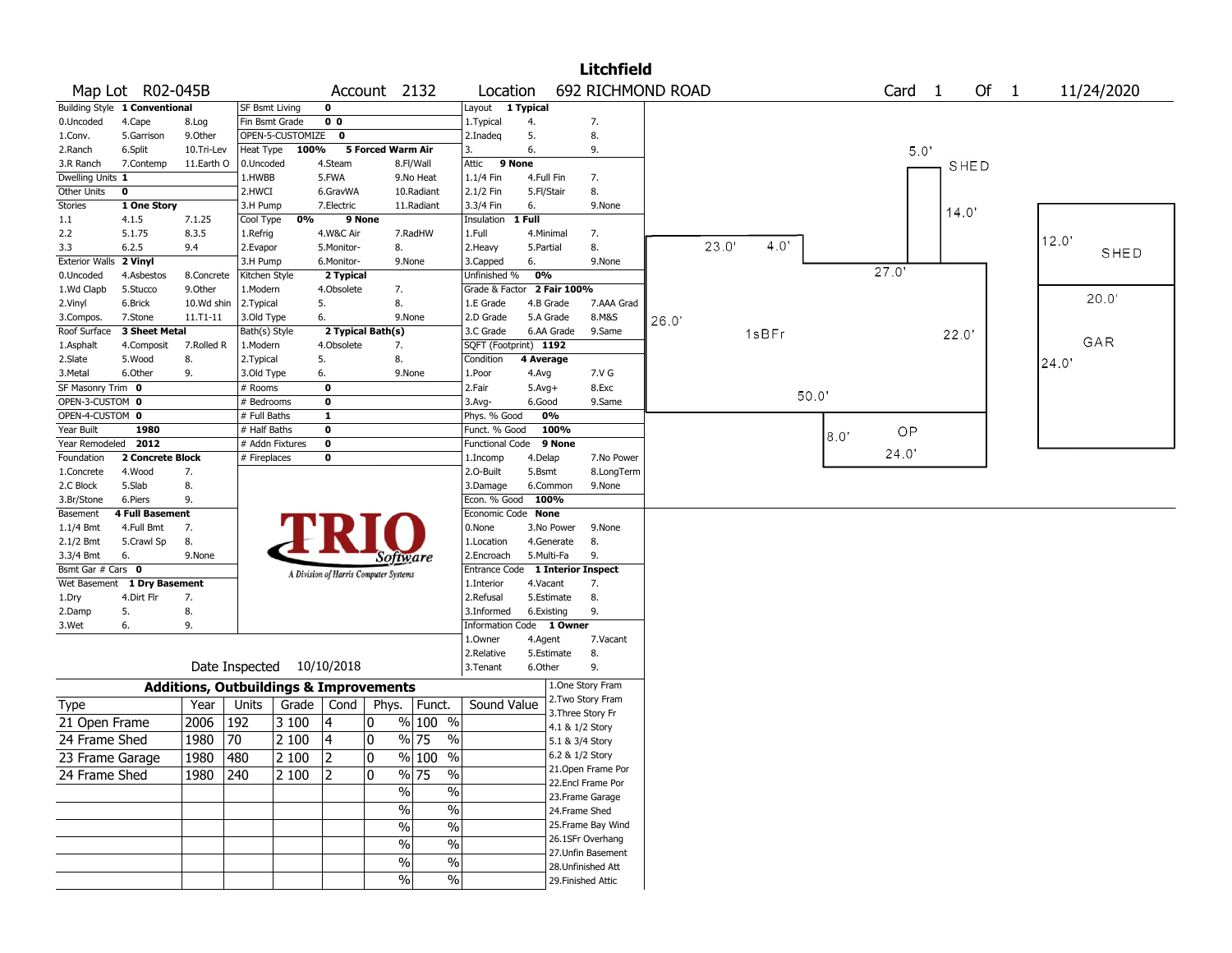# Litchfield

**Map Lot** R02-045B **Account** 2132 **Location** 692 RICHMOND ROAD **Card** 1 **Of** 1 11/24/2020

| Field | Value | Options |
|---|---|---|
| Building Style | 1 Conventional | 0.Uncoded, 1.Conv., 2.Ranch, 3.R Ranch, 4.Cape, 5.Garrison, 6.Split, 7.Contemp, 8.Log, 9.Other, 10.Tri-Lev, 11.Earth O |
| Dwelling Units | 1 | |
| Other Units | 0 | |
| Stories | 1 One Story | 1.1, 2.2, 3.3, 4.1.5, 5.1.75, 6.2.5, 7.1.25, 8.3.5, 9.4 |
| Exterior Walls | 2 Vinyl | 0.Uncoded, 1.Wd Clapb, 2.Vinyl, 3.Compos., 4.Asbestos, 5.Stucco, 6.Brick, 7.Stone, 8.Concrete, 9.Other, 10.Wd shin, 11.T1-11 |
| Roof Surface | 3 Sheet Metal | 1.Asphalt, 2.Slate, 3.Metal, 4.Composit, 5.Wood, 6.Other, 7.Rolled R, 8., 9. |
| SF Masonry Trim | 0 | |
| OPEN-3-CUSTOM | 0 | |
| OPEN-4-CUSTOM | 0 | |
| Year Built | 1980 | |
| Year Remodeled | 2012 | |
| Foundation | 2 Concrete Block | 1.Concrete, 2.C Block, 3.Br/Stone, 4.Wood, 5.Slab, 6.Piers, 7., 8., 9. |
| Basement | 4 Full Basement | 1.1/4 Bmt, 2.1/2 Bmt, 3.3/4 Bmt, 4.Full Bmt, 5.Crawl Sp, 6., 7., 8., 9.None |
| Bsmt Gar # Cars | 0 | |
| Wet Basement | 1 Dry Basement | 1.Dry, 2.Damp, 3.Wet, 4.Dirt Flr, 5., 6., 7., 8., 9. |
| SF Bsmt Living | 0 | |
| Fin Bsmt Grade | 0 0 | |
| OPEN-5-CUSTOMIZE | 0 | |
| Heat Type | 100% 5 Forced Warm Air | 0.Uncoded, 1.HWBB, 2.HWCI, 3.H Pump, 4.Steam, 5.FWA, 6.GravWA, 7.Electric, 8.Fl/Wall, 9.No Heat, 10.Radiant, 11.Radiant |
| Cool Type | 0% 9 None | 1.Refrig, 2.Evapor, 3.H Pump, 4.W&C Air, 5.Monitor-, 6.Monitor-, 7.RadHW, 8., 9.None |
| Kitchen Style | 2 Typical | 1.Modern, 2.Typical, 3.Old Type, 4.Obsolete, 5., 6., 7., 8., 9.None |
| Bath(s) Style | 2 Typical Bath(s) | 1.Modern, 2.Typical, 3.Old Type, 4.Obsolete, 5., 6., 7., 8., 9.None |
| # Rooms | 0 | |
| # Bedrooms | 0 | |
| # Full Baths | 1 | |
| # Half Baths | 0 | |
| # Addn Fixtures | 0 | |
| # Fireplaces | 0 | |
| Layout | 1 Typical | 1.Typical, 2.Inadeq, 3., 4., 5., 6., 7., 8., 9. |
| Attic | 9 None | 1.1/4 Fin, 2.1/2 Fin, 3.3/4 Fin, 4.Full Fin, 5.Fl/Stair, 6., 7., 8., 9.None |
| Insulation | 1 Full | 1.Full, 2.Heavy, 3.Capped, 4.Minimal, 5.Partial, 6., 7., 8., 9.None |
| Unfinished % | 0% | |
| Grade & Factor | 2 Fair 100% | 1.E Grade, 2.D Grade, 3.C Grade, 4.B Grade, 5.A Grade, 6.AA Grade, 7.AAA Grad, 8.M&S, 9.Same |
| SQFT (Footprint) | 1192 | |
| Condition | 4 Average | 1.Poor, 2.Fair, 3.Avg-, 4.Avg, 5.Avg+, 6.Good, 7.V G, 8.Exc, 9.Same |
| Phys. % Good | 0% | |
| Funct. % Good | 100% | |
| Functional Code | 9 None | 1.Incomp, 2.O-Built, 3.Damage, 4.Delap, 5.Bsmt, 6.Common, 7.No Power, 8.LongTerm, 9.None |
| Econ. % Good | 100% | |
| Economic Code | None | 0.None, 1.Location, 2.Encroach, 3.No Power, 4.Generate, 5.Multi-Fa, 8., 9.None |
| Entrance Code | 1 Interior Inspect | 1.Interior, 2.Refusal, 3.Informed, 4.Vacant, 5.Estimate, 6.Existing, 7., 8., 9. |
| Information Code | 1 Owner | 1.Owner, 2.Relative, 3.Tenant, 4.Agent, 5.Estimate, 6.Other, 7.Vacant, 8., 9. |

Date Inspected 10/10/2018

TRIO Software — A Division of Harris Computer Systems

## Additions, Outbuildings & Improvements

| Type | Year | Units | Grade | Cond | Phys. | Funct. | Sound Value |
|---|---|---|---|---|---|---|---|
| 21 Open Frame | 2006 | 192 | 3 100 | 4 | 0 % | 100 % | |
| 24 Frame Shed | 1980 | 70 | 2 100 | 4 | 0 % | 75 % | |
| 23 Frame Garage | 1980 | 480 | 2 100 | 2 | 0 % | 100 % | |
| 24 Frame Shed | 1980 | 240 | 2 100 | 2 | 0 % | 75 % | |

Type codes: 1.One Story Fram, 2.Two Story Fram, 3.Three Story Fr, 4.1 & 1/2 Story, 5.1 & 3/4 Story, 6.2 & 1/2 Story, 21.Open Frame Por, 22.Encl Frame Por, 23.Frame Garage, 24.Frame Shed, 25.Frame Bay Wind, 26.1SFr Overhang, 27.Unfin Basement, 28.Unfinished Att, 29.Finished Attic

Sketch labels: 1sBFr (50.0' x 26.0' / 23.0', 4.0', 27.0', 22.0'); SHED 5.0' x 14.0'; OP 24.0' x 8.0'; SHED 12.0'; GAR 20.0' x 24.0'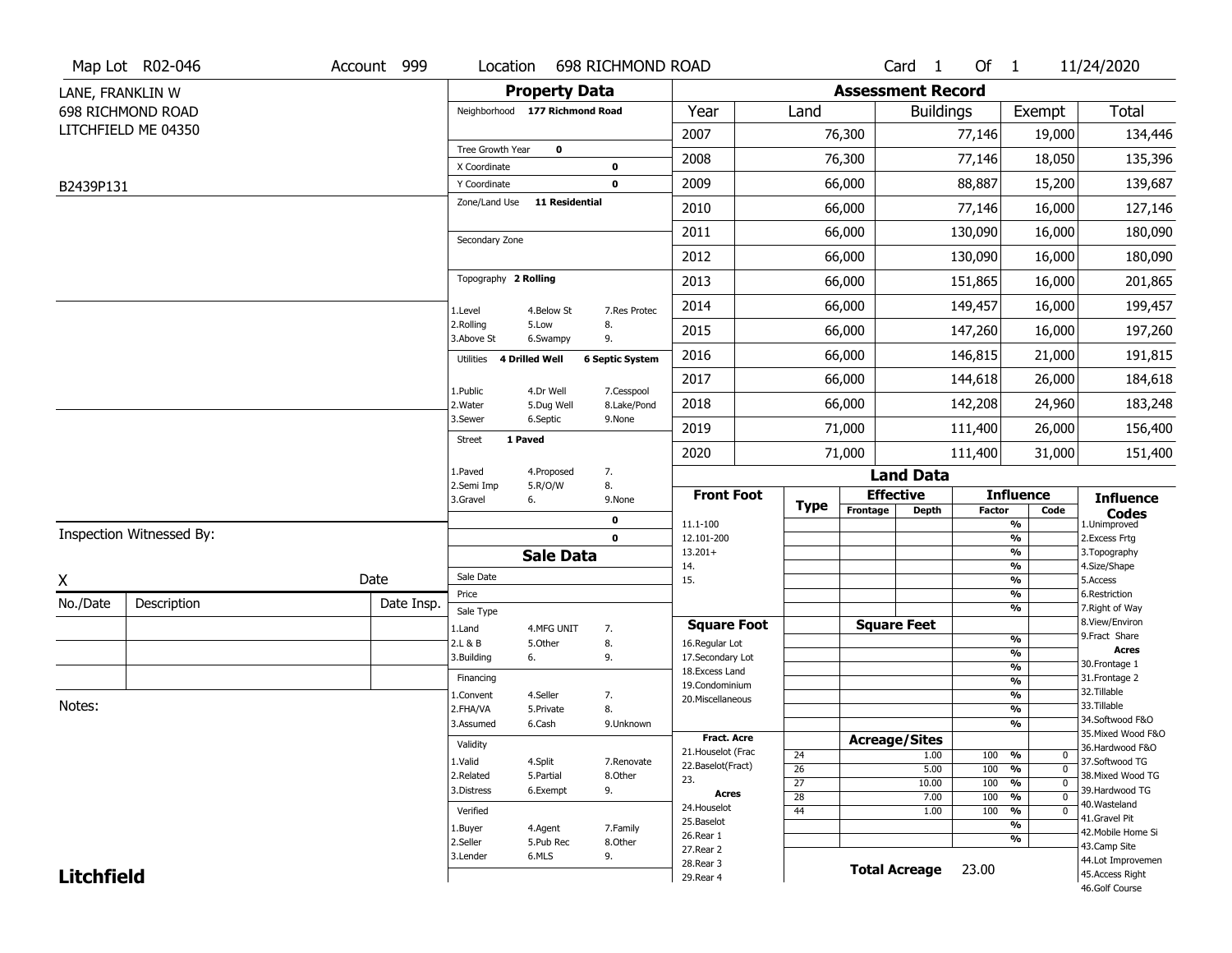Map Lot R02-046 | Account 999 | Location 698 RICHMOND ROAD | Card 1 Of 1 | 11/24/2020

LANE, FRANKLIN W
698 RICHMOND ROAD
LITCHFIELD ME 04350

B2439P131

## Property Data

Neighborhood **177 Richmond Road**

Tree Growth Year **0**
X Coordinate **0**
Y Coordinate **0**
Zone/Land Use **11 Residential**

Secondary Zone

Topography **2 Rolling**

1.Level 4.Below St 7.Res Protec
2.Rolling 5.Low 8.
3.Above St 6.Swampy 9.

Utilities **4 Drilled Well** **6 Septic System**

1.Public 4.Dr Well 7.Cesspool
2.Water 5.Dug Well 8.Lake/Pond
3.Sewer 6.Septic 9.None

Street **1 Paved**

1.Paved 4.Proposed 7.
2.Semi Imp 5.R/O/W 8.
3.Gravel 6. 9.None

**0**
**0**

## Sale Data

Sale Date
Price
Sale Type
1.Land 4.MFG UNIT 7.
2.L & B 5.Other 8.
3.Building 6. 9.

Financing
1.Convent 4.Seller 7.
2.FHA/VA 5.Private 8.
3.Assumed 6.Cash 9.Unknown

Validity
1.Valid 4.Split 7.Renovate
2.Related 5.Partial 8.Other
3.Distress 6.Exempt 9.

Verified
1.Buyer 4.Agent 7.Family
2.Seller 5.Pub Rec 8.Other
3.Lender 6.MLS 9.

## Assessment Record

| Year | Land | Buildings | Exempt | Total |
|---|---|---|---|---|
| 2007 | 76,300 | 77,146 | 19,000 | 134,446 |
| 2008 | 76,300 | 77,146 | 18,050 | 135,396 |
| 2009 | 66,000 | 88,887 | 15,200 | 139,687 |
| 2010 | 66,000 | 77,146 | 16,000 | 127,146 |
| 2011 | 66,000 | 130,090 | 16,000 | 180,090 |
| 2012 | 66,000 | 130,090 | 16,000 | 180,090 |
| 2013 | 66,000 | 151,865 | 16,000 | 201,865 |
| 2014 | 66,000 | 149,457 | 16,000 | 199,457 |
| 2015 | 66,000 | 147,260 | 16,000 | 197,260 |
| 2016 | 66,000 | 146,815 | 21,000 | 191,815 |
| 2017 | 66,000 | 144,618 | 26,000 | 184,618 |
| 2018 | 66,000 | 142,208 | 24,960 | 183,248 |
| 2019 | 71,000 | 111,400 | 26,000 | 156,400 |
| 2020 | 71,000 | 111,400 | 31,000 | 151,400 |

## Land Data

| Front Foot | Type | Effective Frontage | Effective Depth | Influence Factor | Influence Code |
|---|---|---|---|---|---|
| 11.1-100 | | | | % | |
| 12.101-200 | | | | % | |
| 13.201+ | | | | % | |
| 14. | | | | % | |
| 15. | | | | % | |
| | | | | % | |
| | | | | % | |

| Square Foot | | Square Feet | | |
|---|---|---|---|---|
| 16.Regular Lot | | | % | |
| 17.Secondary Lot | | | % | |
| 18.Excess Land | | | % | |
| 19.Condominium | | | % | |
| 20.Miscellaneous | | | % | |
| | | | % | |
| | | | % | |

| Fract. Acre / Acres | Type | Acreage/Sites | Factor | Code |
|---|---|---|---|---|
| 21.Houselot (Frac | 24 | 1.00 | 100 % | 0 |
| 22.Baselot(Fract) | 26 | 5.00 | 100 % | 0 |
| 23. | 27 | 10.00 | 100 % | 0 |
| 24.Houselot | 28 | 7.00 | 100 % | 0 |
| 25.Baselot | 44 | 1.00 | 100 % | 0 |
| 26.Rear 1 | | | % | |
| 27.Rear 2 | | | % | |
| 28.Rear 3 | | | | |
| 29.Rear 4 | | | | |

**Total Acreage** 23.00

**Influence Codes**
1.Unimproved
2.Excess Frtg
3.Topography
4.Size/Shape
5.Access
6.Restriction
7.Right of Way
8.View/Environ
9.Fract Share

**Acres**
30.Frontage 1
31.Frontage 2
32.Tillable
33.Tillable
34.Softwood F&O
35.Mixed Wood F&O
36.Hardwood F&O
37.Softwood TG
38.Mixed Wood TG
39.Hardwood TG
40.Wasteland
41.Gravel Pit
42.Mobile Home Si
43.Camp Site
44.Lot Improvemen
45.Access Right
46.Golf Course

Inspection Witnessed By:

X ________________ Date

| No./Date | Description | Date Insp. |
|---|---|---|
| | | |
| | | |
| | | |

Notes:

**Litchfield**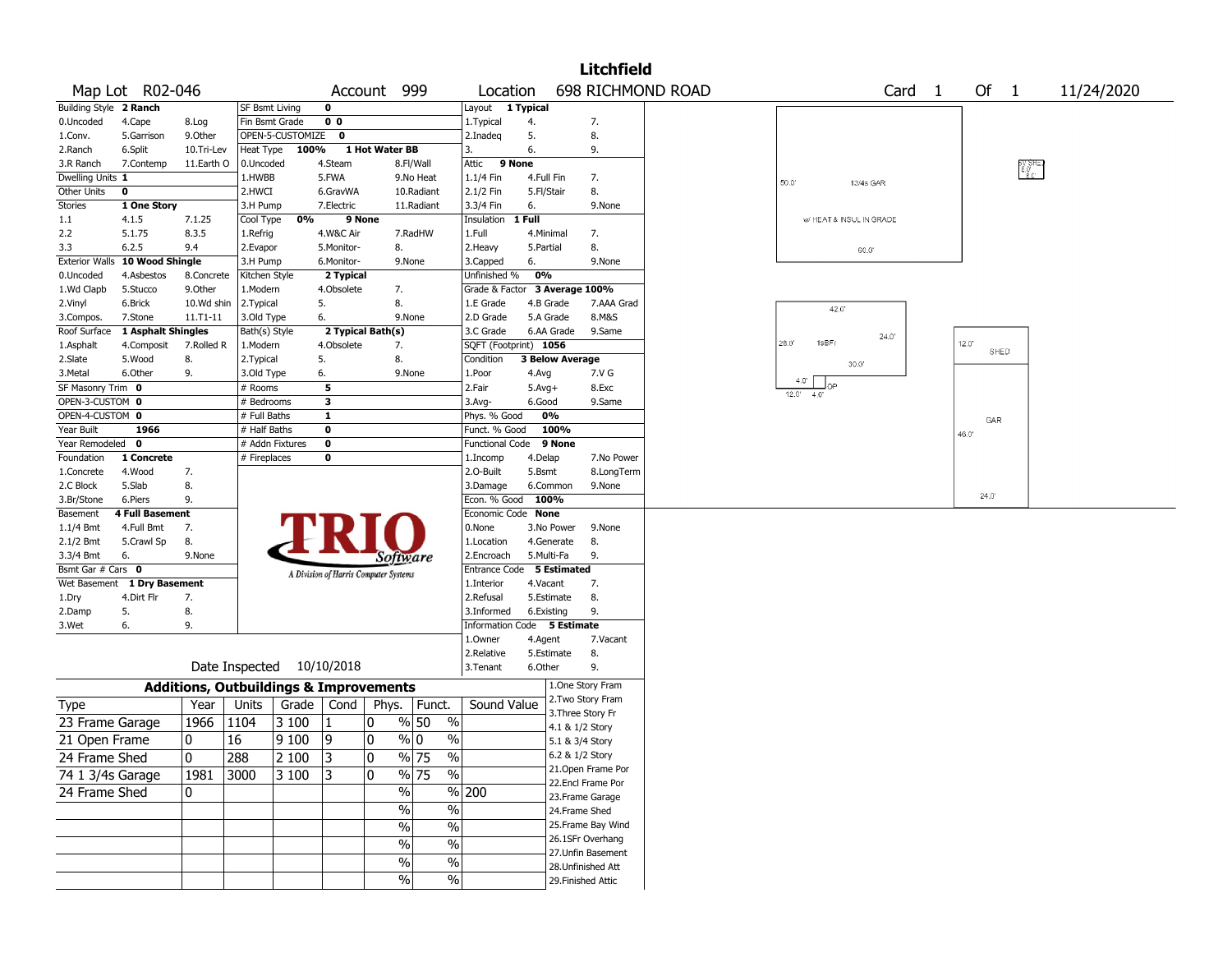# Litchfield

**Map Lot** R02-046 | **Account** 999 | **Location** 698 RICHMOND ROAD | **Card** 1 **Of** 1 | 11/24/2020

| | | | | | | | | | | | |
|---|---|---|---|---|---|---|---|---|---|---|---|
| Building Style | **2 Ranch** | | SF Bsmt Living | **0** | | | Layout | **1 Typical** | | | |
| 0.Uncoded | 4.Cape | 8.Log | Fin Bsmt Grade | **0 0** | | | 1.Typical | 4. | | 7. | |
| 1.Conv. | 5.Garrison | 9.Other | OPEN-5-CUSTOMIZE | **0** | | | 2.Inadeq | 5. | | 8. | |
| 2.Ranch | 6.Split | 10.Tri-Lev | Heat Type | **100%** | **1 Hot Water BB** | | 3. | 6. | | 9. | |
| 3.R Ranch | 7.Contemp | 11.Earth O | 0.Uncoded | 4.Steam | 8.Fl/Wall | | Attic | **9 None** | | | |
| Dwelling Units | **1** | | 1.HWBB | 5.FWA | 9.No Heat | | 1.1/4 Fin | 4.Full Fin | | 7. | |
| Other Units | **0** | | 2.HWCI | 6.GravWA | 10.Radiant | | 2.1/2 Fin | 5.Fl/Stair | | 8. | |
| Stories | **1 One Story** | | 3.H Pump | 7.Electric | 11.Radiant | | 3.3/4 Fin | 6. | | 9.None | |
| 1.1 | 4.1.5 | 7.1.25 | Cool Type | **0%** | **9 None** | | Insulation | **1 Full** | | | |
| 2.2 | 5.1.75 | 8.3.5 | 1.Refrig | 4.W&C Air | 7.RadHW | | 1.Full | 4.Minimal | | 7. | |
| 3.3 | 6.2.5 | 9.4 | 2.Evapor | 5.Monitor- | 8. | | 2.Heavy | 5.Partial | | 8. | |
| Exterior Walls | **10 Wood Shingle** | | 3.H Pump | 6.Monitor- | 9.None | | 3.Capped | 6. | | 9.None | |
| 0.Uncoded | 4.Asbestos | 8.Concrete | Kitchen Style | **2 Typical** | | | Unfinished % | **0%** | | | |
| 1.Wd Clapb | 5.Stucco | 9.Other | 1.Modern | 4.Obsolete | 7. | | Grade & Factor | **3 Average 100%** | | | |
| 2.Vinyl | 6.Brick | 10.Wd shin | 2.Typical | 5. | 8. | | 1.E Grade | 4.B Grade | | 7.AAA Grad | |
| 3.Compos. | 7.Stone | 11.T1-11 | 3.Old Type | 6. | 9.None | | 2.D Grade | 5.A Grade | | 8.M&S | |
| Roof Surface | **1 Asphalt Shingles** | | Bath(s) Style | **2 Typical Bath(s)** | | | 3.C Grade | 6.AA Grade | | 9.Same | |
| 1.Asphalt | 4.Composit | 7.Rolled R | 1.Modern | 4.Obsolete | 7. | | SQFT (Footprint) | **1056** | | | |
| 2.Slate | 5.Wood | 8. | 2.Typical | 5. | 8. | | Condition | **3 Below Average** | | | |
| 3.Metal | 6.Other | 9. | 3.Old Type | 6. | 9.None | | 1.Poor | 4.Avg | | 7.V G | |
| SF Masonry Trim | **0** | | # Rooms | **5** | | | 2.Fair | 5.Avg+ | | 8.Exc | |
| OPEN-3-CUSTOM | **0** | | # Bedrooms | **3** | | | 3.Avg- | 6.Good | | 9.Same | |
| OPEN-4-CUSTOM | **0** | | # Full Baths | **1** | | | Phys. % Good | **0%** | | | |
| Year Built | **1966** | | # Half Baths | **0** | | | Funct. % Good | **100%** | | | |
| Year Remodeled | **0** | | # Addn Fixtures | **0** | | | Functional Code | **9 None** | | | |
| Foundation | **1 Concrete** | | # Fireplaces | **0** | | | 1.Incomp | 4.Delap | | 7.No Power | |
| 1.Concrete | 4.Wood | 7. | | | | | 2.O-Built | 5.Bsmt | | 8.LongTerm | |
| 2.C Block | 5.Slab | 8. | | | | | 3.Damage | 6.Common | | 9.None | |
| 3.Br/Stone | 6.Piers | 9. | | | | | Econ. % Good | **100%** | | | |
| Basement | **4 Full Basement** | | | | | | Economic Code | **None** | | | |
| 1.1/4 Bmt | 4.Full Bmt | 7. | | | | | 0.None | 3.No Power | | 9.None | |
| 2.1/2 Bmt | 5.Crawl Sp | 8. | | | | | 1.Location | 4.Generate | | 8. | |
| 3.3/4 Bmt | 6. | 9.None | | | | | 2.Encroach | 5.Multi-Fa | | 9. | |
| Bsmt Gar # Cars | **0** | | | | | | Entrance Code | **5 Estimated** | | | |
| Wet Basement | **1 Dry Basement** | | | | | | 1.Interior | 4.Vacant | | 7. | |
| 1.Dry | 4.Dirt Flr | 7. | | | | | 2.Refusal | 5.Estimate | | 8. | |
| 2.Damp | 5. | 8. | | | | | 3.Informed | 6.Existing | | 9. | |
| 3.Wet | 6. | 9. | | | | | Information Code | **5 Estimate** | | | |
| | | | | | | | 1.Owner | 4.Agent | | 7.Vacant | |
| | | | | | | | 2.Relative | 5.Estimate | | 8. | |
| | | | | | | | 3.Tenant | 6.Other | | 9. | |

TRIO Software — A Division of Harris Computer Systems

Date Inspected 10/10/2018

## Additions, Outbuildings & Improvements

| Type | Year | Units | Grade | Cond | Phys. | Funct. | Sound Value |
|---|---|---|---|---|---|---|---|
| 23 Frame Garage | 1966 | 1104 | 3 100 | 1 | 0 % | 50 % | |
| 21 Open Frame | 0 | 16 | 9 100 | 9 | 0 % | 0 % | |
| 24 Frame Shed | 0 | 288 | 2 100 | 3 | 0 % | 75 % | |
| 74 1 3/4s Garage | 1981 | 3000 | 3 100 | 3 | 0 % | 75 % | |
| 24 Frame Shed | 0 | | | | % | % | 200 |
| | | | | | % | % | |
| | | | | | % | % | |
| | | | | | % | % | |
| | | | | | % | % | |
| | | | | | % | % | |

1.One Story Fram
2.Two Story Fram
3.Three Story Fr
4.1 & 1/2 Story
5.1 & 3/4 Story
6.2 & 1/2 Story
21.Open Frame Por
22.Encl Frame Por
23.Frame Garage
24.Frame Shed
25.Frame Bay Wind
26.1SFr Overhang
27.Unfin Basement
28.Unfinished Att
29.Finished Attic

Sketch labels: 50.0' 13/4s GAR w/ HEAT & INSUL IN GRADE 60.0'; 42.0' 28.0' 1sBFr 24.0' 30.0' 4.0' OP 12.0' 4.0'; 12.0' SHED; GAR 46.0' 24.0'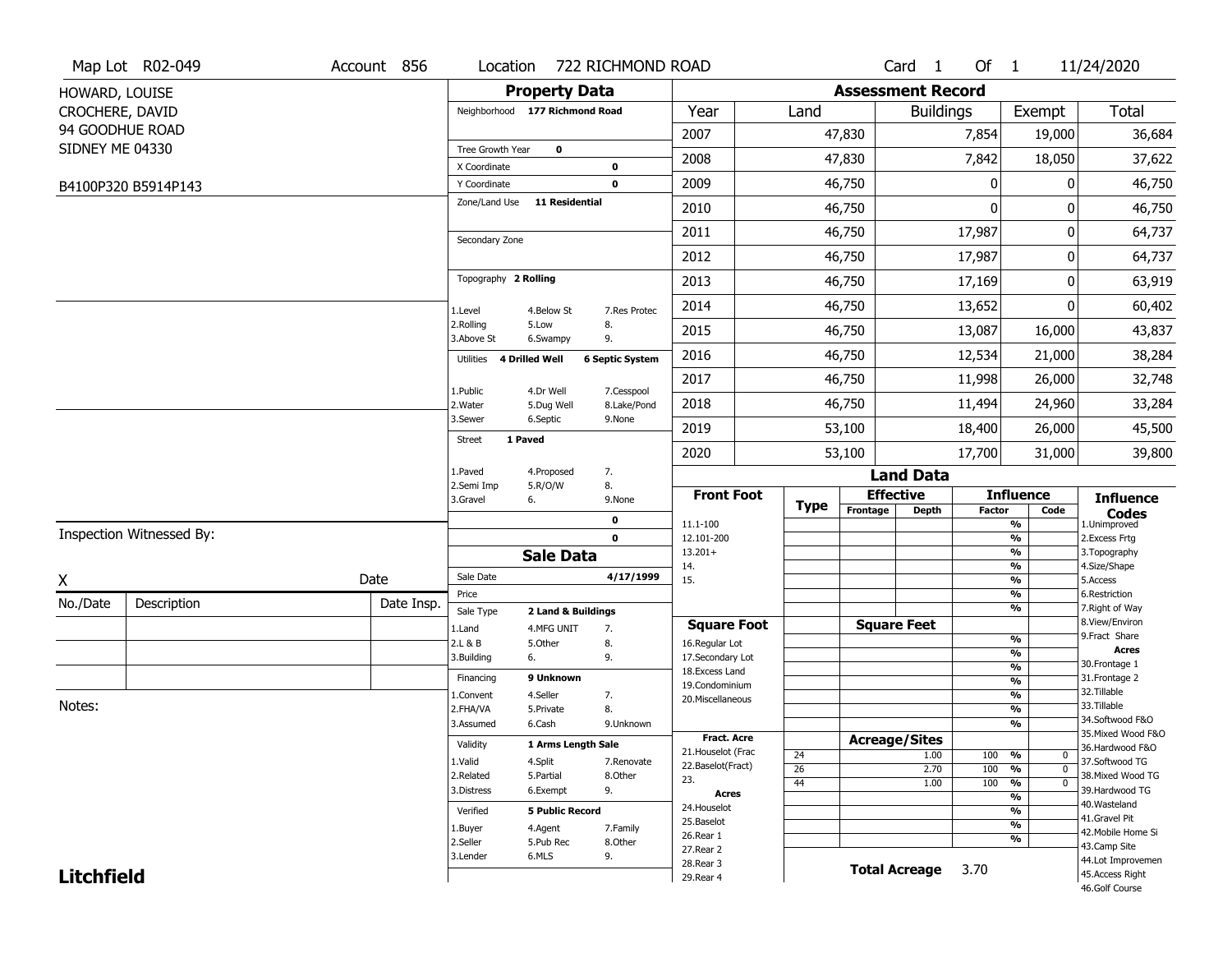Map Lot R02-049 | Account 856 | Location 722 RICHMOND ROAD | Card 1 Of 1 | 11/24/2020

HOWARD, LOUISE
CROCHERE, DAVID
94 GOODHUE ROAD
SIDNEY ME 04330

B4100P320 B5914P143

## Property Data

Neighborhood **177 Richmond Road**

Tree Growth Year **0**
X Coordinate **0**
Y Coordinate **0**
Zone/Land Use **11 Residential**

Secondary Zone

Topography **2 Rolling**

1.Level 4.Below St 7.Res Protec
2.Rolling 5.Low 8.
3.Above St 6.Swampy 9.

Utilities **4 Drilled Well** **6 Septic System**

1.Public 4.Dr Well 7.Cesspool
2.Water 5.Dug Well 8.Lake/Pond
3.Sewer 6.Septic 9.None

Street **1 Paved**

1.Paved 4.Proposed 7.
2.Semi Imp 5.R/O/W 8.
3.Gravel 6. 9.None

**0**
**0**

## Sale Data

Sale Date **4/17/1999**
Price
Sale Type **2 Land & Buildings**

1.Land 4.MFG UNIT 7.
2.L & B 5.Other 8.
3.Building 6. 9.

Financing **9 Unknown**

1.Convent 4.Seller 7.
2.FHA/VA 5.Private 8.
3.Assumed 6.Cash 9.Unknown

Validity **1 Arms Length Sale**

1.Valid 4.Split 7.Renovate
2.Related 5.Partial 8.Other
3.Distress 6.Exempt 9.

Verified **5 Public Record**

1.Buyer 4.Agent 7.Family
2.Seller 5.Pub Rec 8.Other
3.Lender 6.MLS 9.

## Assessment Record

| Year | Land | Buildings | Exempt | Total |
|---|---|---|---|---|
| 2007 | 47,830 | 7,854 | 19,000 | 36,684 |
| 2008 | 47,830 | 7,842 | 18,050 | 37,622 |
| 2009 | 46,750 | 0 | 0 | 46,750 |
| 2010 | 46,750 | 0 | 0 | 46,750 |
| 2011 | 46,750 | 17,987 | 0 | 64,737 |
| 2012 | 46,750 | 17,987 | 0 | 64,737 |
| 2013 | 46,750 | 17,169 | 0 | 63,919 |
| 2014 | 46,750 | 13,652 | 0 | 60,402 |
| 2015 | 46,750 | 13,087 | 16,000 | 43,837 |
| 2016 | 46,750 | 12,534 | 21,000 | 38,284 |
| 2017 | 46,750 | 11,998 | 26,000 | 32,748 |
| 2018 | 46,750 | 11,494 | 24,960 | 33,284 |
| 2019 | 53,100 | 18,400 | 26,000 | 45,500 |
| 2020 | 53,100 | 17,700 | 31,000 | 39,800 |

## Land Data

| Front Foot | Type | Effective Frontage | Effective Depth | Influence Factor | Influence Code |
|---|---|---|---|---|---|
| 11.1-100 | | | | % | |
| 12.101-200 | | | | % | |
| 13.201+ | | | | % | |
| 14. | | | | % | |
| 15. | | | | % | |

| Square Foot | Square Feet | | Influence Factor | Influence Code |
|---|---|---|---|---|
| 16.Regular Lot | | | % | |
| 17.Secondary Lot | | | % | |
| 18.Excess Land | | | % | |
| 19.Condominium | | | % | |
| 20.Miscellaneous | | | % | |

| Fract. Acre / Acres | Type | Acreage/Sites | Influence Factor | Influence Code |
|---|---|---|---|---|
| 21.Houselot (Frac | 24 | 1.00 | 100 % | 0 |
| 22.Baselot(Fract) | 26 | 2.70 | 100 % | 0 |
| 23. | 44 | 1.00 | 100 % | 0 |
| 24.Houselot | | | % | |
| 25.Baselot | | | % | |
| 26.Rear 1 | | | % | |
| 27.Rear 2 | | | | |
| 28.Rear 3 | | | | |
| 29.Rear 4 | | | | |

**Total Acreage** 3.70

### Influence Codes

1.Unimproved
2.Excess Frtg
3.Topography
4.Size/Shape
5.Access
6.Restriction
7.Right of Way
8.View/Environ
9.Fract Share

**Acres**

30.Frontage 1
31.Frontage 2
32.Tillable
33.Tillable
34.Softwood F&O
35.Mixed Wood F&O
36.Hardwood F&O
37.Softwood TG
38.Mixed Wood TG
39.Hardwood TG
40.Wasteland
41.Gravel Pit
42.Mobile Home Si
43.Camp Site
44.Lot Improvemen
45.Access Right
46.Golf Course

Inspection Witnessed By:

X Date

| No./Date | Description | Date Insp. |
|---|---|---|
| | | |
| | | |
| | | |

Notes:

**Litchfield**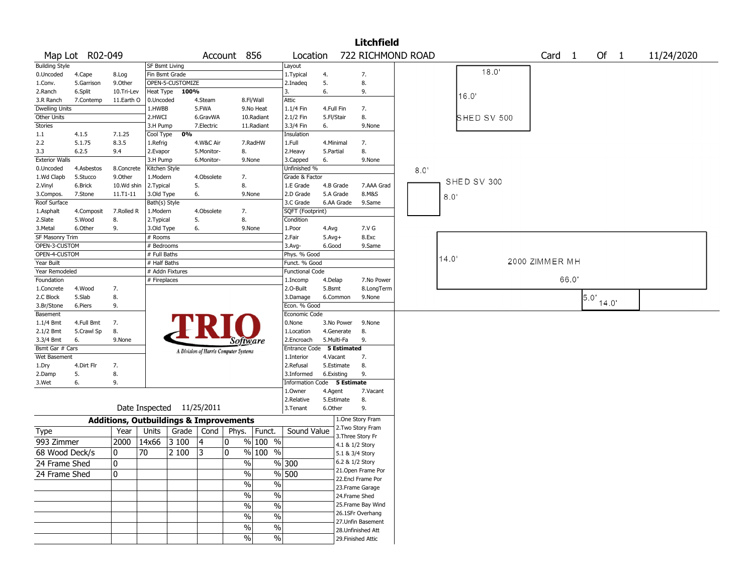# Litchfield

Map Lot R02-049 | Account 856 | Location 722 RICHMOND ROAD | Card 1 Of 1 | 11/24/2020

| Building Style | | | SF Bsmt Living | | | Layout | | |
|---|---|---|---|---|---|---|---|---|
| 0.Uncoded | 4.Cape | 8.Log | Fin Bsmt Grade | | | 1.Typical | 4. | 7. |
| 1.Conv. | 5.Garrison | 9.Other | OPEN-5-CUSTOMIZE | | | 2.Inadeq | 5. | 8. |
| 2.Ranch | 6.Split | 10.Tri-Lev | Heat Type **100%** | | | 3. | 6. | 9. |
| 3.R Ranch | 7.Contemp | 11.Earth O | 0.Uncoded | 4.Steam | 8.Fl/Wall | Attic | | |
| Dwelling Units | | | 1.HWBB | 5.FWA | 9.No Heat | 1.1/4 Fin | 4.Full Fin | 7. |
| Other Units | | | 2.HWCI | 6.GravWA | 10.Radiant | 2.1/2 Fin | 5.Fl/Stair | 8. |
| Stories | | | 3.H Pump | 7.Electric | 11.Radiant | 3.3/4 Fin | 6. | 9.None |
| 1.1 | 4.1.5 | 7.1.25 | Cool Type **0%** | | | Insulation | | |
| 2.2 | 5.1.75 | 8.3.5 | 1.Refrig | 4.W&C Air | 7.RadHW | 1.Full | 4.Minimal | 7. |
| 3.3 | 6.2.5 | 9.4 | 2.Evapor | 5.Monitor- | 8. | 2.Heavy | 5.Partial | 8. |
| Exterior Walls | | | 3.H Pump | 6.Monitor- | 9.None | 3.Capped | 6. | 9.None |
| 0.Uncoded | 4.Asbestos | 8.Concrete | Kitchen Style | | | Unfinished % | | |
| 1.Wd Clapb | 5.Stucco | 9.Other | 1.Modern | 4.Obsolete | 7. | Grade & Factor | | |
| 2.Vinyl | 6.Brick | 10.Wd shin | 2.Typical | 5. | 8. | 1.E Grade | 4.B Grade | 7.AAA Grad |
| 3.Compos. | 7.Stone | 11.T1-11 | 3.Old Type | 6. | 9.None | 2.D Grade | 5.A Grade | 8.M&S |
| Roof Surface | | | Bath(s) Style | | | 3.C Grade | 6.AA Grade | 9.Same |
| 1.Asphalt | 4.Composit | 7.Rolled R | 1.Modern | 4.Obsolete | 7. | SQFT (Footprint) | | |
| 2.Slate | 5.Wood | 8. | 2.Typical | 5. | 8. | Condition | | |
| 3.Metal | 6.Other | 9. | 3.Old Type | 6. | 9.None | 1.Poor | 4.Avg | 7.V G |
| SF Masonry Trim | | | # Rooms | | | 2.Fair | 5.Avg+ | 8.Exc |
| OPEN-3-CUSTOM | | | # Bedrooms | | | 3.Avg- | 6.Good | 9.Same |
| OPEN-4-CUSTOM | | | # Full Baths | | | Phys. % Good | | |
| Year Built | | | # Half Baths | | | Funct. % Good | | |
| Year Remodeled | | | # Addn Fixtures | | | Functional Code | | |
| Foundation | | | # Fireplaces | | | 1.Incomp | 4.Delap | 7.No Power |
| 1.Concrete | 4.Wood | 7. | | | | 2.O-Built | 5.Bsmt | 8.LongTerm |
| 2.C Block | 5.Slab | 8. | | | | 3.Damage | 6.Common | 9.None |
| 3.Br/Stone | 6.Piers | 9. | | | | Econ. % Good | | |
| Basement | | | | | | Economic Code | | |
| 1.1/4 Bmt | 4.Full Bmt | 7. | | | | 0.None | 3.No Power | 9.None |
| 2.1/2 Bmt | 5.Crawl Sp | 8. | | | | 1.Location | 4.Generate | 8. |
| 3.3/4 Bmt | 6. | 9.None | | | | 2.Encroach | 5.Multi-Fa | 9. |
| Bsmt Gar # Cars | | | | | | Entrance Code **5 Estimated** | | |
| Wet Basement | | | | | | 1.Interior | 4.Vacant | 7. |
| 1.Dry | 4.Dirt Flr | 7. | | | | 2.Refusal | 5.Estimate | 8. |
| 2.Damp | 5. | 8. | | | | 3.Informed | 6.Existing | 9. |
| 3.Wet | 6. | 9. | | | | Information Code **5 Estimate** | | |
| | | | | | | 1.Owner | 4.Agent | 7.Vacant |
| | | | | | | 2.Relative | 5.Estimate | 8. |
| | | | Date Inspected 11/25/2011 | | | 3.Tenant | 6.Other | 9. |

TRIO Software — A Division of Harris Computer Systems

## Additions, Outbuildings & Improvements

| Type | Year | Units | Grade | Cond | Phys. | Funct. | Sound Value |
|---|---|---|---|---|---|---|---|
| 993 Zimmer | 2000 | 14x66 | 3 100 | 4 | 0 % | 100 % | |
| 68 Wood Deck/s | 0 | 70 | 2 100 | 3 | 0 % | 100 % | |
| 24 Frame Shed | 0 | | | | % | % | 300 |
| 24 Frame Shed | 0 | | | | % | % | 500 |
| | | | | | % | % | |
| | | | | | % | % | |
| | | | | | % | % | |
| | | | | | % | % | |
| | | | | | % | % | |
| | | | | | % | % | |

1.One Story Fram
2.Two Story Fram
3.Three Story Fr
4.1 & 1/2 Story
5.1 & 3/4 Story
6.2 & 1/2 Story
21.Open Frame Por
22.Encl Frame Por
23.Frame Garage
24.Frame Shed
25.Frame Bay Wind
26.1SFr Overhang
27.Unfin Basement
28.Unfinished Att
29.Finished Attic

Sketch: SHED SV 500 (18.0' x 16.0'); SHED SV 300 (8.0' x 8.0'); 2000 ZIMMER MH (66.0' x 14.0'); 5.0' x 14.0'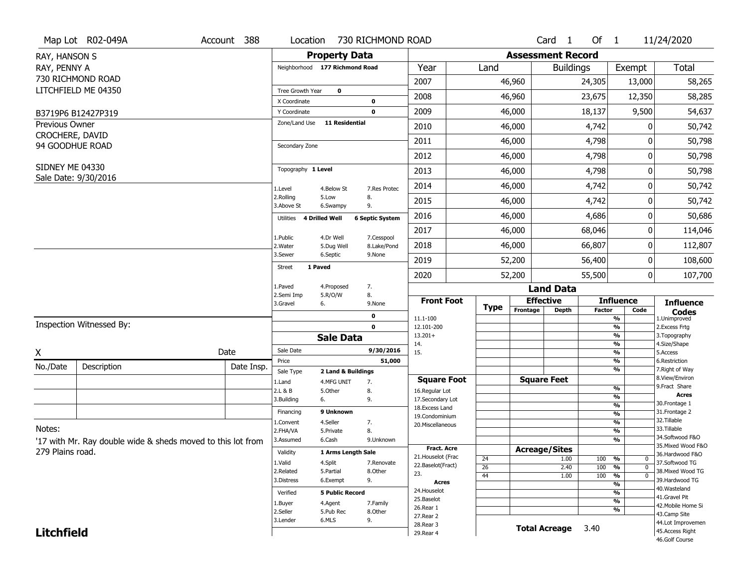Map Lot R02-049A | Account 388 | Location 730 RICHMOND ROAD | Card 1 Of 1 | 11/24/2020

RAY, HANSON S
RAY, PENNY A
730 RICHMOND ROAD
LITCHFIELD ME 04350

B3719P6 B12427P319

Previous Owner
CROCHERE, DAVID
94 GOODHUE ROAD

SIDNEY ME 04330
Sale Date: 9/30/2016

## Property Data

| | |
|---|---|
| Neighborhood | 177 Richmond Road |
| Tree Growth Year | 0 |
| X Coordinate | 0 |
| Y Coordinate | 0 |
| Zone/Land Use | 11 Residential |
| Secondary Zone | |
| Topography | 1 Level |
| Utilities | 4 Drilled Well, 6 Septic System |
| Street | 1 Paved |

Topography codes: 1.Level, 2.Rolling, 3.Above St, 4.Below St, 5.Low, 6.Swampy, 7.Res Protec, 8., 9.

Utilities codes: 1.Public, 2.Water, 3.Sewer, 4.Dr Well, 5.Dug Well, 6.Septic, 7.Cesspool, 8.Lake/Pond, 9.None

Street codes: 1.Paved, 2.Semi Imp, 3.Gravel, 4.Proposed, 5.R/O/W, 6., 7., 8., 9.None

## Assessment Record

| Year | Land | Buildings | Exempt | Total |
|---|---|---|---|---|
| 2007 | 46,960 | 24,305 | 13,000 | 58,265 |
| 2008 | 46,960 | 23,675 | 12,350 | 58,285 |
| 2009 | 46,000 | 18,137 | 9,500 | 54,637 |
| 2010 | 46,000 | 4,742 | 0 | 50,742 |
| 2011 | 46,000 | 4,798 | 0 | 50,798 |
| 2012 | 46,000 | 4,798 | 0 | 50,798 |
| 2013 | 46,000 | 4,798 | 0 | 50,798 |
| 2014 | 46,000 | 4,742 | 0 | 50,742 |
| 2015 | 46,000 | 4,742 | 0 | 50,742 |
| 2016 | 46,000 | 4,686 | 0 | 50,686 |
| 2017 | 46,000 | 68,046 | 0 | 114,046 |
| 2018 | 46,000 | 66,807 | 0 | 112,807 |
| 2019 | 52,200 | 56,400 | 0 | 108,600 |
| 2020 | 52,200 | 55,500 | 0 | 107,700 |

## Sale Data

| | |
|---|---|
| Sale Date | 9/30/2016 |
| Price | 51,000 |
| Sale Type | 2 Land & Buildings |
| Financing | 9 Unknown |
| Validity | 1 Arms Length Sale |
| Verified | 5 Public Record |

Sale Type codes: 1.Land, 2.L & B, 3.Building, 4.MFG UNIT, 5.Other, 6., 7., 8., 9.

Financing codes: 1.Convent, 2.FHA/VA, 3.Assumed, 4.Seller, 5.Private, 6.Cash, 7., 8., 9.Unknown

Validity codes: 1.Valid, 2.Related, 3.Distress, 4.Split, 5.Partial, 6.Exempt, 7.Renovate, 8.Other, 9.

Verified codes: 1.Buyer, 2.Seller, 3.Lender, 4.Agent, 5.Pub Rec, 6.MLS, 7.Family, 8.Other, 9.

## Land Data

Front Foot: 11.1-100, 12.101-200, 13.201+, 14., 15.

Square Foot: 16.Regular Lot, 17.Secondary Lot, 18.Excess Land, 19.Condominium, 20.Miscellaneous

Fract. Acre: 21.Houselot (Frac, 22.Baselot(Fract), 23.

Acres: 24.Houselot, 25.Baselot, 26.Rear 1, 27.Rear 2, 28.Rear 3, 29.Rear 4

### Acreage/Sites

| Type | Acreage | Influence Factor | Code |
|---|---|---|---|
| 24 | 1.00 | 100 % | 0 |
| 26 | 2.40 | 100 % | 0 |
| 44 | 1.00 | 100 % | 0 |

**Total Acreage** 3.40

Influence Codes: 1.Unimproved, 2.Excess Frtg, 3.Topography, 4.Size/Shape, 5.Access, 6.Restriction, 7.Right of Way, 8.View/Environ, 9.Fract Share

Acres: 30.Frontage 1, 31.Frontage 2, 32.Tillable, 33.Tillable, 34.Softwood F&O, 35.Mixed Wood F&O, 36.Hardwood F&O, 37.Softwood TG, 38.Mixed Wood TG, 39.Hardwood TG, 40.Wasteland, 41.Gravel Pit, 42.Mobile Home Si, 43.Camp Site, 44.Lot Improvemen, 45.Access Right, 46.Golf Course

Inspection Witnessed By:

X ______________________ Date

| No./Date | Description | Date Insp. |
|---|---|---|
| | | |
| | | |
| | | |

Notes:
'17 with Mr. Ray double wide & sheds moved to this lot from 279 Plains road.

**Litchfield**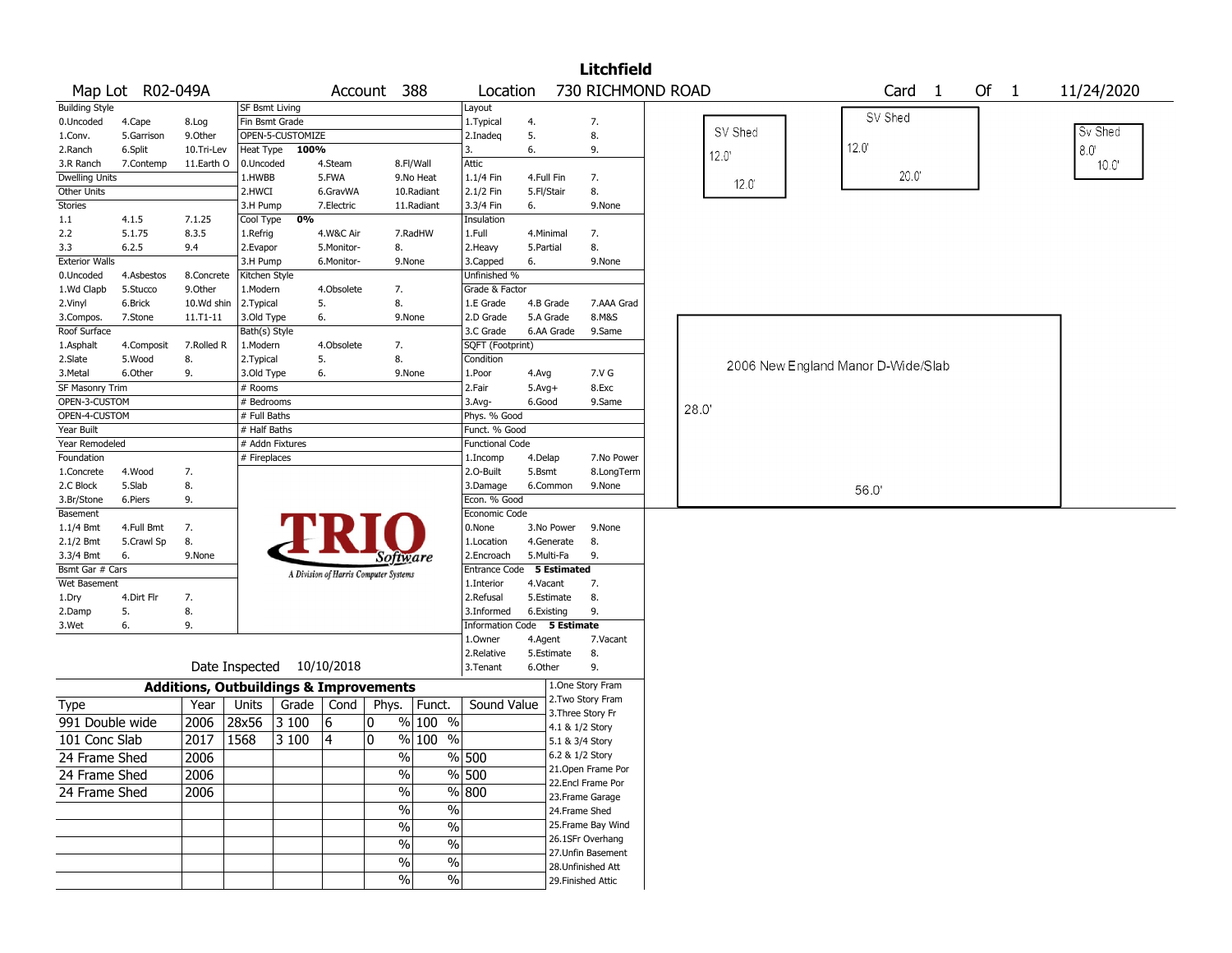# Litchfield

**Map Lot** R02-049A **Account** 388 **Location** 730 RICHMOND ROAD **Card** 1 **Of** 1 11/24/2020

| Building Style | | | SF Bsmt Living | | | Layout | | |
|---|---|---|---|---|---|---|---|---|
| 0.Uncoded | 4.Cape | 8.Log | Fin Bsmt Grade | | | 1.Typical | 4. | 7. |
| 1.Conv. | 5.Garrison | 9.Other | OPEN-5-CUSTOMIZE | | | 2.Inadeq | 5. | 8. |
| 2.Ranch | 6.Split | 10.Tri-Lev | Heat Type 100% | | | 3. | 6. | 9. |
| 3.R Ranch | 7.Contemp | 11.Earth O | 0.Uncoded | 4.Steam | 8.Fl/Wall | Attic | | |
| Dwelling Units | | | 1.HWBB | 5.FWA | 9.No Heat | 1.1/4 Fin | 4.Full Fin | 7. |
| Other Units | | | 2.HWCI | 6.GravWA | 10.Radiant | 2.1/2 Fin | 5.Fl/Stair | 8. |
| Stories | | | 3.H Pump | 7.Electric | 11.Radiant | 3.3/4 Fin | 6. | 9.None |
| 1.1 | 4.1.5 | 7.1.25 | Cool Type 0% | | | Insulation | | |
| 2.2 | 5.1.75 | 8.3.5 | 1.Refrig | 4.W&C Air | 7.RadHW | 1.Full | 4.Minimal | 7. |
| 3.3 | 6.2.5 | 9.4 | 2.Evapor | 5.Monitor- | 8. | 2.Heavy | 5.Partial | 8. |
| Exterior Walls | | | 3.H Pump | 6.Monitor- | 9.None | 3.Capped | 6. | 9.None |
| 0.Uncoded | 4.Asbestos | 8.Concrete | Kitchen Style | | | Unfinished % | | |
| 1.Wd Clapb | 5.Stucco | 9.Other | 1.Modern | 4.Obsolete | 7. | Grade & Factor | | |
| 2.Vinyl | 6.Brick | 10.Wd shin | 2.Typical | 5. | 8. | 1.E Grade | 4.B Grade | 7.AAA Grad |
| 3.Compos. | 7.Stone | 11.T1-11 | 3.Old Type | 6. | 9.None | 2.D Grade | 5.A Grade | 8.M&S |
| Roof Surface | | | Bath(s) Style | | | 3.C Grade | 6.AA Grade | 9.Same |
| 1.Asphalt | 4.Composit | 7.Rolled R | 1.Modern | 4.Obsolete | 7. | SQFT (Footprint) | | |
| 2.Slate | 5.Wood | 8. | 2.Typical | 5. | 8. | Condition | | |
| 3.Metal | 6.Other | 9. | 3.Old Type | 6. | 9.None | 1.Poor | 4.Avg | 7.V G |
| SF Masonry Trim | | | # Rooms | | | 2.Fair | 5.Avg+ | 8.Exc |
| OPEN-3-CUSTOM | | | # Bedrooms | | | 3.Avg- | 6.Good | 9.Same |
| OPEN-4-CUSTOM | | | # Full Baths | | | Phys. % Good | | |
| Year Built | | | # Half Baths | | | Funct. % Good | | |
| Year Remodeled | | | # Addn Fixtures | | | Functional Code | | |
| Foundation | | | # Fireplaces | | | 1.Incomp | 4.Delap | 7.No Power |
| 1.Concrete | 4.Wood | 7. | | | | 2.O-Built | 5.Bsmt | 8.LongTerm |
| 2.C Block | 5.Slab | 8. | | | | 3.Damage | 6.Common | 9.None |
| 3.Br/Stone | 6.Piers | 9. | | | | Econ. % Good | | |
| Basement | | | | | | Economic Code | | |
| 1.1/4 Bmt | 4.Full Bmt | 7. | | | | 0.None | 3.No Power | 9.None |
| 2.1/2 Bmt | 5.Crawl Sp | 8. | | | | 1.Location | 4.Generate | 8. |
| 3.3/4 Bmt | 6. | 9.None | | | | 2.Encroach | 5.Multi-Fa | 9. |
| Bsmt Gar # Cars | | | | | | Entrance Code 5 Estimated | | |
| Wet Basement | | | | | | 1.Interior | 4.Vacant | 7. |
| 1.Dry | 4.Dirt Flr | 7. | | | | 2.Refusal | 5.Estimate | 8. |
| 2.Damp | 5. | 8. | | | | 3.Informed | 6.Existing | 9. |
| 3.Wet | 6. | 9. | | | | Information Code 5 Estimate | | |
| | | | | | | 1.Owner | 4.Agent | 7.Vacant |
| | | | | | | 2.Relative | 5.Estimate | 8. |
| | | | Date Inspected 10/10/2018 | | | 3.Tenant | 6.Other | 9. |

TRIO Software — A Division of Harris Computer Systems

## Additions, Outbuildings & Improvements

| Type | Year | Units | Grade | Cond | Phys. | Funct. | Sound Value |
|---|---|---|---|---|---|---|---|
| 991 Double wide | 2006 | 28x56 | 3 100 | 6 | 0 % | 100 % | |
| 101 Conc Slab | 2017 | 1568 | 3 100 | 4 | 0 % | 100 % | |
| 24 Frame Shed | 2006 | | | | % | % | 500 |
| 24 Frame Shed | 2006 | | | | % | % | 500 |
| 24 Frame Shed | 2006 | | | | % | % | 800 |
| | | | | | % | % | |
| | | | | | % | % | |
| | | | | | % | % | |
| | | | | | % | % | |
| | | | | | % | % | |

1.One Story Fram
2.Two Story Fram
3.Three Story Fr
4.1 & 1/2 Story
5.1 & 3/4 Story
6.2 & 1/2 Story
21.Open Frame Por
22.Encl Frame Por
23.Frame Garage
24.Frame Shed
25.Frame Bay Wind
26.1SFr Overhang
27.Unfin Basement
28.Unfinished Att
29.Finished Attic

Sketch: SV Shed 12.0' x 12.0'; SV Shed 12.0' x 20.0'; Sv Shed 8.0' x 10.0'; 2006 New England Manor D-Wide/Slab 28.0' x 56.0'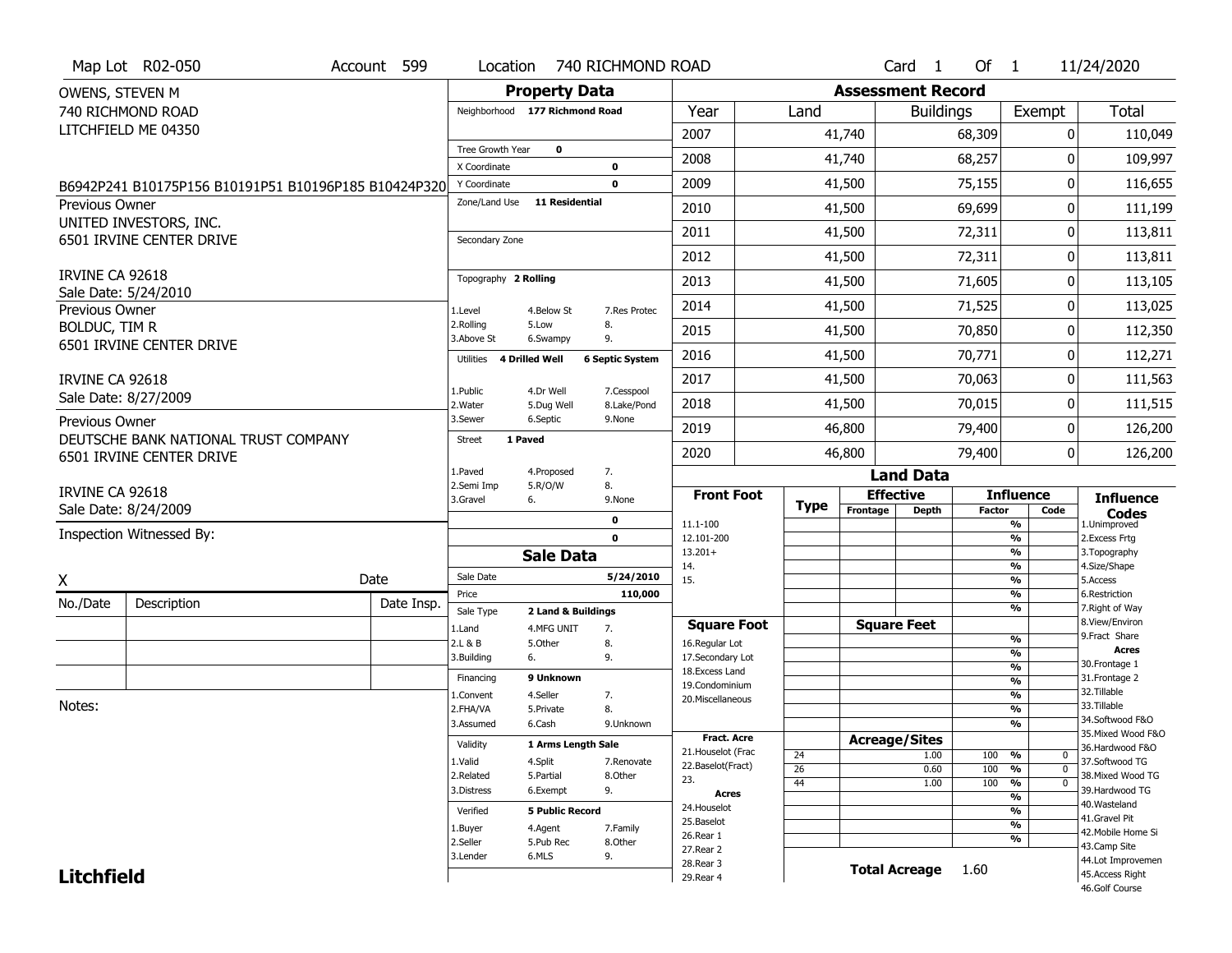Map Lot R02-050 | Account 599 | Location 740 RICHMOND ROAD | Card 1 Of 1 | 11/24/2020

OWENS, STEVEN M
740 RICHMOND ROAD
LITCHFIELD ME 04350

B6942P241 B10175P156 B10191P51 B10196P185 B10424P320

Previous Owner
UNITED INVESTORS, INC.
6501 IRVINE CENTER DRIVE
IRVINE CA 92618
Sale Date: 5/24/2010

Previous Owner
BOLDUC, TIM R
6501 IRVINE CENTER DRIVE
IRVINE CA 92618
Sale Date: 8/27/2009

Previous Owner
DEUTSCHE BANK NATIONAL TRUST COMPANY
6501 IRVINE CENTER DRIVE
IRVINE CA 92618
Sale Date: 8/24/2009

Inspection Witnessed By:

X _______________ Date _______________

| No./Date | Description | Date Insp. |
|---|---|---|
| | | |
| | | |
| | | |

Notes:

## Property Data

Neighborhood: 177 Richmond Road

Tree Growth Year: 0
X Coordinate: 0
Y Coordinate: 0
Zone/Land Use: 11 Residential

Secondary Zone

Topography: 2 Rolling
1.Level 4.Below St 7.Res Protec
2.Rolling 5.Low 8.
3.Above St 6.Swampy 9.

Utilities: 4 Drilled Well, 6 Septic System
1.Public 4.Dr Well 7.Cesspool
2.Water 5.Dug Well 8.Lake/Pond
3.Sewer 6.Septic 9.None

Street: 1 Paved
1.Paved 4.Proposed 7.
2.Semi Imp 5.R/O/W 8.
3.Gravel 6. 9.None

0
0

## Sale Data

Sale Date: 5/24/2010
Price: 110,000
Sale Type: 2 Land & Buildings
1.Land 4.MFG UNIT 7.
2.L & B 5.Other 8.
3.Building 6. 9.

Financing: 9 Unknown
1.Convent 4.Seller 7.
2.FHA/VA 5.Private 8.
3.Assumed 6.Cash 9.Unknown

Validity: 1 Arms Length Sale
1.Valid 4.Split 7.Renovate
2.Related 5.Partial 8.Other
3.Distress 6.Exempt 9.

Verified: 5 Public Record
1.Buyer 4.Agent 7.Family
2.Seller 5.Pub Rec 8.Other
3.Lender 6.MLS 9.

## Assessment Record

| Year | Land | Buildings | Exempt | Total |
|---|---|---|---|---|
| 2007 | 41,740 | 68,309 | 0 | 110,049 |
| 2008 | 41,740 | 68,257 | 0 | 109,997 |
| 2009 | 41,500 | 75,155 | 0 | 116,655 |
| 2010 | 41,500 | 69,699 | 0 | 111,199 |
| 2011 | 41,500 | 72,311 | 0 | 113,811 |
| 2012 | 41,500 | 72,311 | 0 | 113,811 |
| 2013 | 41,500 | 71,605 | 0 | 113,105 |
| 2014 | 41,500 | 71,525 | 0 | 113,025 |
| 2015 | 41,500 | 70,850 | 0 | 112,350 |
| 2016 | 41,500 | 70,771 | 0 | 112,271 |
| 2017 | 41,500 | 70,063 | 0 | 111,563 |
| 2018 | 41,500 | 70,015 | 0 | 111,515 |
| 2019 | 46,800 | 79,400 | 0 | 126,200 |
| 2020 | 46,800 | 79,400 | 0 | 126,200 |

## Land Data

| Type | Effective Frontage | Effective Depth | Influence Factor | Influence Code |
|---|---|---|---|---|
| 24 | | 1.00 | 100 % | 0 |
| 26 | | 0.60 | 100 % | 0 |
| 44 | | 1.00 | 100 % | 0 |

Front Foot: 11.1-100, 12.101-200, 13.201+, 14., 15.

Square Foot: 16.Regular Lot, 17.Secondary Lot, 18.Excess Land, 19.Condominium, 20.Miscellaneous

Fract. Acre: 21.Houselot (Frac, 22.Baselot(Fract), 23.

Acres: 24.Houselot, 25.Baselot, 26.Rear 1, 27.Rear 2, 28.Rear 3, 29.Rear 4

Total Acreage 1.60

Influence Codes: 1.Unimproved, 2.Excess Frtg, 3.Topography, 4.Size/Shape, 5.Access, 6.Restriction, 7.Right of Way, 8.View/Environ, 9.Fract Share

Acres: 30.Frontage 1, 31.Frontage 2, 32.Tillable, 33.Tillable, 34.Softwood F&O, 35.Mixed Wood F&O, 36.Hardwood F&O, 37.Softwood TG, 38.Mixed Wood TG, 39.Hardwood TG, 40.Wasteland, 41.Gravel Pit, 42.Mobile Home Si, 43.Camp Site, 44.Lot Improvemen, 45.Access Right, 46.Golf Course

**Litchfield**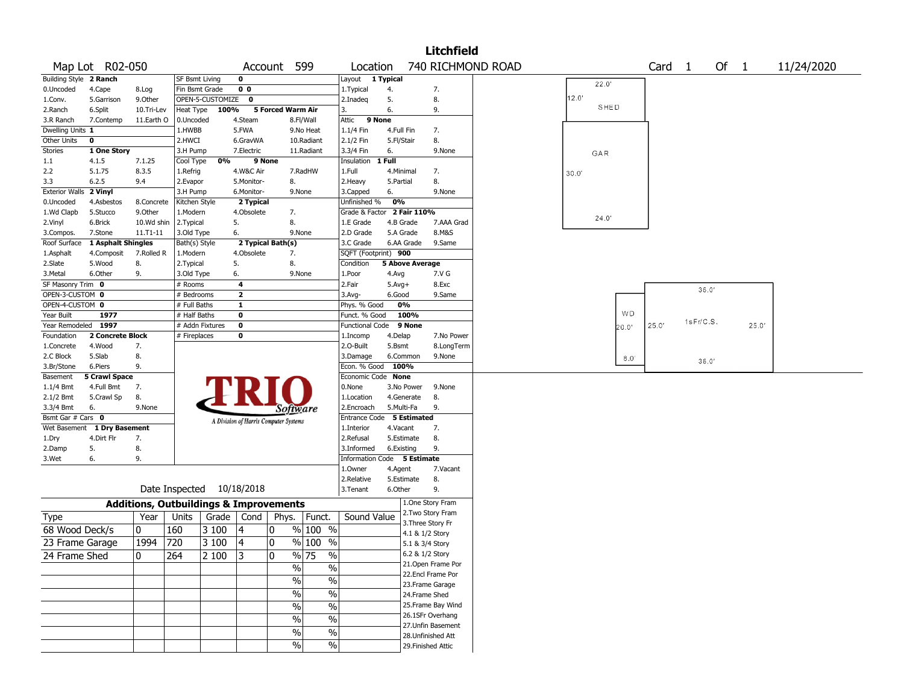# Litchfield

**Map Lot** R02-050 **Account** 599 **Location** 740 RICHMOND ROAD **Card** 1 **Of** 1 11/24/2020

| Building Style | 2 Ranch | | SF Bsmt Living | 0 | | Layout | 1 Typical | |
|---|---|---|---|---|---|---|---|---|
| 0.Uncoded | 4.Cape | 8.Log | Fin Bsmt Grade | 0 0 | | 1.Typical | 4. | 7. |
| 1.Conv. | 5.Garrison | 9.Other | OPEN-5-CUSTOMIZE | 0 | | 2.Inadeq | 5. | 8. |
| 2.Ranch | 6.Split | 10.Tri-Lev | Heat Type 100% | 5 Forced Warm Air | | 3. | 6. | 9. |
| 3.R Ranch | 7.Contemp | 11.Earth O | 0.Uncoded | 4.Steam | 8.Fl/Wall | Attic | 9 None | |
| Dwelling Units | 1 | | 1.HWBB | 5.FWA | 9.No Heat | 1.1/4 Fin | 4.Full Fin | 7. |
| Other Units | 0 | | 2.HWCI | 6.GravWA | 10.Radiant | 2.1/2 Fin | 5.Fl/Stair | 8. |
| Stories | 1 One Story | | 3.H Pump | 7.Electric | 11.Radiant | 3.3/4 Fin | 6. | 9.None |
| 1.1 | 4.1.5 | 7.1.25 | Cool Type 0% | 9 None | | Insulation | 1 Full | |
| 2.2 | 5.1.75 | 8.3.5 | 1.Refrig | 4.W&C Air | 7.RadHW | 1.Full | 4.Minimal | 7. |
| 3.3 | 6.2.5 | 9.4 | 2.Evapor | 5.Monitor- | 8. | 2.Heavy | 5.Partial | 8. |
| Exterior Walls | 2 Vinyl | | 3.H Pump | 6.Monitor- | 9.None | 3.Capped | 6. | 9.None |
| 0.Uncoded | 4.Asbestos | 8.Concrete | Kitchen Style | 2 Typical | | Unfinished % | 0% | |
| 1.Wd Clapb | 5.Stucco | 9.Other | 1.Modern | 4.Obsolete | 7. | Grade & Factor | 2 Fair 110% | |
| 2.Vinyl | 6.Brick | 10.Wd shin | 2.Typical | 5. | 8. | 1.E Grade | 4.B Grade | 7.AAA Grad |
| 3.Compos. | 7.Stone | 11.T1-11 | 3.Old Type | 6. | 9.None | 2.D Grade | 5.A Grade | 8.M&S |
| Roof Surface | 1 Asphalt Shingles | | Bath(s) Style | 2 Typical Bath(s) | | 3.C Grade | 6.AA Grade | 9.Same |
| 1.Asphalt | 4.Composit | 7.Rolled R | 1.Modern | 4.Obsolete | 7. | SQFT (Footprint) | 900 | |
| 2.Slate | 5.Wood | 8. | 2.Typical | 5. | 8. | Condition | 5 Above Average | |
| 3.Metal | 6.Other | 9. | 3.Old Type | 6. | 9.None | 1.Poor | 4.Avg | 7.V G |
| SF Masonry Trim | 0 | | # Rooms | 4 | | 2.Fair | 5.Avg+ | 8.Exc |
| OPEN-3-CUSTOM | 0 | | # Bedrooms | 2 | | 3.Avg- | 6.Good | 9.Same |
| OPEN-4-CUSTOM | 0 | | # Full Baths | 1 | | Phys. % Good | 0% | |
| Year Built | 1977 | | # Half Baths | 0 | | Funct. % Good | 100% | |
| Year Remodeled | 1997 | | # Addn Fixtures | 0 | | Functional Code | 9 None | |
| Foundation | 2 Concrete Block | | # Fireplaces | 0 | | 1.Incomp | 4.Delap | 7.No Power |
| 1.Concrete | 4.Wood | 7. | | | | 2.O-Built | 5.Bsmt | 8.LongTerm |
| 2.C Block | 5.Slab | 8. | | | | 3.Damage | 6.Common | 9.None |
| 3.Br/Stone | 6.Piers | 9. | | | | Econ. % Good | 100% | |
| Basement | 5 Crawl Space | | | | | Economic Code | None | |
| 1.1/4 Bmt | 4.Full Bmt | 7. | | | | 0.None | 3.No Power | 9.None |
| 2.1/2 Bmt | 5.Crawl Sp | 8. | | | | 1.Location | 4.Generate | 8. |
| 3.3/4 Bmt | 6. | 9.None | | | | 2.Encroach | 5.Multi-Fa | 9. |
| Bsmt Gar # Cars | 0 | | | | | Entrance Code | 5 Estimated | |
| Wet Basement | 1 Dry Basement | | | | | 1.Interior | 4.Vacant | 7. |
| 1.Dry | 4.Dirt Flr | 7. | | | | 2.Refusal | 5.Estimate | 8. |
| 2.Damp | 5. | 8. | | | | 3.Informed | 6.Existing | 9. |
| 3.Wet | 6. | 9. | | | | Information Code | 5 Estimate | |
| | | | | | | 1.Owner | 4.Agent | 7.Vacant |
| | | | | | | 2.Relative | 5.Estimate | 8. |
| | | | | | | 3.Tenant | 6.Other | 9. |

Date Inspected 10/18/2018

## Additions, Outbuildings & Improvements

| Type | Year | Units | Grade | Cond | Phys. | Funct. | Sound Value |
|---|---|---|---|---|---|---|---|
| 68 Wood Deck/s | 0 | 160 | 3 100 | 4 | 0 % | 100 % | |
| 23 Frame Garage | 1994 | 720 | 3 100 | 4 | 0 % | 100 % | |
| 24 Frame Shed | 0 | 264 | 2 100 | 3 | 0 % | 75 % | |

1.One Story Fram
2.Two Story Fram
3.Three Story Fr
4.1 & 1/2 Story
5.1 & 3/4 Story
6.2 & 1/2 Story
21.Open Frame Por
22.Encl Frame Por
23.Frame Garage
24.Frame Shed
25.Frame Bay Wind
26.1SFr Overhang
27.Unfin Basement
28.Unfinished Att
29.Finished Attic

Sketch labels: SHED 22.0' x 12.0'; GAR 24.0' x 30.0'; 1sFr/C.S. 36.0' x 25.0'; WD 8.0' x 20.0'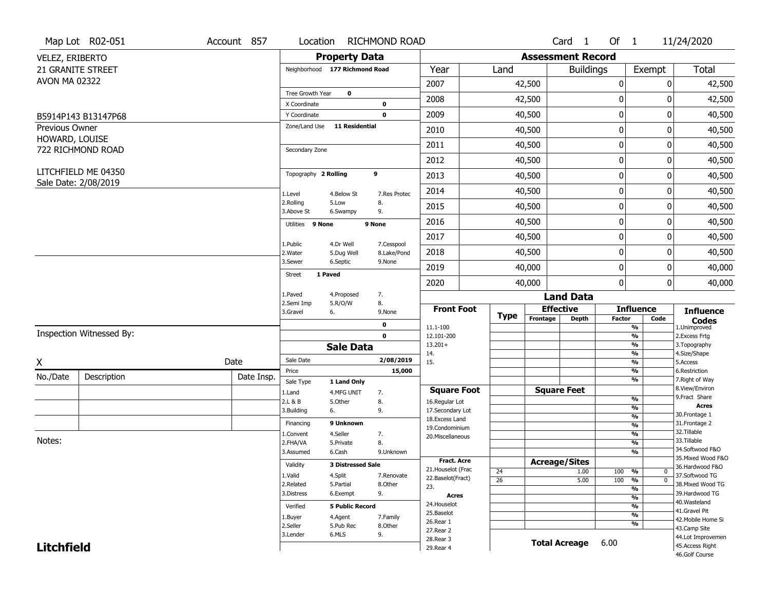Map Lot R02-051 | Account 857 | Location RICHMOND ROAD | Card 1 Of 1 | 11/24/2020

VELEZ, ERIBERTO
21 GRANITE STREET
AVON MA 02322

B5914P143 B13147P68

Previous Owner
HOWARD, LOUISE
722 RICHMOND ROAD

LITCHFIELD ME 04350
Sale Date: 2/08/2019

## Property Data

| | | |
|---|---|---|
| Neighborhood | 177 Richmond Road | |
| Tree Growth Year | 0 | |
| X Coordinate | | 0 |
| Y Coordinate | | 0 |
| Zone/Land Use | 11 Residential | |
| Secondary Zone | | |
| Topography | 2 Rolling | 9 |
| 1.Level | 4.Below St | 7.Res Protec |
| 2.Rolling | 5.Low | 8. |
| 3.Above St | 6.Swampy | 9. |
| Utilities | 9 None | 9 None |
| 1.Public | 4.Dr Well | 7.Cesspool |
| 2.Water | 5.Dug Well | 8.Lake/Pond |
| 3.Sewer | 6.Septic | 9.None |
| Street | 1 Paved | |
| 1.Paved | 4.Proposed | 7. |
| 2.Semi Imp | 5.R/O/W | 8. |
| 3.Gravel | 6. | 9.None |
| | | 0 |
| | | 0 |

## Sale Data

| | | |
|---|---|---|
| Sale Date | | 2/08/2019 |
| Price | | 15,000 |
| Sale Type | 1 Land Only | |
| 1.Land | 4.MFG UNIT | 7. |
| 2.L & B | 5.Other | 8. |
| 3.Building | 6. | 9. |
| Financing | 9 Unknown | |
| 1.Convent | 4.Seller | 7. |
| 2.FHA/VA | 5.Private | 8. |
| 3.Assumed | 6.Cash | 9.Unknown |
| Validity | 3 Distressed Sale | |
| 1.Valid | 4.Split | 7.Renovate |
| 2.Related | 5.Partial | 8.Other |
| 3.Distress | 6.Exempt | 9. |
| Verified | 5 Public Record | |
| 1.Buyer | 4.Agent | 7.Family |
| 2.Seller | 5.Pub Rec | 8.Other |
| 3.Lender | 6.MLS | 9. |

## Assessment Record

| Year | Land | Buildings | Exempt | Total |
|---|---|---|---|---|
| 2007 | 42,500 | 0 | 0 | 42,500 |
| 2008 | 42,500 | 0 | 0 | 42,500 |
| 2009 | 40,500 | 0 | 0 | 40,500 |
| 2010 | 40,500 | 0 | 0 | 40,500 |
| 2011 | 40,500 | 0 | 0 | 40,500 |
| 2012 | 40,500 | 0 | 0 | 40,500 |
| 2013 | 40,500 | 0 | 0 | 40,500 |
| 2014 | 40,500 | 0 | 0 | 40,500 |
| 2015 | 40,500 | 0 | 0 | 40,500 |
| 2016 | 40,500 | 0 | 0 | 40,500 |
| 2017 | 40,500 | 0 | 0 | 40,500 |
| 2018 | 40,500 | 0 | 0 | 40,500 |
| 2019 | 40,000 | 0 | 0 | 40,000 |
| 2020 | 40,000 | 0 | 0 | 40,000 |

## Land Data

| Front Foot | Type | Effective Frontage | Effective Depth | Influence Factor | Influence Code |
|---|---|---|---|---|---|
| 11.1-100 | | | | % | |
| 12.101-200 | | | | % | |
| 13.201+ | | | | % | |
| 14. | | | | % | |
| 15. | | | | % | |
| | | | | % | |
| | | | | % | |
| **Square Foot** | | **Square Feet** | | | |
| 16.Regular Lot | | | | % | |
| 17.Secondary Lot | | | | % | |
| 18.Excess Land | | | | % | |
| 19.Condominium | | | | % | |
| 20.Miscellaneous | | | | % | |
| | | | | % | |
| | | | | % | |
| **Fract. Acre** | | **Acreage/Sites** | | | |
| 21.Houselot (Frac | 24 | | 1.00 | 100 % | 0 |
| 22.Baselot(Fract) | 26 | | 5.00 | 100 % | 0 |
| 23. | | | | % | |
| **Acres** | | | | % | |
| 24.Houselot | | | | % | |
| 25.Baselot | | | | % | |
| 26.Rear 1 | | | | % | |
| 27.Rear 2 | | | | | |
| 28.Rear 3 | | **Total Acreage** | 6.00 | | |
| 29.Rear 4 | | | | | |

**Influence Codes**
1.Unimproved
2.Excess Frtg
3.Topography
4.Size/Shape
5.Access
6.Restriction
7.Right of Way
8.View/Environ
9.Fract Share

**Acres**
30.Frontage 1
31.Frontage 2
32.Tillable
33.Tillable
34.Softwood F&O
35.Mixed Wood F&O
36.Hardwood F&O
37.Softwood TG
38.Mixed Wood TG
39.Hardwood TG
40.Wasteland
41.Gravel Pit
42.Mobile Home Si
43.Camp Site
44.Lot Improvemen
45.Access Right
46.Golf Course

Inspection Witnessed By:

X ______________________ Date

| No./Date | Description | Date Insp. |
|---|---|---|
| | | |
| | | |
| | | |

Notes:

**Litchfield**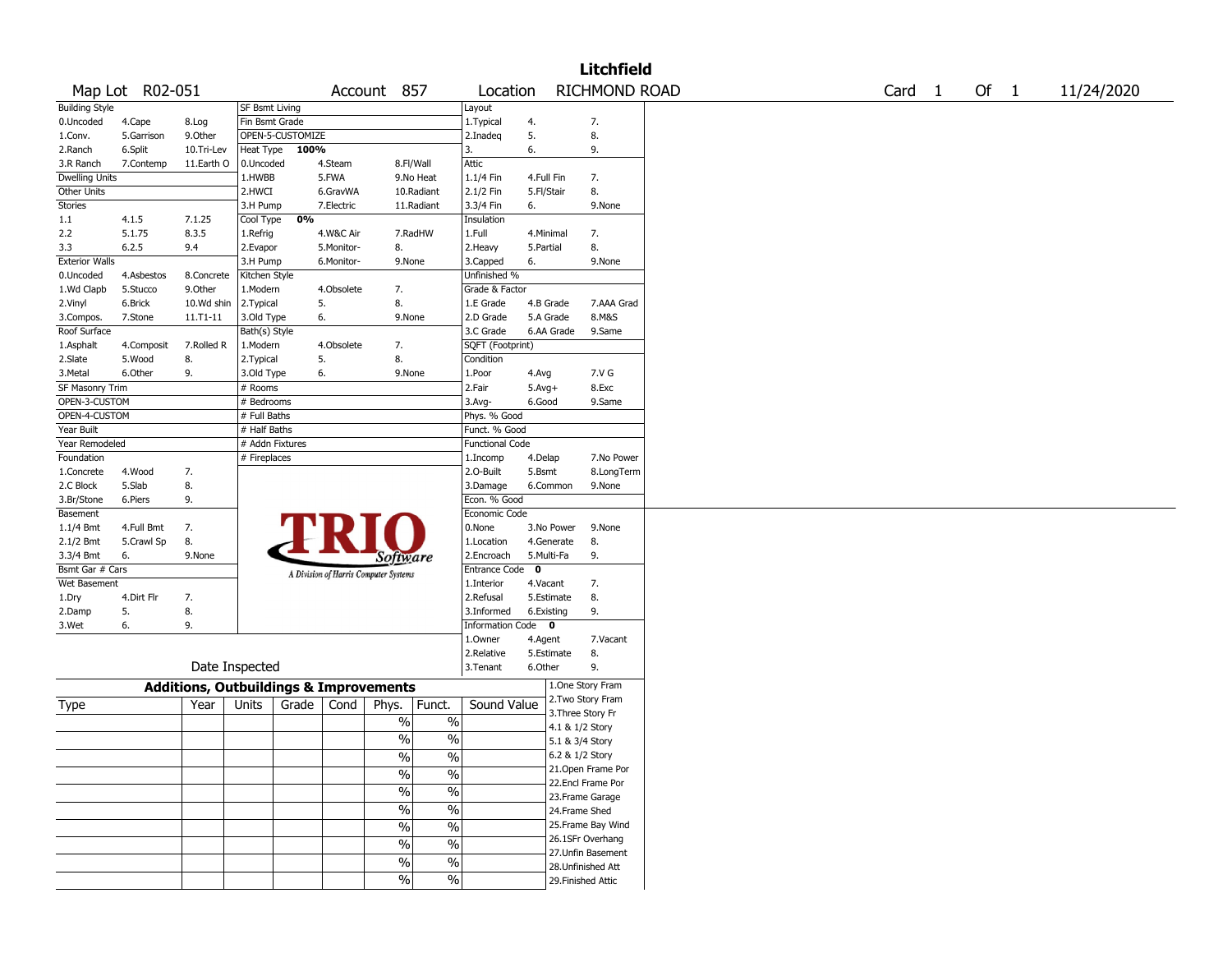# Litchfield

| Map Lot | R02-051 | Account | 857 | Location | RICHMOND ROAD | Card | 1 | Of | 1 | 11/24/2020 |
|---|---|---|---|---|---|---|---|---|---|---|

| Building Style | | | SF Bsmt Living | | | Layout | | |
|---|---|---|---|---|---|---|---|---|
| 0.Uncoded | 4.Cape | 8.Log | Fin Bsmt Grade | | | 1.Typical | 4. | 7. |
| 1.Conv. | 5.Garrison | 9.Other | OPEN-5-CUSTOMIZE | | | 2.Inadeq | 5. | 8. |
| 2.Ranch | 6.Split | 10.Tri-Lev | Heat Type 100% | | | 3. | 6. | 9. |
| 3.R Ranch | 7.Contemp | 11.Earth O | 0.Uncoded | 4.Steam | 8.Fl/Wall | Attic | | |
| Dwelling Units | | | 1.HWBB | 5.FWA | 9.No Heat | 1.1/4 Fin | 4.Full Fin | 7. |
| Other Units | | | 2.HWCI | 6.GravWA | 10.Radiant | 2.1/2 Fin | 5.Fl/Stair | 8. |
| Stories | | | 3.H Pump | 7.Electric | 11.Radiant | 3.3/4 Fin | 6. | 9.None |
| 1.1 | 4.1.5 | 7.1.25 | Cool Type 0% | | | Insulation | | |
| 2.2 | 5.1.75 | 8.3.5 | 1.Refrig | 4.W&C Air | 7.RadHW | 1.Full | 4.Minimal | 7. |
| 3.3 | 6.2.5 | 9.4 | 2.Evapor | 5.Monitor- | 8. | 2.Heavy | 5.Partial | 8. |
| Exterior Walls | | | 3.H Pump | 6.Monitor- | 9.None | 3.Capped | 6. | 9.None |
| 0.Uncoded | 4.Asbestos | 8.Concrete | Kitchen Style | | | Unfinished % | | |
| 1.Wd Clapb | 5.Stucco | 9.Other | 1.Modern | 4.Obsolete | 7. | Grade & Factor | | |
| 2.Vinyl | 6.Brick | 10.Wd shin | 2.Typical | 5. | 8. | 1.E Grade | 4.B Grade | 7.AAA Grad |
| 3.Compos. | 7.Stone | 11.T1-11 | 3.Old Type | 6. | 9.None | 2.D Grade | 5.A Grade | 8.M&S |
| Roof Surface | | | Bath(s) Style | | | 3.C Grade | 6.AA Grade | 9.Same |
| 1.Asphalt | 4.Composit | 7.Rolled R | 1.Modern | 4.Obsolete | 7. | SQFT (Footprint) | | |
| 2.Slate | 5.Wood | 8. | 2.Typical | 5. | 8. | Condition | | |
| 3.Metal | 6.Other | 9. | 3.Old Type | 6. | 9.None | 1.Poor | 4.Avg | 7.V G |
| SF Masonry Trim | | | # Rooms | | | 2.Fair | 5.Avg+ | 8.Exc |
| OPEN-3-CUSTOM | | | # Bedrooms | | | 3.Avg- | 6.Good | 9.Same |
| OPEN-4-CUSTOM | | | # Full Baths | | | Phys. % Good | | |
| Year Built | | | # Half Baths | | | Funct. % Good | | |
| Year Remodeled | | | # Addn Fixtures | | | Functional Code | | |
| Foundation | | | # Fireplaces | | | 1.Incomp | 4.Delap | 7.No Power |
| 1.Concrete | 4.Wood | 7. | | | | 2.O-Built | 5.Bsmt | 8.LongTerm |
| 2.C Block | 5.Slab | 8. | | | | 3.Damage | 6.Common | 9.None |
| 3.Br/Stone | 6.Piers | 9. | | | | Econ. % Good | | |
| Basement | | | | | | Economic Code | | |
| 1.1/4 Bmt | 4.Full Bmt | 7. | | | | 0.None | 3.No Power | 9.None |
| 2.1/2 Bmt | 5.Crawl Sp | 8. | | | | 1.Location | 4.Generate | 8. |
| 3.3/4 Bmt | 6. | 9.None | | | | 2.Encroach | 5.Multi-Fa | 9. |
| Bsmt Gar # Cars | | | | | | Entrance Code 0 | | |
| Wet Basement | | | | | | 1.Interior | 4.Vacant | 7. |
| 1.Dry | 4.Dirt Flr | 7. | | | | 2.Refusal | 5.Estimate | 8. |
| 2.Damp | 5. | 8. | | | | 3.Informed | 6.Existing | 9. |
| 3.Wet | 6. | 9. | | | | Information Code 0 | | |
| | | | | | | 1.Owner | 4.Agent | 7.Vacant |
| | | | | | | 2.Relative | 5.Estimate | 8. |
| Date Inspected | | | | | | 3.Tenant | 6.Other | 9. |

TRIO Software — A Division of Harris Computer Systems

## Additions, Outbuildings & Improvements

| Type | Year | Units | Grade | Cond | Phys. | Funct. | Sound Value | |
|---|---|---|---|---|---|---|---|---|
| | | | | | % | % | | 1.One Story Fram |
| | | | | | % | % | | 2.Two Story Fram |
| | | | | | % | % | | 3.Three Story Fr |
| | | | | | % | % | | 4.1 & 1/2 Story |
| | | | | | % | % | | 5.1 & 3/4 Story |
| | | | | | % | % | | 6.2 & 1/2 Story |
| | | | | | % | % | | 21.Open Frame Por |
| | | | | | % | % | | 22.Encl Frame Por |
| | | | | | % | % | | 23.Frame Garage |
| | | | | | % | % | | 24.Frame Shed |
| | | | | | | | | 25.Frame Bay Wind |
| | | | | | | | | 26.1SFr Overhang |
| | | | | | | | | 27.Unfin Basement |
| | | | | | | | | 28.Unfinished Att |
| | | | | | | | | 29.Finished Attic |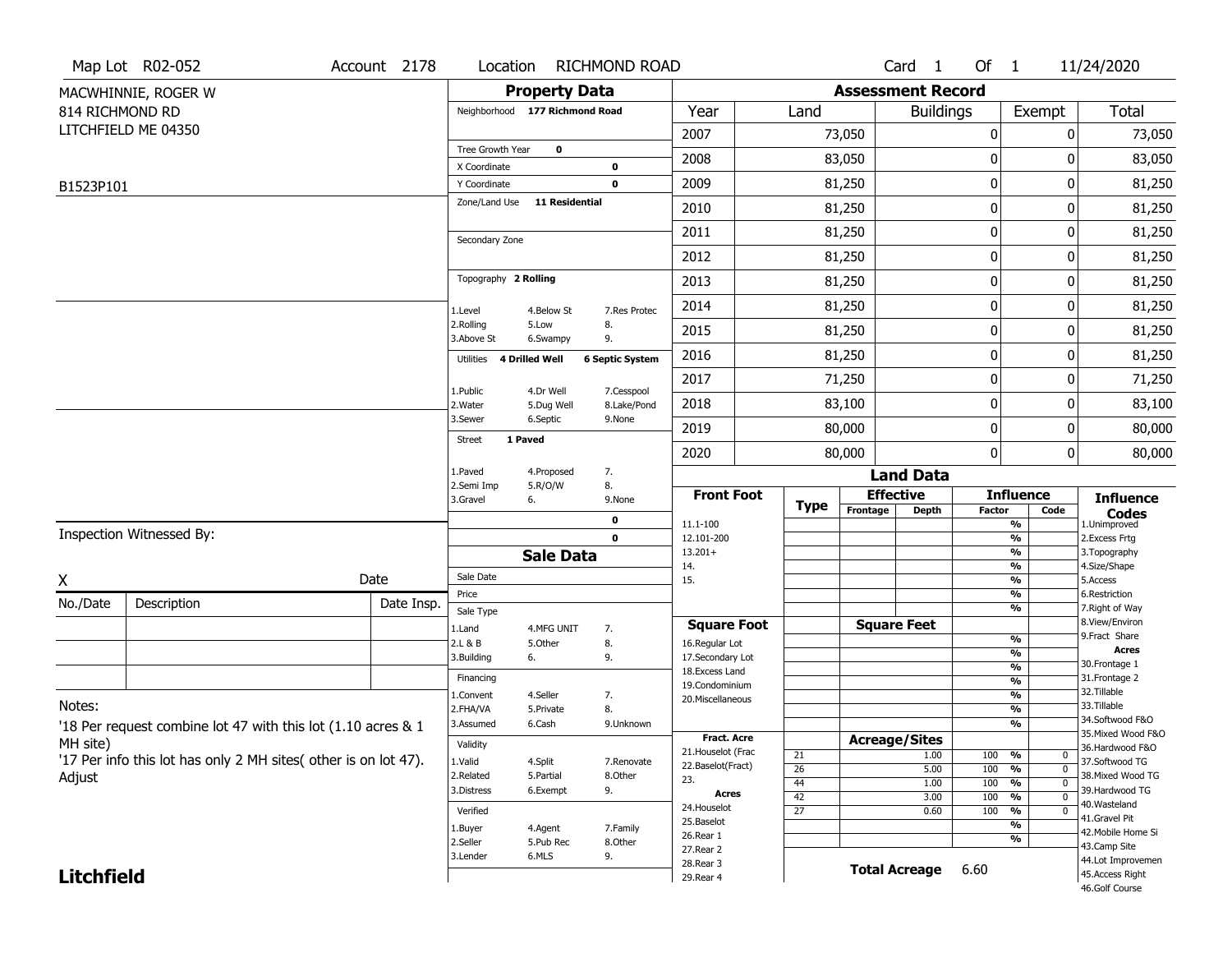Map Lot R02-052 | Account 2178 | Location RICHMOND ROAD | Card 1 Of 1 | 11/24/2020

MACWHINNIE, ROGER W
814 RICHMOND RD
LITCHFIELD ME 04350

B1523P101

## Property Data

Neighborhood **177 Richmond Road**

Tree Growth Year **0**
X Coordinate **0**
Y Coordinate **0**
Zone/Land Use **11 Residential**

Secondary Zone

Topography **2 Rolling**

| | | |
|---|---|---|
| 1.Level | 4.Below St | 7.Res Protec |
| 2.Rolling | 5.Low | 8. |
| 3.Above St | 6.Swampy | 9. |

Utilities **4 Drilled Well** **6 Septic System**

| | | |
|---|---|---|
| 1.Public | 4.Dr Well | 7.Cesspool |
| 2.Water | 5.Dug Well | 8.Lake/Pond |
| 3.Sewer | 6.Septic | 9.None |

Street **1 Paved**

| | | |
|---|---|---|
| 1.Paved | 4.Proposed | 7. |
| 2.Semi Imp | 5.R/O/W | 8. |
| 3.Gravel | 6. | 9.None |

**0**
**0**

## Sale Data

Sale Date
Price
Sale Type

| | | |
|---|---|---|
| 1.Land | 4.MFG UNIT | 7. |
| 2.L & B | 5.Other | 8. |
| 3.Building | 6. | 9. |

Financing

| | | |
|---|---|---|
| 1.Convent | 4.Seller | 7. |
| 2.FHA/VA | 5.Private | 8. |
| 3.Assumed | 6.Cash | 9.Unknown |

Validity

| | | |
|---|---|---|
| 1.Valid | 4.Split | 7.Renovate |
| 2.Related | 5.Partial | 8.Other |
| 3.Distress | 6.Exempt | 9. |

Verified

| | | |
|---|---|---|
| 1.Buyer | 4.Agent | 7.Family |
| 2.Seller | 5.Pub Rec | 8.Other |
| 3.Lender | 6.MLS | 9. |

## Assessment Record

| Year | Land | Buildings | Exempt | Total |
|---|---|---|---|---|
| 2007 | 73,050 | 0 | 0 | 73,050 |
| 2008 | 83,050 | 0 | 0 | 83,050 |
| 2009 | 81,250 | 0 | 0 | 81,250 |
| 2010 | 81,250 | 0 | 0 | 81,250 |
| 2011 | 81,250 | 0 | 0 | 81,250 |
| 2012 | 81,250 | 0 | 0 | 81,250 |
| 2013 | 81,250 | 0 | 0 | 81,250 |
| 2014 | 81,250 | 0 | 0 | 81,250 |
| 2015 | 81,250 | 0 | 0 | 81,250 |
| 2016 | 81,250 | 0 | 0 | 81,250 |
| 2017 | 71,250 | 0 | 0 | 71,250 |
| 2018 | 83,100 | 0 | 0 | 83,100 |
| 2019 | 80,000 | 0 | 0 | 80,000 |
| 2020 | 80,000 | 0 | 0 | 80,000 |

## Land Data

| Type | Effective Frontage | Effective Depth | Influence Factor | Influence Code |
|---|---|---|---|---|
| 21 | | 1.00 | 100 % | 0 |
| 26 | | 5.00 | 100 % | 0 |
| 44 | | 1.00 | 100 % | 0 |
| 42 | | 3.00 | 100 % | 0 |
| 27 | | 0.60 | 100 % | 0 |

**Total Acreage** 6.60

Front Foot: 11.1-100, 12.101-200, 13.201+, 14., 15.

Square Foot: 16.Regular Lot, 17.Secondary Lot, 18.Excess Land, 19.Condominium, 20.Miscellaneous

Fract. Acre: 21.Houselot (Frac, 22.Baselot(Fract), 23.

Acres: 24.Houselot, 25.Baselot, 26.Rear 1, 27.Rear 2, 28.Rear 3, 29.Rear 4

**Influence Codes**
1.Unimproved
2.Excess Frtg
3.Topography
4.Size/Shape
5.Access
6.Restriction
7.Right of Way
8.View/Environ
9.Fract Share
**Acres**
30.Frontage 1
31.Frontage 2
32.Tillable
33.Tillable
34.Softwood F&O
35.Mixed Wood F&O
36.Hardwood F&O
37.Softwood TG
38.Mixed Wood TG
39.Hardwood TG
40.Wasteland
41.Gravel Pit
42.Mobile Home Si
43.Camp Site
44.Lot Improvemen
45.Access Right
46.Golf Course

Inspection Witnessed By:

X                Date

| No./Date | Description | Date Insp. |
|---|---|---|
| | | |
| | | |
| | | |

Notes:
'18 Per request combine lot 47 with this lot (1.10 acres & 1 MH site)
'17 Per info this lot has only 2 MH sites( other is on lot 47). Adjust

**Litchfield**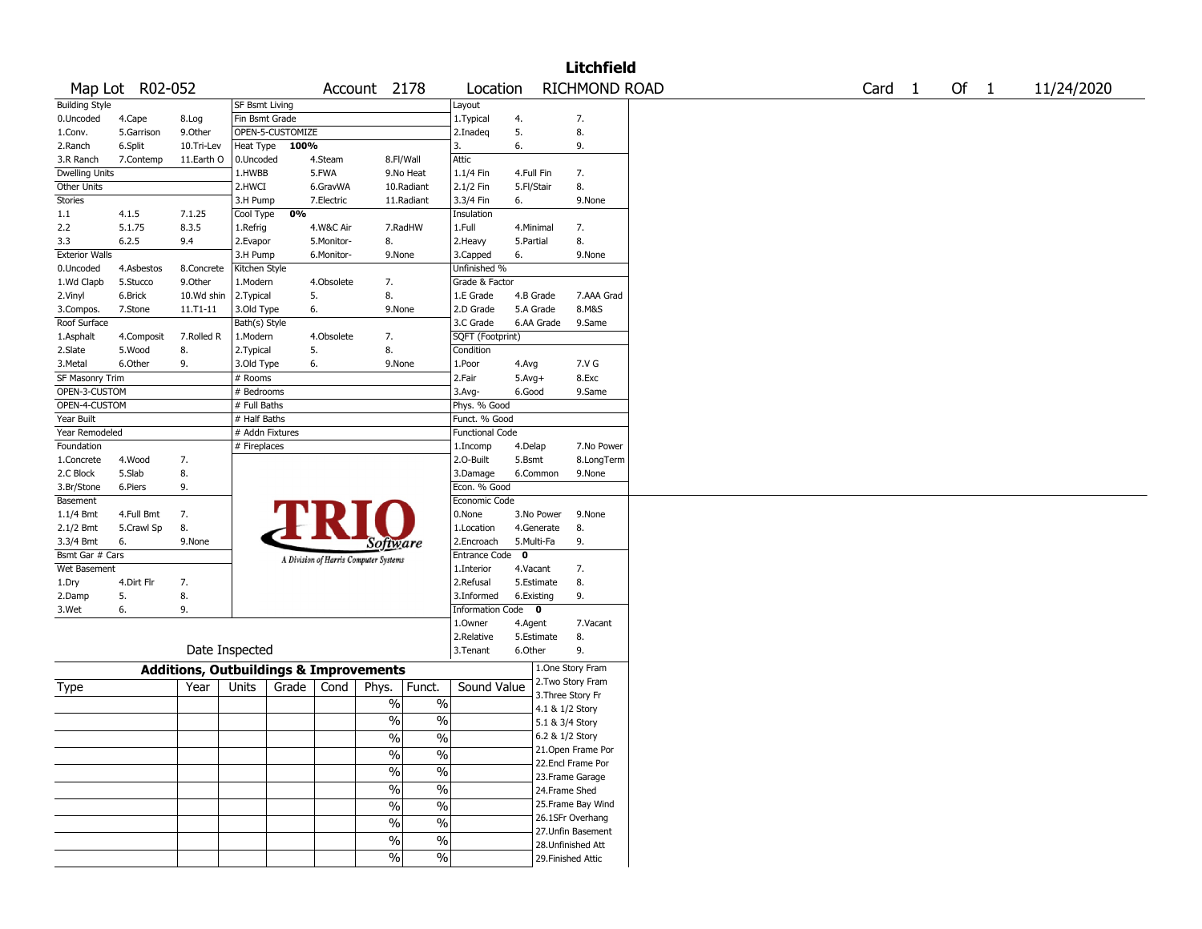# Litchfield

Map Lot R02-052 | Account 2178 | Location RICHMOND ROAD | Card 1 Of 1 | 11/24/2020

| | | |
|---|---|---|
| **Building Style** | | |
| 0.Uncoded | 4.Cape | 8.Log |
| 1.Conv. | 5.Garrison | 9.Other |
| 2.Ranch | 6.Split | 10.Tri-Lev |
| 3.R Ranch | 7.Contemp | 11.Earth O |
| **Dwelling Units** | | |
| **Other Units** | | |
| **Stories** | | |
| 1.1 | 4.1.5 | 7.1.25 |
| 2.2 | 5.1.75 | 8.3.5 |
| 3.3 | 6.2.5 | 9.4 |
| **Exterior Walls** | | |
| 0.Uncoded | 4.Asbestos | 8.Concrete |
| 1.Wd Clapb | 5.Stucco | 9.Other |
| 2.Vinyl | 6.Brick | 10.Wd shin |
| 3.Compos. | 7.Stone | 11.T1-11 |
| **Roof Surface** | | |
| 1.Asphalt | 4.Composit | 7.Rolled R |
| 2.Slate | 5.Wood | 8. |
| 3.Metal | 6.Other | 9. |
| **SF Masonry Trim** | | |
| OPEN-3-CUSTOM | | |
| OPEN-4-CUSTOM | | |
| **Year Built** | | |
| **Year Remodeled** | | |
| **Foundation** | | |
| 1.Concrete | 4.Wood | 7. |
| 2.C Block | 5.Slab | 8. |
| 3.Br/Stone | 6.Piers | 9. |
| **Basement** | | |
| 1.1/4 Bmt | 4.Full Bmt | 7. |
| 2.1/2 Bmt | 5.Crawl Sp | 8. |
| 3.3/4 Bmt | 6. | 9.None |
| **Bsmt Gar # Cars** | | |
| **Wet Basement** | | |
| 1.Dry | 4.Dirt Flr | 7. |
| 2.Damp | 5. | 8. |
| 3.Wet | 6. | 9. |

| | | |
|---|---|---|
| **SF Bsmt Living** | | |
| **Fin Bsmt Grade** | | |
| OPEN-5-CUSTOMIZE | | |
| **Heat Type 100%** | | |
| 0.Uncoded | 4.Steam | 8.Fl/Wall |
| 1.HWBB | 5.FWA | 9.No Heat |
| 2.HWCI | 6.GravWA | 10.Radiant |
| 3.H Pump | 7.Electric | 11.Radiant |
| **Cool Type 0%** | | |
| 1.Refrig | 4.W&C Air | 7.RadHW |
| 2.Evapor | 5.Monitor- | 8. |
| 3.H Pump | 6.Monitor- | 9.None |
| **Kitchen Style** | | |
| 1.Modern | 4.Obsolete | 7. |
| 2.Typical | 5. | 8. |
| 3.Old Type | 6. | 9.None |
| **Bath(s) Style** | | |
| 1.Modern | 4.Obsolete | 7. |
| 2.Typical | 5. | 8. |
| 3.Old Type | 6. | 9.None |
| **# Rooms** | | |
| **# Bedrooms** | | |
| **# Full Baths** | | |
| **# Half Baths** | | |
| **# Addn Fixtures** | | |
| **# Fireplaces** | | |

| | | |
|---|---|---|
| **Layout** | | |
| 1.Typical | 4. | 7. |
| 2.Inadeq | 5. | 8. |
| 3. | 6. | 9. |
| **Attic** | | |
| 1.1/4 Fin | 4.Full Fin | 7. |
| 2.1/2 Fin | 5.Fl/Stair | 8. |
| 3.3/4 Fin | 6. | 9.None |
| **Insulation** | | |
| 1.Full | 4.Minimal | 7. |
| 2.Heavy | 5.Partial | 8. |
| 3.Capped | 6. | 9.None |
| **Unfinished %** | | |
| **Grade & Factor** | | |
| 1.E Grade | 4.B Grade | 7.AAA Grad |
| 2.D Grade | 5.A Grade | 8.M&S |
| 3.C Grade | 6.AA Grade | 9.Same |
| **SQFT (Footprint)** | | |
| **Condition** | | |
| 1.Poor | 4.Avg | 7.V G |
| 2.Fair | 5.Avg+ | 8.Exc |
| 3.Avg- | 6.Good | 9.Same |
| **Phys. % Good** | | |
| **Funct. % Good** | | |
| **Functional Code** | | |
| 1.Incomp | 4.Delap | 7.No Power |
| 2.O-Built | 5.Bsmt | 8.LongTerm |
| 3.Damage | 6.Common | 9.None |
| **Econ. % Good** | | |
| **Economic Code** | | |
| 0.None | 3.No Power | 9.None |
| 1.Location | 4.Generate | 8. |
| 2.Encroach | 5.Multi-Fa | 9. |
| **Entrance Code 0** | | |
| 1.Interior | 4.Vacant | 7. |
| 2.Refusal | 5.Estimate | 8. |
| 3.Informed | 6.Existing | 9. |
| **Information Code 0** | | |
| 1.Owner | 4.Agent | 7.Vacant |
| 2.Relative | 5.Estimate | 8. |
| 3.Tenant | 6.Other | 9. |

TRIO Software
A Division of Harris Computer Systems

Date Inspected

## Additions, Outbuildings & Improvements

| Type | Year | Units | Grade | Cond | Phys. | Funct. | Sound Value |
|---|---|---|---|---|---|---|---|
| | | | | | % | % | |
| | | | | | % | % | |
| | | | | | % | % | |
| | | | | | % | % | |
| | | | | | % | % | |
| | | | | | % | % | |
| | | | | | % | % | |
| | | | | | % | % | |
| | | | | | % | % | |
| | | | | | % | % | |

1.One Story Fram
2.Two Story Fram
3.Three Story Fr
4.1 & 1/2 Story
5.1 & 3/4 Story
6.2 & 1/2 Story
21.Open Frame Por
22.Encl Frame Por
23.Frame Garage
24.Frame Shed
25.Frame Bay Wind
26.1SFr Overhang
27.Unfin Basement
28.Unfinished Att
29.Finished Attic